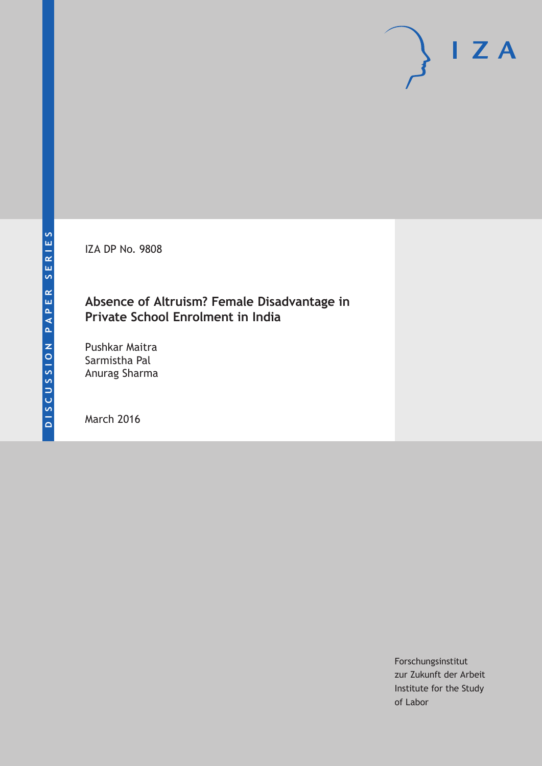DISCUSSION PAPER SERIES

IZA

IZA DP No. 9808

# Absence of Altruism? Female Disadvantage in Private School Enrolment in India

Pushkar Maitra
Sarmistha Pal
Anurag Sharma

March 2016

Forschungsinstitut
zur Zukunft der Arbeit
Institute for the Study
of Labor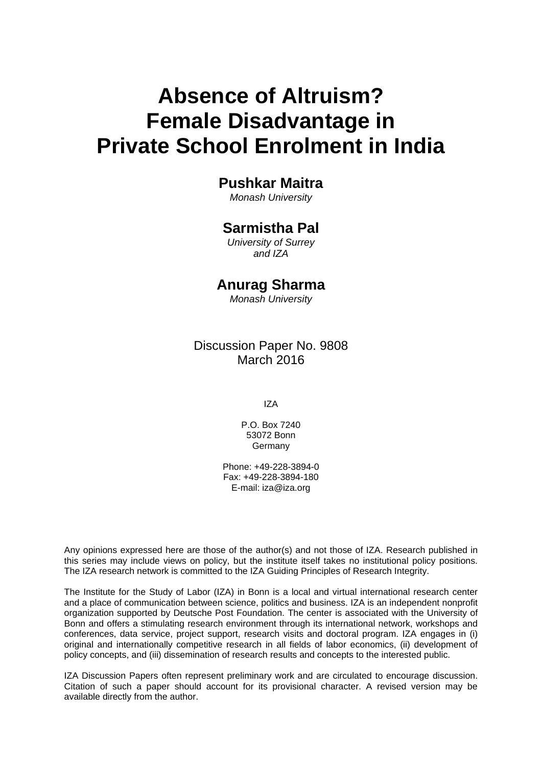# Absence of Altruism? Female Disadvantage in Private School Enrolment in India

**Pushkar Maitra**
*Monash University*

**Sarmistha Pal**
*University of Surrey and IZA*

**Anurag Sharma**
*Monash University*

Discussion Paper No. 9808
March 2016

IZA

P.O. Box 7240
53072 Bonn
Germany

Phone: +49-228-3894-0
Fax: +49-228-3894-180
E-mail: iza@iza.org

Any opinions expressed here are those of the author(s) and not those of IZA. Research published in this series may include views on policy, but the institute itself takes no institutional policy positions. The IZA research network is committed to the IZA Guiding Principles of Research Integrity.

The Institute for the Study of Labor (IZA) in Bonn is a local and virtual international research center and a place of communication between science, politics and business. IZA is an independent nonprofit organization supported by Deutsche Post Foundation. The center is associated with the University of Bonn and offers a stimulating research environment through its international network, workshops and conferences, data service, project support, research visits and doctoral program. IZA engages in (i) original and internationally competitive research in all fields of labor economics, (ii) development of policy concepts, and (iii) dissemination of research results and concepts to the interested public.

IZA Discussion Papers often represent preliminary work and are circulated to encourage discussion. Citation of such a paper should account for its provisional character. A revised version may be available directly from the author.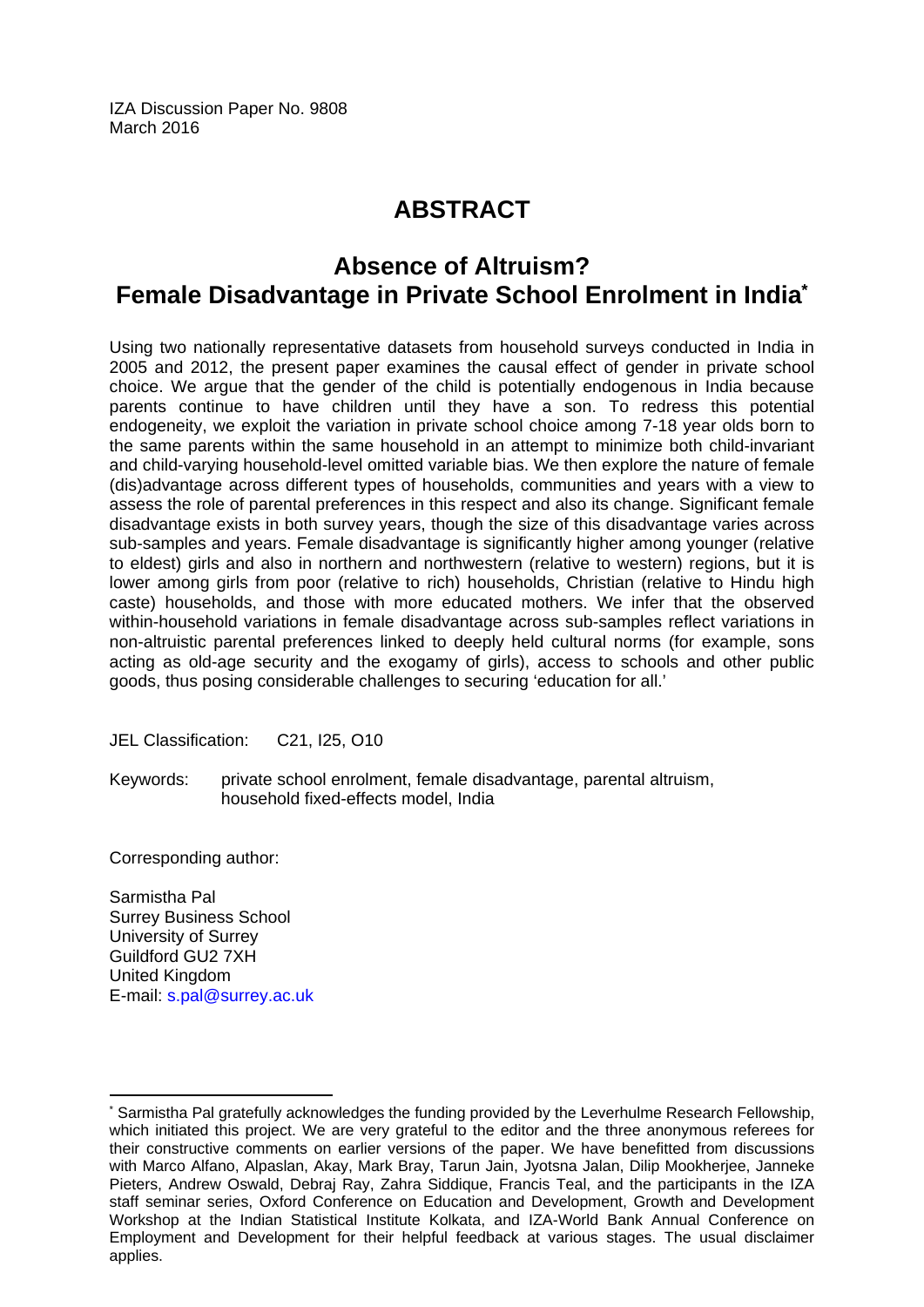IZA Discussion Paper No. 9808
March 2016

# ABSTRACT

## Absence of Altruism? Female Disadvantage in Private School Enrolment in India[*]

Using two nationally representative datasets from household surveys conducted in India in 2005 and 2012, the present paper examines the causal effect of gender in private school choice. We argue that the gender of the child is potentially endogenous in India because parents continue to have children until they have a son. To redress this potential endogeneity, we exploit the variation in private school choice among 7-18 year olds born to the same parents within the same household in an attempt to minimize both child-invariant and child-varying household-level omitted variable bias. We then explore the nature of female (dis)advantage across different types of households, communities and years with a view to assess the role of parental preferences in this respect and also its change. Significant female disadvantage exists in both survey years, though the size of this disadvantage varies across sub-samples and years. Female disadvantage is significantly higher among younger (relative to eldest) girls and also in northern and northwestern (relative to western) regions, but it is lower among girls from poor (relative to rich) households, Christian (relative to Hindu high caste) households, and those with more educated mothers. We infer that the observed within-household variations in female disadvantage across sub-samples reflect variations in non-altruistic parental preferences linked to deeply held cultural norms (for example, sons acting as old-age security and the exogamy of girls), access to schools and other public goods, thus posing considerable challenges to securing 'education for all.'

JEL Classification: C21, I25, O10

Keywords: private school enrolment, female disadvantage, parental altruism, household fixed-effects model, India

Corresponding author:

Sarmistha Pal
Surrey Business School
University of Surrey
Guildford GU2 7XH
United Kingdom
E-mail: s.pal@surrey.ac.uk

---

[*] Sarmistha Pal gratefully acknowledges the funding provided by the Leverhulme Research Fellowship, which initiated this project. We are very grateful to the editor and the three anonymous referees for their constructive comments on earlier versions of the paper. We have benefitted from discussions with Marco Alfano, Alpaslan, Akay, Mark Bray, Tarun Jain, Jyotsna Jalan, Dilip Mookherjee, Janneke Pieters, Andrew Oswald, Debraj Ray, Zahra Siddique, Francis Teal, and the participants in the IZA staff seminar series, Oxford Conference on Education and Development, Growth and Development Workshop at the Indian Statistical Institute Kolkata, and IZA-World Bank Annual Conference on Employment and Development for their helpful feedback at various stages. The usual disclaimer applies.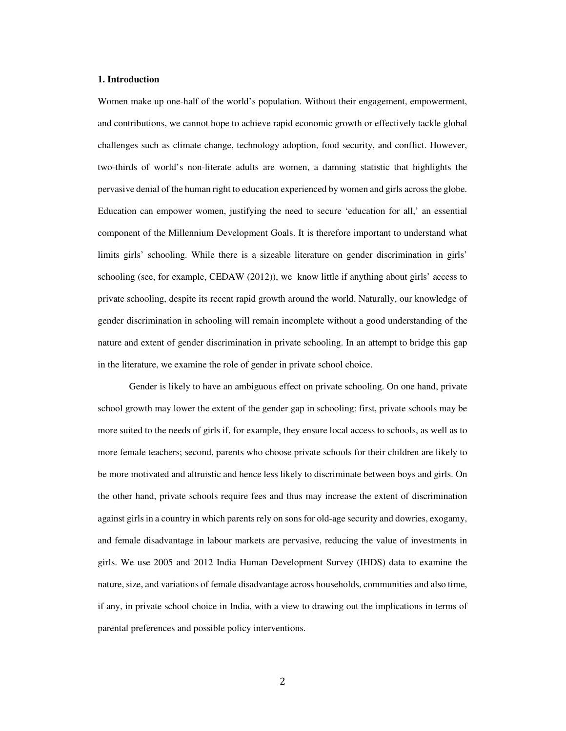**1. Introduction**

Women make up one-half of the world's population. Without their engagement, empowerment, and contributions, we cannot hope to achieve rapid economic growth or effectively tackle global challenges such as climate change, technology adoption, food security, and conflict. However, two-thirds of world's non-literate adults are women, a damning statistic that highlights the pervasive denial of the human right to education experienced by women and girls across the globe. Education can empower women, justifying the need to secure 'education for all,' an essential component of the Millennium Development Goals. It is therefore important to understand what limits girls' schooling. While there is a sizeable literature on gender discrimination in girls' schooling (see, for example, CEDAW (2012)), we know little if anything about girls' access to private schooling, despite its recent rapid growth around the world. Naturally, our knowledge of gender discrimination in schooling will remain incomplete without a good understanding of the nature and extent of gender discrimination in private schooling. In an attempt to bridge this gap in the literature, we examine the role of gender in private school choice.

Gender is likely to have an ambiguous effect on private schooling. On one hand, private school growth may lower the extent of the gender gap in schooling: first, private schools may be more suited to the needs of girls if, for example, they ensure local access to schools, as well as to more female teachers; second, parents who choose private schools for their children are likely to be more motivated and altruistic and hence less likely to discriminate between boys and girls. On the other hand, private schools require fees and thus may increase the extent of discrimination against girls in a country in which parents rely on sons for old-age security and dowries, exogamy, and female disadvantage in labour markets are pervasive, reducing the value of investments in girls. We use 2005 and 2012 India Human Development Survey (IHDS) data to examine the nature, size, and variations of female disadvantage across households, communities and also time, if any, in private school choice in India, with a view to drawing out the implications in terms of parental preferences and possible policy interventions.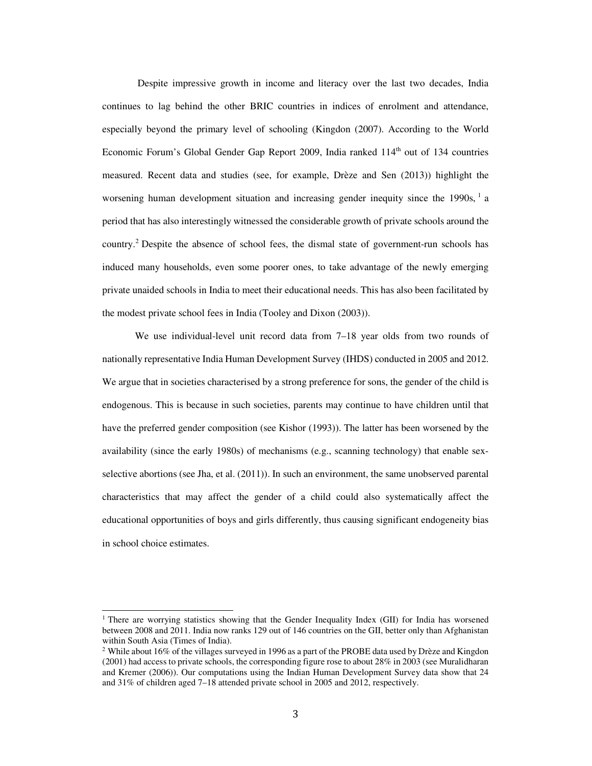Despite impressive growth in income and literacy over the last two decades, India continues to lag behind the other BRIC countries in indices of enrolment and attendance, especially beyond the primary level of schooling (Kingdon (2007). According to the World Economic Forum's Global Gender Gap Report 2009, India ranked 114th out of 134 countries measured. Recent data and studies (see, for example, Drèze and Sen (2013)) highlight the worsening human development situation and increasing gender inequity since the 1990s, [1] a period that has also interestingly witnessed the considerable growth of private schools around the country.[2] Despite the absence of school fees, the dismal state of government-run schools has induced many households, even some poorer ones, to take advantage of the newly emerging private unaided schools in India to meet their educational needs. This has also been facilitated by the modest private school fees in India (Tooley and Dixon (2003)).

We use individual-level unit record data from 7–18 year olds from two rounds of nationally representative India Human Development Survey (IHDS) conducted in 2005 and 2012. We argue that in societies characterised by a strong preference for sons, the gender of the child is endogenous. This is because in such societies, parents may continue to have children until that have the preferred gender composition (see Kishor (1993)). The latter has been worsened by the availability (since the early 1980s) of mechanisms (e.g., scanning technology) that enable sex-selective abortions (see Jha, et al. (2011)). In such an environment, the same unobserved parental characteristics that may affect the gender of a child could also systematically affect the educational opportunities of boys and girls differently, thus causing significant endogeneity bias in school choice estimates.

---

[1] There are worrying statistics showing that the Gender Inequality Index (GII) for India has worsened between 2008 and 2011. India now ranks 129 out of 146 countries on the GII, better only than Afghanistan within South Asia (Times of India).

[2] While about 16% of the villages surveyed in 1996 as a part of the PROBE data used by Drèze and Kingdon (2001) had access to private schools, the corresponding figure rose to about 28% in 2003 (see Muralidharan and Kremer (2006)). Our computations using the Indian Human Development Survey data show that 24 and 31% of children aged 7–18 attended private school in 2005 and 2012, respectively.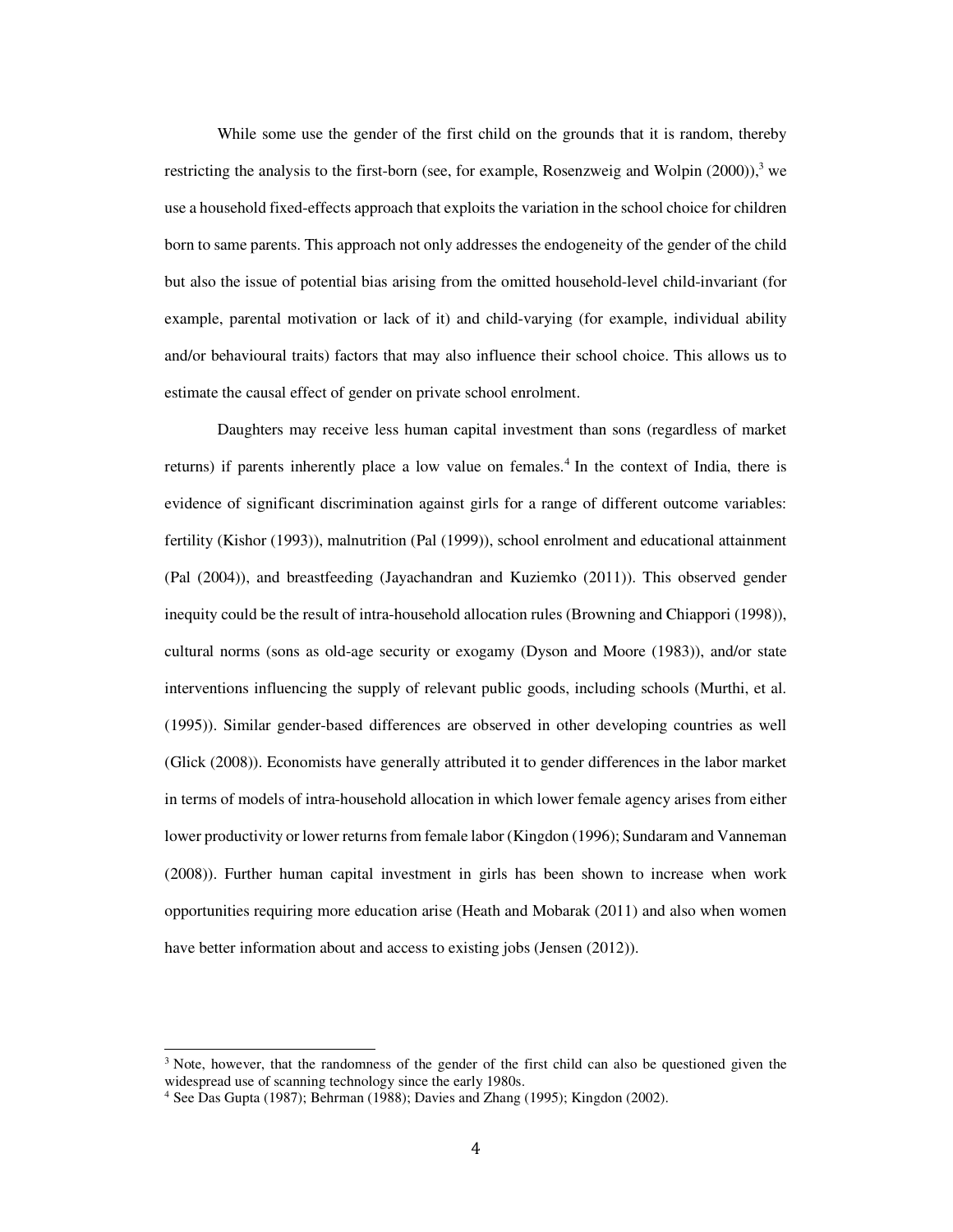While some use the gender of the first child on the grounds that it is random, thereby restricting the analysis to the first-born (see, for example, Rosenzweig and Wolpin (2000)),[3] we use a household fixed-effects approach that exploits the variation in the school choice for children born to same parents. This approach not only addresses the endogeneity of the gender of the child but also the issue of potential bias arising from the omitted household-level child-invariant (for example, parental motivation or lack of it) and child-varying (for example, individual ability and/or behavioural traits) factors that may also influence their school choice. This allows us to estimate the causal effect of gender on private school enrolment.

Daughters may receive less human capital investment than sons (regardless of market returns) if parents inherently place a low value on females.[4] In the context of India, there is evidence of significant discrimination against girls for a range of different outcome variables: fertility (Kishor (1993)), malnutrition (Pal (1999)), school enrolment and educational attainment (Pal (2004)), and breastfeeding (Jayachandran and Kuziemko (2011)). This observed gender inequity could be the result of intra-household allocation rules (Browning and Chiappori (1998)), cultural norms (sons as old-age security or exogamy (Dyson and Moore (1983)), and/or state interventions influencing the supply of relevant public goods, including schools (Murthi, et al. (1995)). Similar gender-based differences are observed in other developing countries as well (Glick (2008)). Economists have generally attributed it to gender differences in the labor market in terms of models of intra-household allocation in which lower female agency arises from either lower productivity or lower returns from female labor (Kingdon (1996); Sundaram and Vanneman (2008)). Further human capital investment in girls has been shown to increase when work opportunities requiring more education arise (Heath and Mobarak (2011) and also when women have better information about and access to existing jobs (Jensen (2012)).

[3] Note, however, that the randomness of the gender of the first child can also be questioned given the widespread use of scanning technology since the early 1980s.

[4] See Das Gupta (1987); Behrman (1988); Davies and Zhang (1995); Kingdon (2002).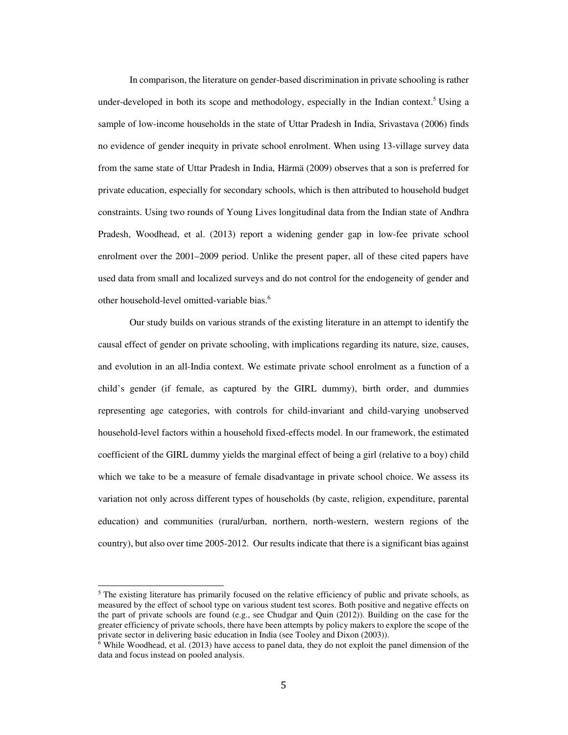In comparison, the literature on gender-based discrimination in private schooling is rather under-developed in both its scope and methodology, especially in the Indian context.[5] Using a sample of low-income households in the state of Uttar Pradesh in India, Srivastava (2006) finds no evidence of gender inequity in private school enrolment. When using 13-village survey data from the same state of Uttar Pradesh in India, Härmä (2009) observes that a son is preferred for private education, especially for secondary schools, which is then attributed to household budget constraints. Using two rounds of Young Lives longitudinal data from the Indian state of Andhra Pradesh, Woodhead, et al. (2013) report a widening gender gap in low-fee private school enrolment over the 2001–2009 period. Unlike the present paper, all of these cited papers have used data from small and localized surveys and do not control for the endogeneity of gender and other household-level omitted-variable bias.[6]

Our study builds on various strands of the existing literature in an attempt to identify the causal effect of gender on private schooling, with implications regarding its nature, size, causes, and evolution in an all-India context. We estimate private school enrolment as a function of a child's gender (if female, as captured by the GIRL dummy), birth order, and dummies representing age categories, with controls for child-invariant and child-varying unobserved household-level factors within a household fixed-effects model. In our framework, the estimated coefficient of the GIRL dummy yields the marginal effect of being a girl (relative to a boy) child which we take to be a measure of female disadvantage in private school choice. We assess its variation not only across different types of households (by caste, religion, expenditure, parental education) and communities (rural/urban, northern, north-western, western regions of the country), but also over time 2005-2012. Our results indicate that there is a significant bias against

---

[5] The existing literature has primarily focused on the relative efficiency of public and private schools, as measured by the effect of school type on various student test scores. Both positive and negative effects on the part of private schools are found (e.g., see Chudgar and Quin (2012)). Building on the case for the greater efficiency of private schools, there have been attempts by policy makers to explore the scope of the private sector in delivering basic education in India (see Tooley and Dixon (2003)).

[6] While Woodhead, et al. (2013) have access to panel data, they do not exploit the panel dimension of the data and focus instead on pooled analysis.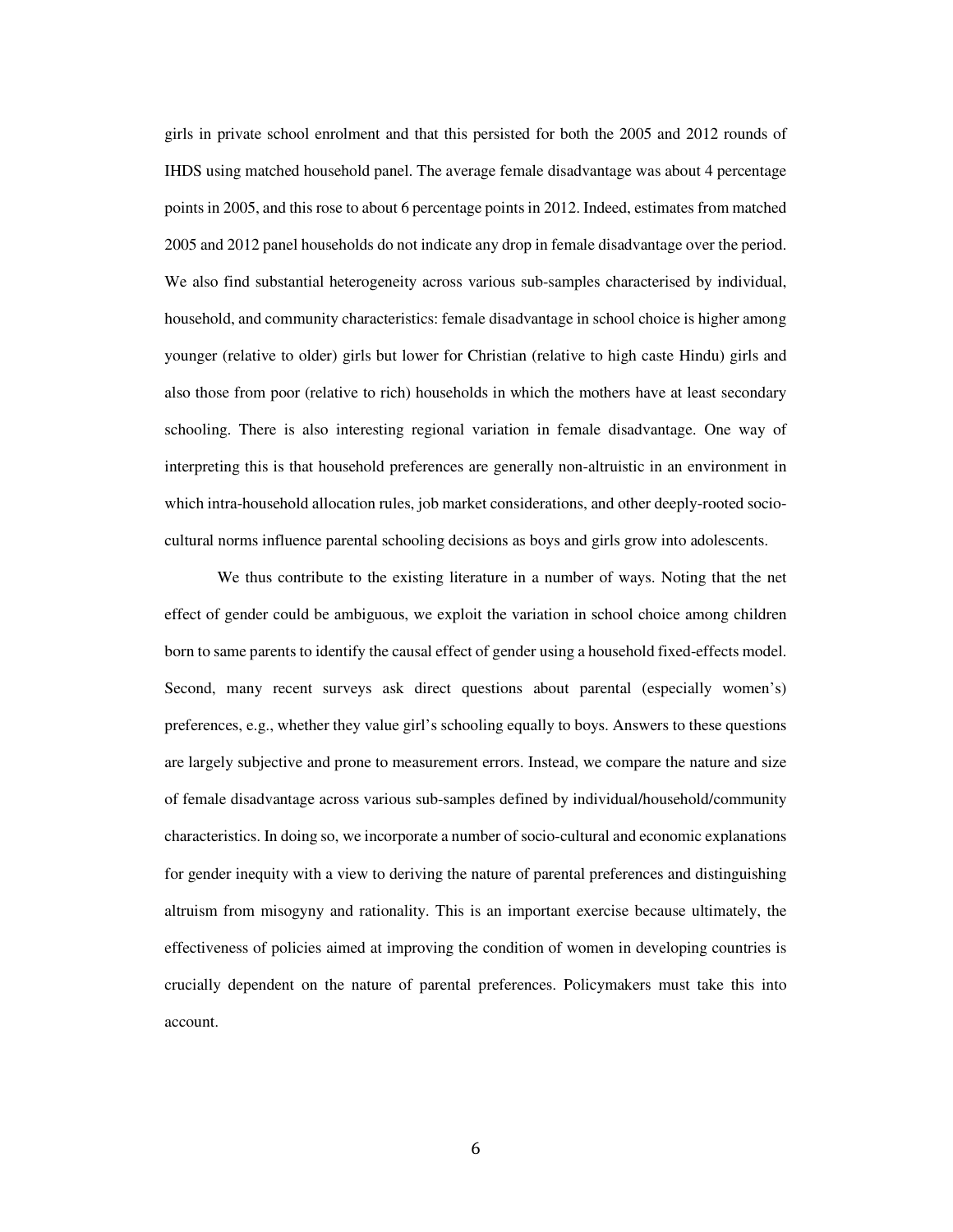girls in private school enrolment and that this persisted for both the 2005 and 2012 rounds of IHDS using matched household panel. The average female disadvantage was about 4 percentage points in 2005, and this rose to about 6 percentage points in 2012. Indeed, estimates from matched 2005 and 2012 panel households do not indicate any drop in female disadvantage over the period. We also find substantial heterogeneity across various sub-samples characterised by individual, household, and community characteristics: female disadvantage in school choice is higher among younger (relative to older) girls but lower for Christian (relative to high caste Hindu) girls and also those from poor (relative to rich) households in which the mothers have at least secondary schooling. There is also interesting regional variation in female disadvantage. One way of interpreting this is that household preferences are generally non-altruistic in an environment in which intra-household allocation rules, job market considerations, and other deeply-rooted socio-cultural norms influence parental schooling decisions as boys and girls grow into adolescents.

We thus contribute to the existing literature in a number of ways. Noting that the net effect of gender could be ambiguous, we exploit the variation in school choice among children born to same parents to identify the causal effect of gender using a household fixed-effects model. Second, many recent surveys ask direct questions about parental (especially women's) preferences, e.g., whether they value girl's schooling equally to boys. Answers to these questions are largely subjective and prone to measurement errors. Instead, we compare the nature and size of female disadvantage across various sub-samples defined by individual/household/community characteristics. In doing so, we incorporate a number of socio-cultural and economic explanations for gender inequity with a view to deriving the nature of parental preferences and distinguishing altruism from misogyny and rationality. This is an important exercise because ultimately, the effectiveness of policies aimed at improving the condition of women in developing countries is crucially dependent on the nature of parental preferences. Policymakers must take this into account.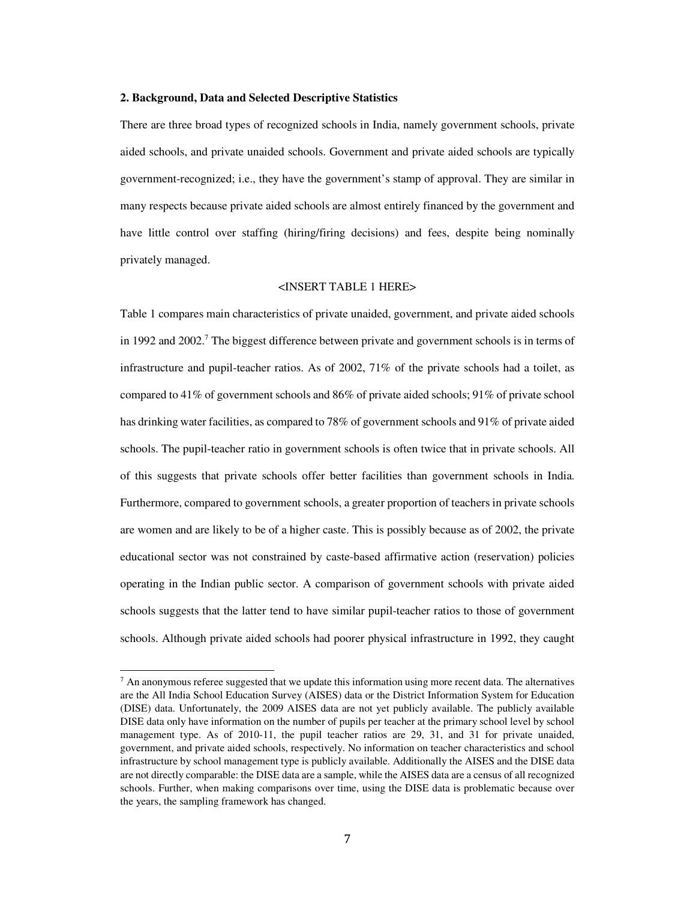**2. Background, Data and Selected Descriptive Statistics**

There are three broad types of recognized schools in India, namely government schools, private aided schools, and private unaided schools. Government and private aided schools are typically government-recognized; i.e., they have the government's stamp of approval. They are similar in many respects because private aided schools are almost entirely financed by the government and have little control over staffing (hiring/firing decisions) and fees, despite being nominally privately managed.

<INSERT TABLE 1 HERE>

Table 1 compares main characteristics of private unaided, government, and private aided schools in 1992 and 2002.[7] The biggest difference between private and government schools is in terms of infrastructure and pupil-teacher ratios. As of 2002, 71% of the private schools had a toilet, as compared to 41% of government schools and 86% of private aided schools; 91% of private school has drinking water facilities, as compared to 78% of government schools and 91% of private aided schools. The pupil-teacher ratio in government schools is often twice that in private schools. All of this suggests that private schools offer better facilities than government schools in India. Furthermore, compared to government schools, a greater proportion of teachers in private schools are women and are likely to be of a higher caste. This is possibly because as of 2002, the private educational sector was not constrained by caste-based affirmative action (reservation) policies operating in the Indian public sector. A comparison of government schools with private aided schools suggests that the latter tend to have similar pupil-teacher ratios to those of government schools. Although private aided schools had poorer physical infrastructure in 1992, they caught

[7] An anonymous referee suggested that we update this information using more recent data. The alternatives are the All India School Education Survey (AISES) data or the District Information System for Education (DISE) data. Unfortunately, the 2009 AISES data are not yet publicly available. The publicly available DISE data only have information on the number of pupils per teacher at the primary school level by school management type. As of 2010-11, the pupil teacher ratios are 29, 31, and 31 for private unaided, government, and private aided schools, respectively. No information on teacher characteristics and school infrastructure by school management type is publicly available. Additionally the AISES and the DISE data are not directly comparable: the DISE data are a sample, while the AISES data are a census of all recognized schools. Further, when making comparisons over time, using the DISE data is problematic because over the years, the sampling framework has changed.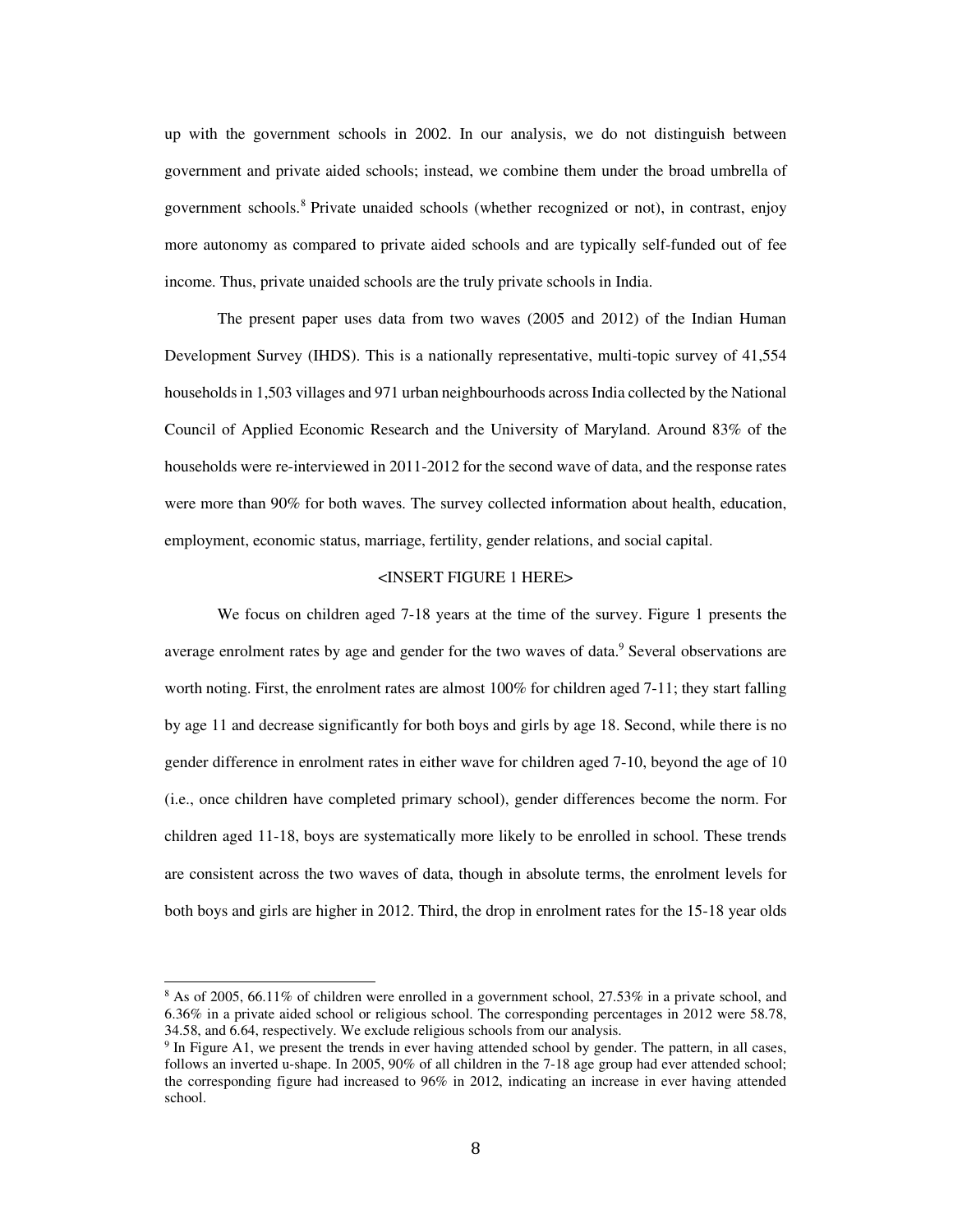up with the government schools in 2002. In our analysis, we do not distinguish between government and private aided schools; instead, we combine them under the broad umbrella of government schools.[8] Private unaided schools (whether recognized or not), in contrast, enjoy more autonomy as compared to private aided schools and are typically self-funded out of fee income. Thus, private unaided schools are the truly private schools in India.

The present paper uses data from two waves (2005 and 2012) of the Indian Human Development Survey (IHDS). This is a nationally representative, multi-topic survey of 41,554 households in 1,503 villages and 971 urban neighbourhoods across India collected by the National Council of Applied Economic Research and the University of Maryland. Around 83% of the households were re-interviewed in 2011-2012 for the second wave of data, and the response rates were more than 90% for both waves. The survey collected information about health, education, employment, economic status, marriage, fertility, gender relations, and social capital.

<INSERT FIGURE 1 HERE>

We focus on children aged 7-18 years at the time of the survey. Figure 1 presents the average enrolment rates by age and gender for the two waves of data.[9] Several observations are worth noting. First, the enrolment rates are almost 100% for children aged 7-11; they start falling by age 11 and decrease significantly for both boys and girls by age 18. Second, while there is no gender difference in enrolment rates in either wave for children aged 7-10, beyond the age of 10 (i.e., once children have completed primary school), gender differences become the norm. For children aged 11-18, boys are systematically more likely to be enrolled in school. These trends are consistent across the two waves of data, though in absolute terms, the enrolment levels for both boys and girls are higher in 2012. Third, the drop in enrolment rates for the 15-18 year olds

---

[8] As of 2005, 66.11% of children were enrolled in a government school, 27.53% in a private school, and 6.36% in a private aided school or religious school. The corresponding percentages in 2012 were 58.78, 34.58, and 6.64, respectively. We exclude religious schools from our analysis.

[9] In Figure A1, we present the trends in ever having attended school by gender. The pattern, in all cases, follows an inverted u-shape. In 2005, 90% of all children in the 7-18 age group had ever attended school; the corresponding figure had increased to 96% in 2012, indicating an increase in ever having attended school.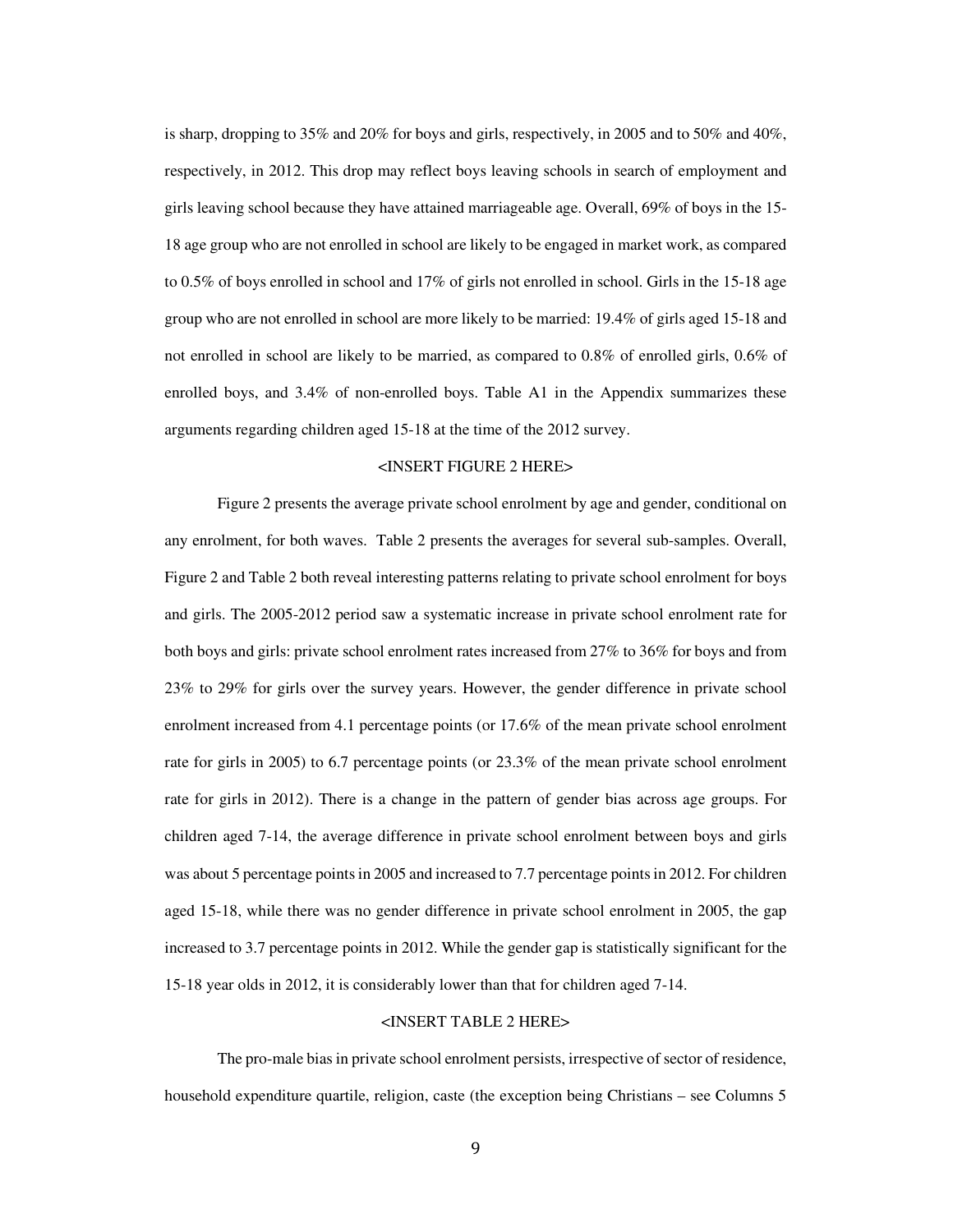is sharp, dropping to 35% and 20% for boys and girls, respectively, in 2005 and to 50% and 40%, respectively, in 2012. This drop may reflect boys leaving schools in search of employment and girls leaving school because they have attained marriageable age. Overall, 69% of boys in the 15-18 age group who are not enrolled in school are likely to be engaged in market work, as compared to 0.5% of boys enrolled in school and 17% of girls not enrolled in school. Girls in the 15-18 age group who are not enrolled in school are more likely to be married: 19.4% of girls aged 15-18 and not enrolled in school are likely to be married, as compared to 0.8% of enrolled girls, 0.6% of enrolled boys, and 3.4% of non-enrolled boys. Table A1 in the Appendix summarizes these arguments regarding children aged 15-18 at the time of the 2012 survey.

<INSERT FIGURE 2 HERE>

Figure 2 presents the average private school enrolment by age and gender, conditional on any enrolment, for both waves. Table 2 presents the averages for several sub-samples. Overall, Figure 2 and Table 2 both reveal interesting patterns relating to private school enrolment for boys and girls. The 2005-2012 period saw a systematic increase in private school enrolment rate for both boys and girls: private school enrolment rates increased from 27% to 36% for boys and from 23% to 29% for girls over the survey years. However, the gender difference in private school enrolment increased from 4.1 percentage points (or 17.6% of the mean private school enrolment rate for girls in 2005) to 6.7 percentage points (or 23.3% of the mean private school enrolment rate for girls in 2012). There is a change in the pattern of gender bias across age groups. For children aged 7-14, the average difference in private school enrolment between boys and girls was about 5 percentage points in 2005 and increased to 7.7 percentage points in 2012. For children aged 15-18, while there was no gender difference in private school enrolment in 2005, the gap increased to 3.7 percentage points in 2012. While the gender gap is statistically significant for the 15-18 year olds in 2012, it is considerably lower than that for children aged 7-14.

<INSERT TABLE 2 HERE>

The pro-male bias in private school enrolment persists, irrespective of sector of residence, household expenditure quartile, religion, caste (the exception being Christians – see Columns 5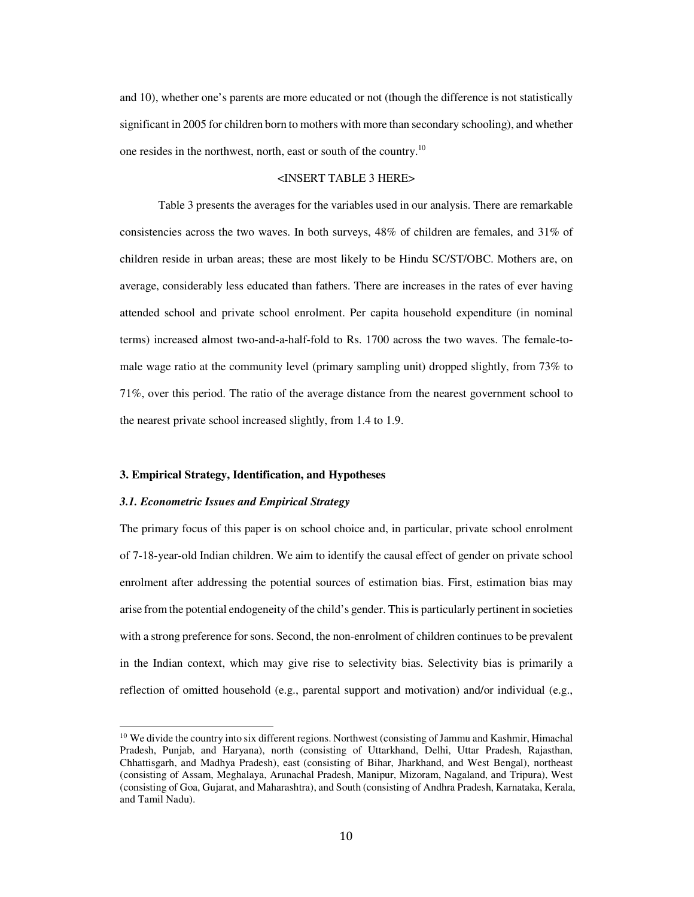and 10), whether one's parents are more educated or not (though the difference is not statistically significant in 2005 for children born to mothers with more than secondary schooling), and whether one resides in the northwest, north, east or south of the country.[10]

<INSERT TABLE 3 HERE>

Table 3 presents the averages for the variables used in our analysis. There are remarkable consistencies across the two waves. In both surveys, 48% of children are females, and 31% of children reside in urban areas; these are most likely to be Hindu SC/ST/OBC. Mothers are, on average, considerably less educated than fathers. There are increases in the rates of ever having attended school and private school enrolment. Per capita household expenditure (in nominal terms) increased almost two-and-a-half-fold to Rs. 1700 across the two waves. The female-to-male wage ratio at the community level (primary sampling unit) dropped slightly, from 73% to 71%, over this period. The ratio of the average distance from the nearest government school to the nearest private school increased slightly, from 1.4 to 1.9.

## 3. Empirical Strategy, Identification, and Hypotheses

### *3.1. Econometric Issues and Empirical Strategy*

The primary focus of this paper is on school choice and, in particular, private school enrolment of 7-18-year-old Indian children. We aim to identify the causal effect of gender on private school enrolment after addressing the potential sources of estimation bias. First, estimation bias may arise from the potential endogeneity of the child's gender. This is particularly pertinent in societies with a strong preference for sons. Second, the non-enrolment of children continues to be prevalent in the Indian context, which may give rise to selectivity bias. Selectivity bias is primarily a reflection of omitted household (e.g., parental support and motivation) and/or individual (e.g.,

[10] We divide the country into six different regions. Northwest (consisting of Jammu and Kashmir, Himachal Pradesh, Punjab, and Haryana), north (consisting of Uttarkhand, Delhi, Uttar Pradesh, Rajasthan, Chhattisgarh, and Madhya Pradesh), east (consisting of Bihar, Jharkhand, and West Bengal), northeast (consisting of Assam, Meghalaya, Arunachal Pradesh, Manipur, Mizoram, Nagaland, and Tripura), West (consisting of Goa, Gujarat, and Maharashtra), and South (consisting of Andhra Pradesh, Karnataka, Kerala, and Tamil Nadu).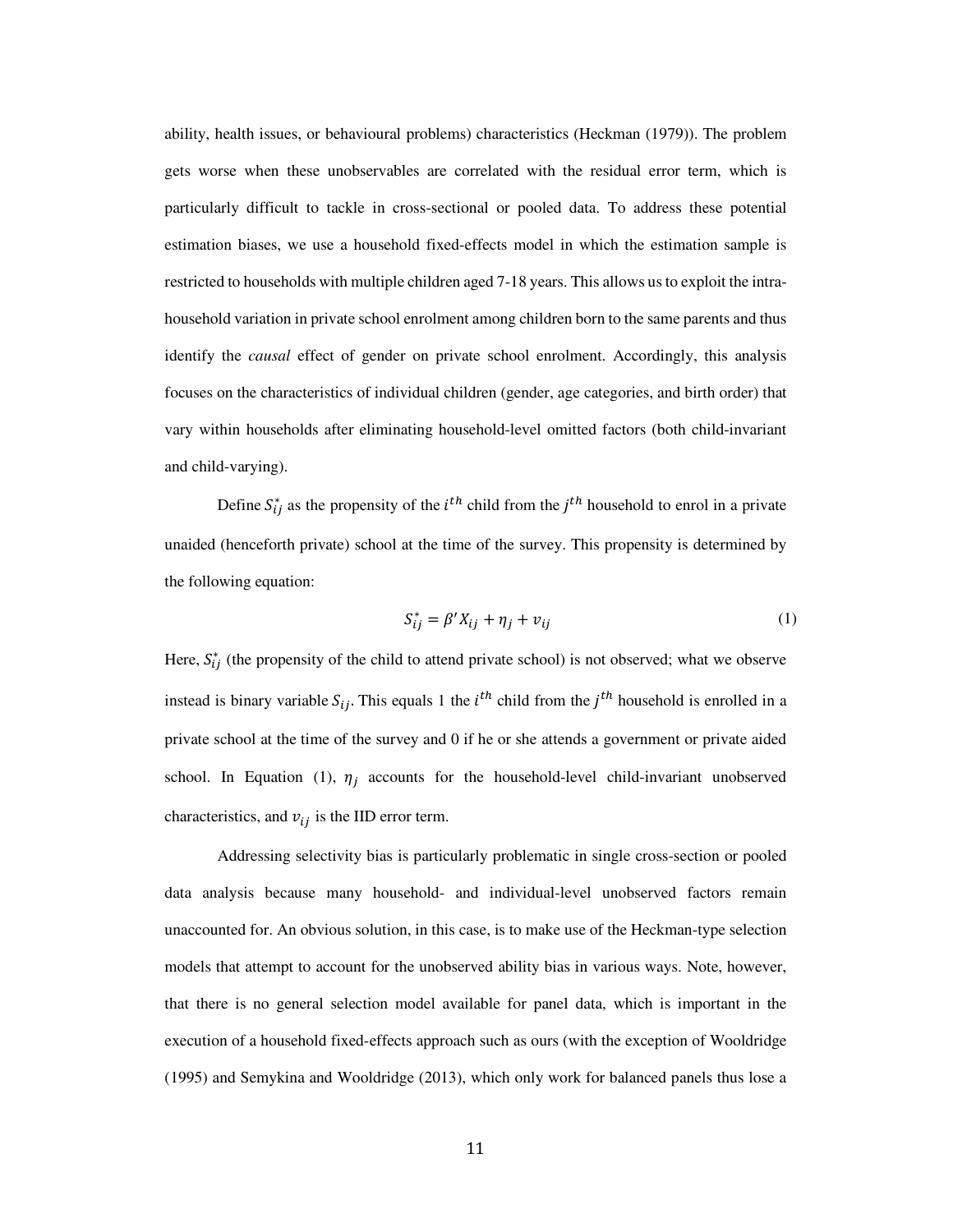ability, health issues, or behavioural problems) characteristics (Heckman (1979)). The problem gets worse when these unobservables are correlated with the residual error term, which is particularly difficult to tackle in cross-sectional or pooled data. To address these potential estimation biases, we use a household fixed-effects model in which the estimation sample is restricted to households with multiple children aged 7-18 years. This allows us to exploit the intra-household variation in private school enrolment among children born to the same parents and thus identify the *causal* effect of gender on private school enrolment. Accordingly, this analysis focuses on the characteristics of individual children (gender, age categories, and birth order) that vary within households after eliminating household-level omitted factors (both child-invariant and child-varying).

Define $S_{ij}^{*}$ as the propensity of the $i^{th}$ child from the $j^{th}$ household to enrol in a private unaided (henceforth private) school at the time of the survey. This propensity is determined by the following equation:

$$S_{ij}^{*} = \beta' X_{ij} + \eta_j + v_{ij} \tag{1}$$

Here, $S_{ij}^{*}$ (the propensity of the child to attend private school) is not observed; what we observe instead is binary variable $S_{ij}$. This equals 1 the $i^{th}$ child from the $j^{th}$ household is enrolled in a private school at the time of the survey and 0 if he or she attends a government or private aided school. In Equation (1), $\eta_j$ accounts for the household-level child-invariant unobserved characteristics, and $v_{ij}$ is the IID error term.

Addressing selectivity bias is particularly problematic in single cross-section or pooled data analysis because many household- and individual-level unobserved factors remain unaccounted for. An obvious solution, in this case, is to make use of the Heckman-type selection models that attempt to account for the unobserved ability bias in various ways. Note, however, that there is no general selection model available for panel data, which is important in the execution of a household fixed-effects approach such as ours (with the exception of Wooldridge (1995) and Semykina and Wooldridge (2013), which only work for balanced panels thus lose a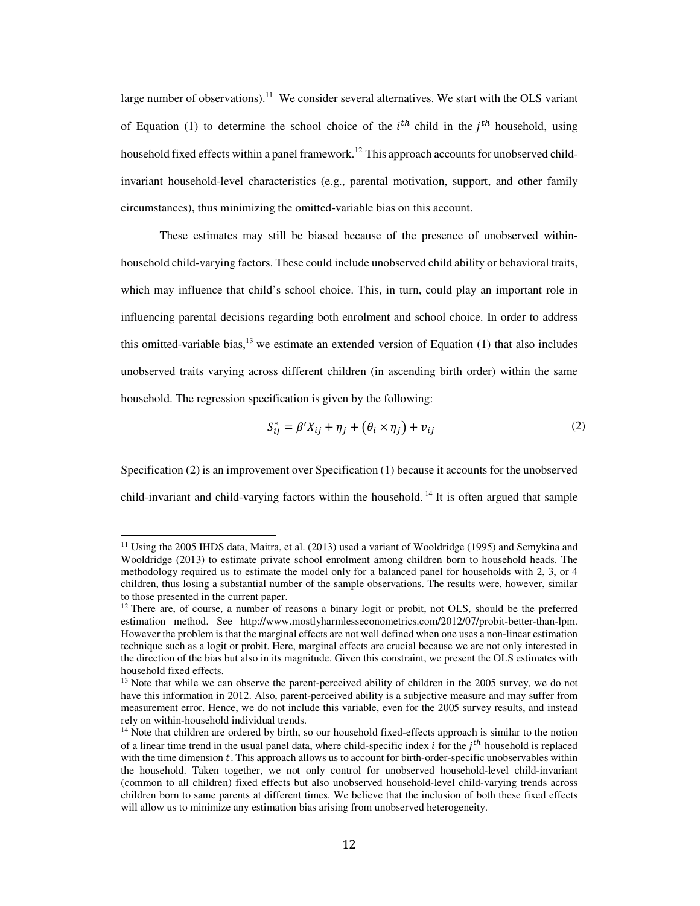large number of observations).[11] We consider several alternatives. We start with the OLS variant of Equation (1) to determine the school choice of the $i^{th}$ child in the $j^{th}$ household, using household fixed effects within a panel framework.[12] This approach accounts for unobserved child-invariant household-level characteristics (e.g., parental motivation, support, and other family circumstances), thus minimizing the omitted-variable bias on this account.

These estimates may still be biased because of the presence of unobserved within-household child-varying factors. These could include unobserved child ability or behavioral traits, which may influence that child's school choice. This, in turn, could play an important role in influencing parental decisions regarding both enrolment and school choice. In order to address this omitted-variable bias,[13] we estimate an extended version of Equation (1) that also includes unobserved traits varying across different children (in ascending birth order) within the same household. The regression specification is given by the following:

$$S_{ij}^{*} = \beta' X_{ij} + \eta_j + (\theta_i \times \eta_j) + v_{ij} \tag{2}$$

Specification (2) is an improvement over Specification (1) because it accounts for the unobserved child-invariant and child-varying factors within the household.[14] It is often argued that sample

---

[11] Using the 2005 IHDS data, Maitra, et al. (2013) used a variant of Wooldridge (1995) and Semykina and Wooldridge (2013) to estimate private school enrolment among children born to household heads. The methodology required us to estimate the model only for a balanced panel for households with 2, 3, or 4 children, thus losing a substantial number of the sample observations. The results were, however, similar to those presented in the current paper.

[12] There are, of course, a number of reasons a binary logit or probit, not OLS, should be the preferred estimation method. See http://www.mostlyharmlesseconometrics.com/2012/07/probit-better-than-lpm. However the problem is that the marginal effects are not well defined when one uses a non-linear estimation technique such as a logit or probit. Here, marginal effects are crucial because we are not only interested in the direction of the bias but also in its magnitude. Given this constraint, we present the OLS estimates with household fixed effects.

[13] Note that while we can observe the parent-perceived ability of children in the 2005 survey, we do not have this information in 2012. Also, parent-perceived ability is a subjective measure and may suffer from measurement error. Hence, we do not include this variable, even for the 2005 survey results, and instead rely on within-household individual trends.

[14] Note that children are ordered by birth, so our household fixed-effects approach is similar to the notion of a linear time trend in the usual panel data, where child-specific index $i$ for the $j^{th}$ household is replaced with the time dimension $t$. This approach allows us to account for birth-order-specific unobservables within the household. Taken together, we not only control for unobserved household-level child-invariant (common to all children) fixed effects but also unobserved household-level child-varying trends across children born to same parents at different times. We believe that the inclusion of both these fixed effects will allow us to minimize any estimation bias arising from unobserved heterogeneity.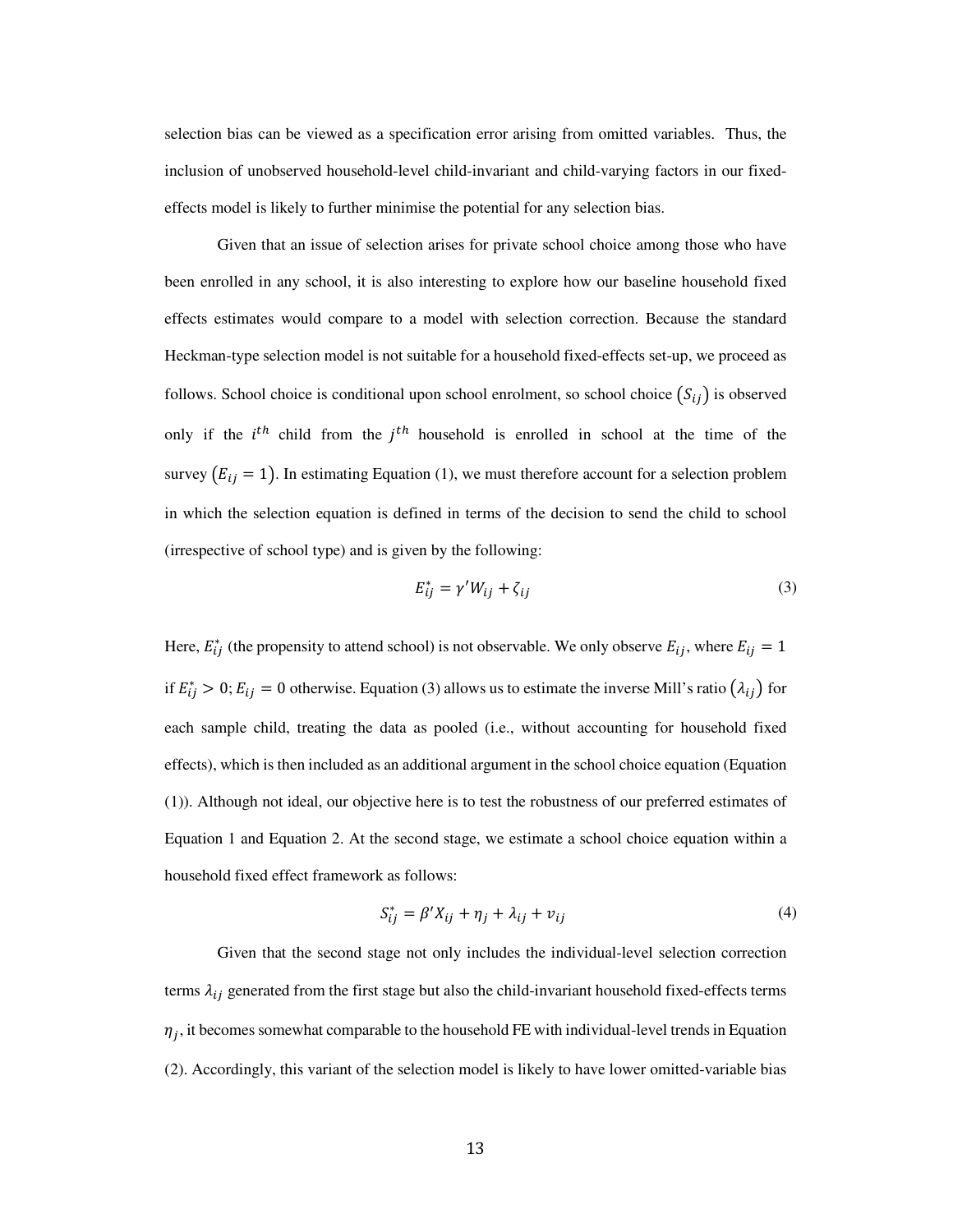selection bias can be viewed as a specification error arising from omitted variables. Thus, the inclusion of unobserved household-level child-invariant and child-varying factors in our fixed-effects model is likely to further minimise the potential for any selection bias.

Given that an issue of selection arises for private school choice among those who have been enrolled in any school, it is also interesting to explore how our baseline household fixed effects estimates would compare to a model with selection correction. Because the standard Heckman-type selection model is not suitable for a household fixed-effects set-up, we proceed as follows. School choice is conditional upon school enrolment, so school choice $(S_{ij})$ is observed only if the $i^{th}$ child from the $j^{th}$ household is enrolled in school at the time of the survey $(E_{ij} = 1)$. In estimating Equation (1), we must therefore account for a selection problem in which the selection equation is defined in terms of the decision to send the child to school (irrespective of school type) and is given by the following:

$$E_{ij}^{*} = \gamma' W_{ij} + \zeta_{ij} \tag{3}$$

Here, $E_{ij}^{*}$ (the propensity to attend school) is not observable. We only observe $E_{ij}$, where $E_{ij} = 1$ if $E_{ij}^{*} > 0$; $E_{ij} = 0$ otherwise. Equation (3) allows us to estimate the inverse Mill's ratio $(\lambda_{ij})$ for each sample child, treating the data as pooled (i.e., without accounting for household fixed effects), which is then included as an additional argument in the school choice equation (Equation (1)). Although not ideal, our objective here is to test the robustness of our preferred estimates of Equation 1 and Equation 2. At the second stage, we estimate a school choice equation within a household fixed effect framework as follows:

$$S_{ij}^{*} = \beta' X_{ij} + \eta_j + \lambda_{ij} + v_{ij} \tag{4}$$

Given that the second stage not only includes the individual-level selection correction terms $\lambda_{ij}$ generated from the first stage but also the child-invariant household fixed-effects terms $\eta_j$, it becomes somewhat comparable to the household FE with individual-level trends in Equation (2). Accordingly, this variant of the selection model is likely to have lower omitted-variable bias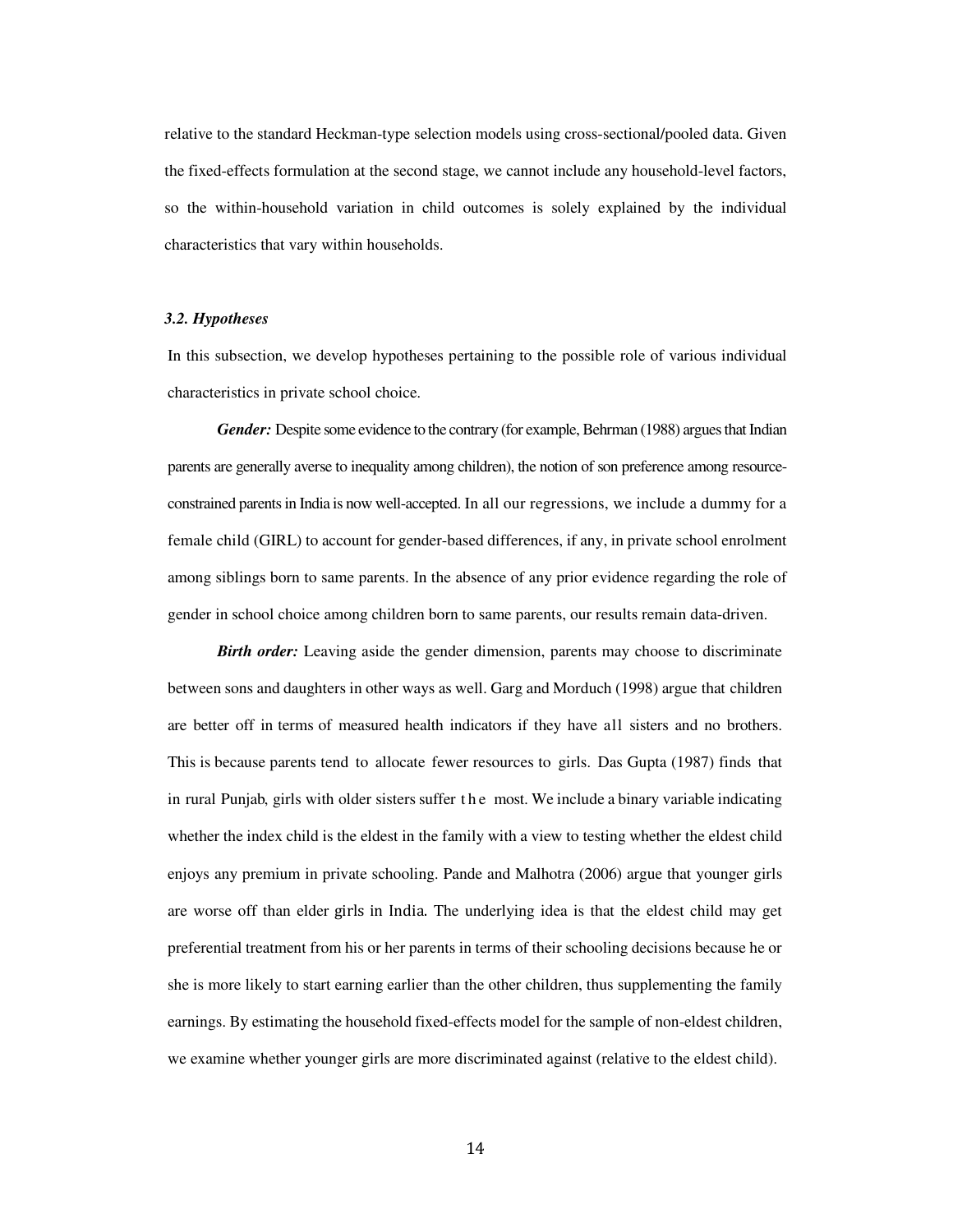relative to the standard Heckman-type selection models using cross-sectional/pooled data. Given the fixed-effects formulation at the second stage, we cannot include any household-level factors, so the within-household variation in child outcomes is solely explained by the individual characteristics that vary within households.

### *3.2. Hypotheses*

In this subsection, we develop hypotheses pertaining to the possible role of various individual characteristics in private school choice.

***Gender:*** Despite some evidence to the contrary (for example, Behrman (1988) argues that Indian parents are generally averse to inequality among children), the notion of son preference among resource-constrained parents in India is now well-accepted. In all our regressions, we include a dummy for a female child (GIRL) to account for gender-based differences, if any, in private school enrolment among siblings born to same parents. In the absence of any prior evidence regarding the role of gender in school choice among children born to same parents, our results remain data-driven.

***Birth order:*** Leaving aside the gender dimension, parents may choose to discriminate between sons and daughters in other ways as well. Garg and Morduch (1998) argue that children are better off in terms of measured health indicators if they have all sisters and no brothers. This is because parents tend to allocate fewer resources to girls. Das Gupta (1987) finds that in rural Punjab, girls with older sisters suffer the most. We include a binary variable indicating whether the index child is the eldest in the family with a view to testing whether the eldest child enjoys any premium in private schooling. Pande and Malhotra (2006) argue that younger girls are worse off than elder girls in India. The underlying idea is that the eldest child may get preferential treatment from his or her parents in terms of their schooling decisions because he or she is more likely to start earning earlier than the other children, thus supplementing the family earnings. By estimating the household fixed-effects model for the sample of non-eldest children, we examine whether younger girls are more discriminated against (relative to the eldest child).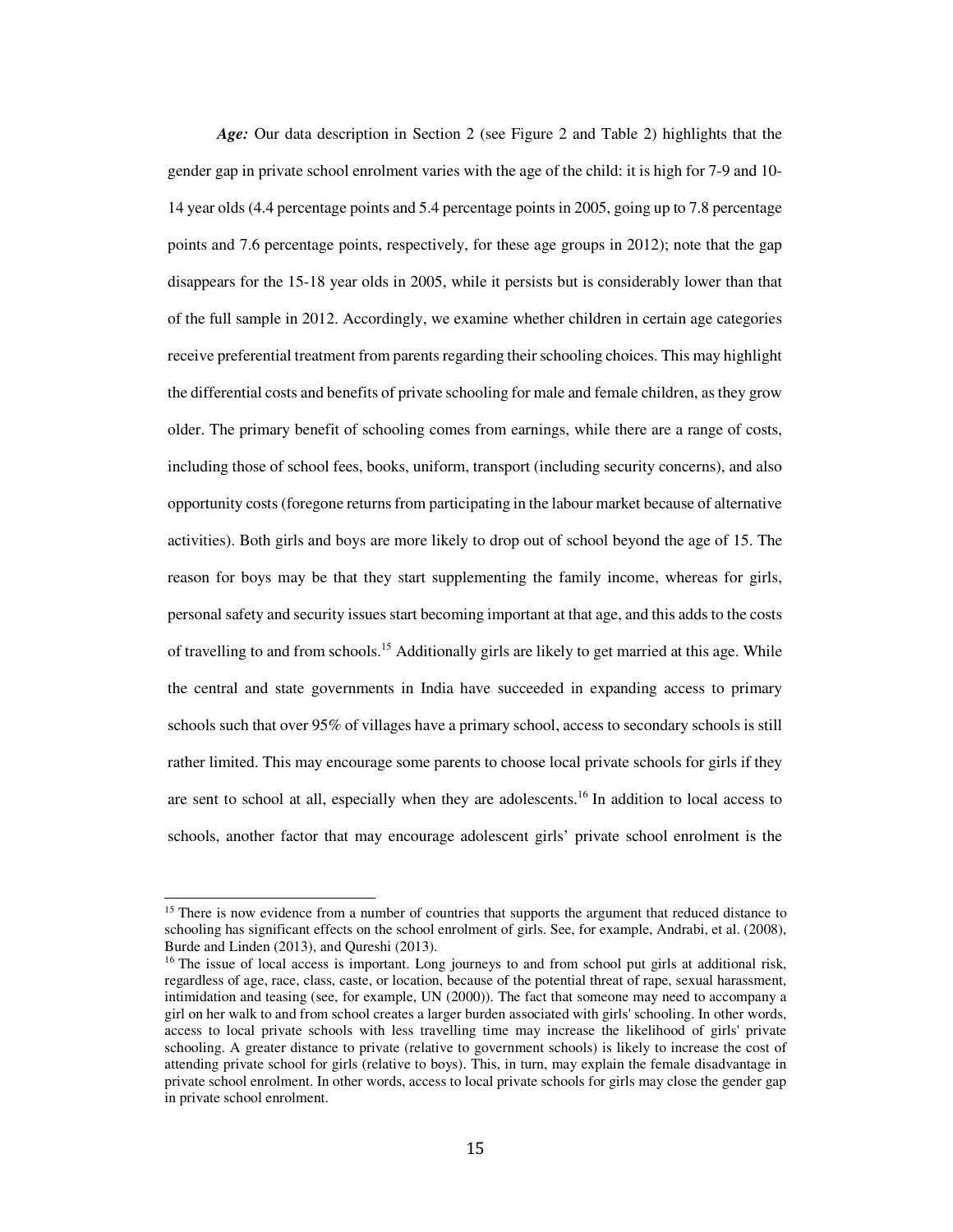*Age:* Our data description in Section 2 (see Figure 2 and Table 2) highlights that the gender gap in private school enrolment varies with the age of the child: it is high for 7-9 and 10-14 year olds (4.4 percentage points and 5.4 percentage points in 2005, going up to 7.8 percentage points and 7.6 percentage points, respectively, for these age groups in 2012); note that the gap disappears for the 15-18 year olds in 2005, while it persists but is considerably lower than that of the full sample in 2012. Accordingly, we examine whether children in certain age categories receive preferential treatment from parents regarding their schooling choices. This may highlight the differential costs and benefits of private schooling for male and female children, as they grow older. The primary benefit of schooling comes from earnings, while there are a range of costs, including those of school fees, books, uniform, transport (including security concerns), and also opportunity costs (foregone returns from participating in the labour market because of alternative activities). Both girls and boys are more likely to drop out of school beyond the age of 15. The reason for boys may be that they start supplementing the family income, whereas for girls, personal safety and security issues start becoming important at that age, and this adds to the costs of travelling to and from schools.[15] Additionally girls are likely to get married at this age. While the central and state governments in India have succeeded in expanding access to primary schools such that over 95% of villages have a primary school, access to secondary schools is still rather limited. This may encourage some parents to choose local private schools for girls if they are sent to school at all, especially when they are adolescents.[16] In addition to local access to schools, another factor that may encourage adolescent girls' private school enrolment is the

---

[15] There is now evidence from a number of countries that supports the argument that reduced distance to schooling has significant effects on the school enrolment of girls. See, for example, Andrabi, et al. (2008), Burde and Linden (2013), and Qureshi (2013).

[16] The issue of local access is important. Long journeys to and from school put girls at additional risk, regardless of age, race, class, caste, or location, because of the potential threat of rape, sexual harassment, intimidation and teasing (see, for example, UN (2000)). The fact that someone may need to accompany a girl on her walk to and from school creates a larger burden associated with girls' schooling. In other words, access to local private schools with less travelling time may increase the likelihood of girls' private schooling. A greater distance to private (relative to government schools) is likely to increase the cost of attending private school for girls (relative to boys). This, in turn, may explain the female disadvantage in private school enrolment. In other words, access to local private schools for girls may close the gender gap in private school enrolment.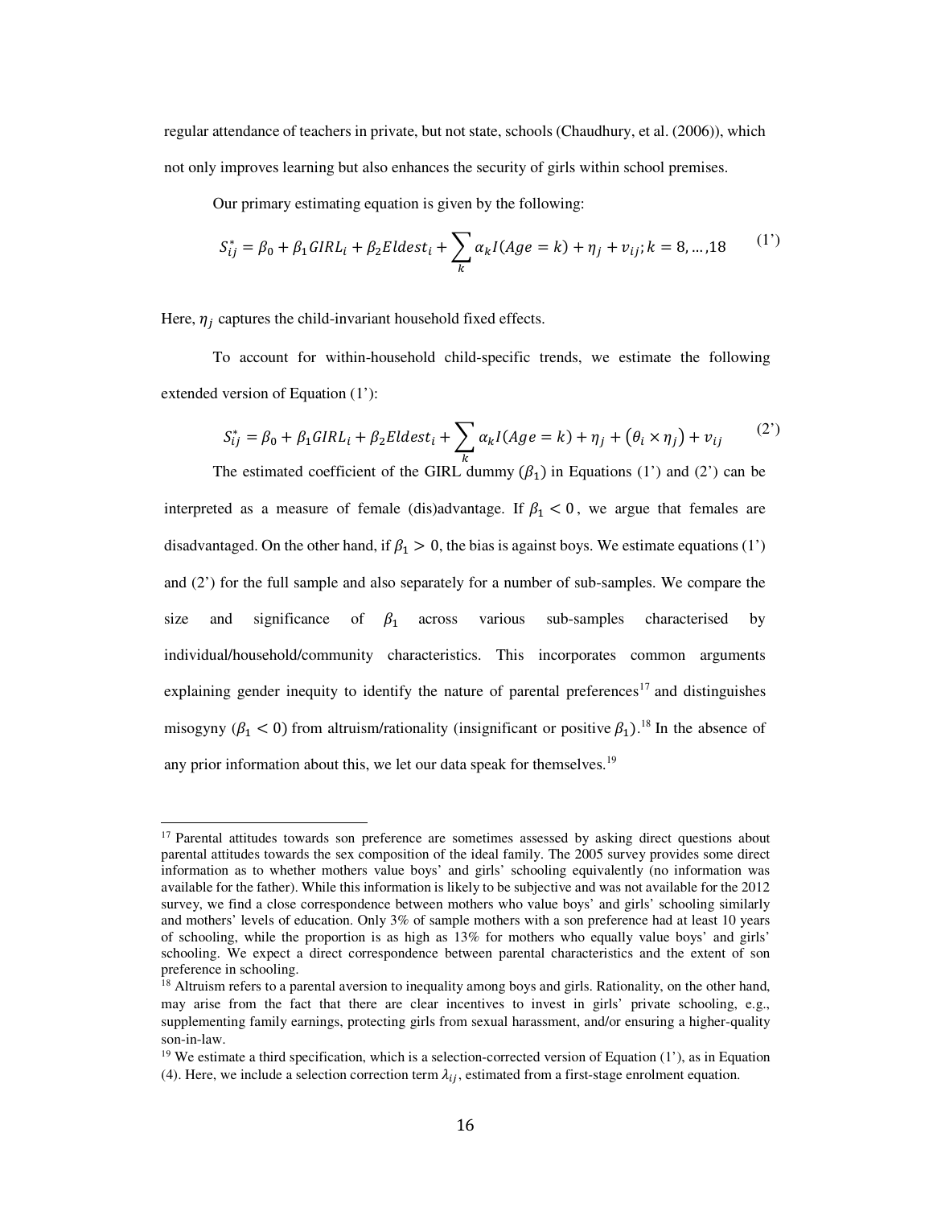regular attendance of teachers in private, but not state, schools (Chaudhury, et al. (2006)), which not only improves learning but also enhances the security of girls within school premises.

Our primary estimating equation is given by the following:

$$S_{ij}^{*} = \beta_0 + \beta_1 GIRL_i + \beta_2 Eldest_i + \sum_k \alpha_k I(Age = k) + \eta_j + v_{ij}; k = 8, \ldots, 18 \qquad (1')$$

Here, $\eta_j$ captures the child-invariant household fixed effects.

To account for within-household child-specific trends, we estimate the following extended version of Equation (1'):

$$S_{ij}^{*} = \beta_0 + \beta_1 GIRL_i + \beta_2 Eldest_i + \sum_k \alpha_k I(Age = k) + \eta_j + (\theta_i \times \eta_j) + v_{ij} \qquad (2')$$

The estimated coefficient of the GIRL dummy ($\beta_1$) in Equations (1') and (2') can be interpreted as a measure of female (dis)advantage. If $\beta_1 < 0$, we argue that females are disadvantaged. On the other hand, if $\beta_1 > 0$, the bias is against boys. We estimate equations (1') and (2') for the full sample and also separately for a number of sub-samples. We compare the size and significance of $\beta_1$ across various sub-samples characterised by individual/household/community characteristics. This incorporates common arguments explaining gender inequity to identify the nature of parental preferences[17] and distinguishes misogyny ($\beta_1 < 0$) from altruism/rationality (insignificant or positive $\beta_1$).[18] In the absence of any prior information about this, we let our data speak for themselves.[19]

---

[17] Parental attitudes towards son preference are sometimes assessed by asking direct questions about parental attitudes towards the sex composition of the ideal family. The 2005 survey provides some direct information as to whether mothers value boys' and girls' schooling equivalently (no information was available for the father). While this information is likely to be subjective and was not available for the 2012 survey, we find a close correspondence between mothers who value boys' and girls' schooling similarly and mothers' levels of education. Only 3% of sample mothers with a son preference had at least 10 years of schooling, while the proportion is as high as 13% for mothers who equally value boys' and girls' schooling. We expect a direct correspondence between parental characteristics and the extent of son preference in schooling.

[18] Altruism refers to a parental aversion to inequality among boys and girls. Rationality, on the other hand, may arise from the fact that there are clear incentives to invest in girls' private schooling, e.g., supplementing family earnings, protecting girls from sexual harassment, and/or ensuring a higher-quality son-in-law.

[19] We estimate a third specification, which is a selection-corrected version of Equation (1'), as in Equation (4). Here, we include a selection correction term $\lambda_{ij}$, estimated from a first-stage enrolment equation.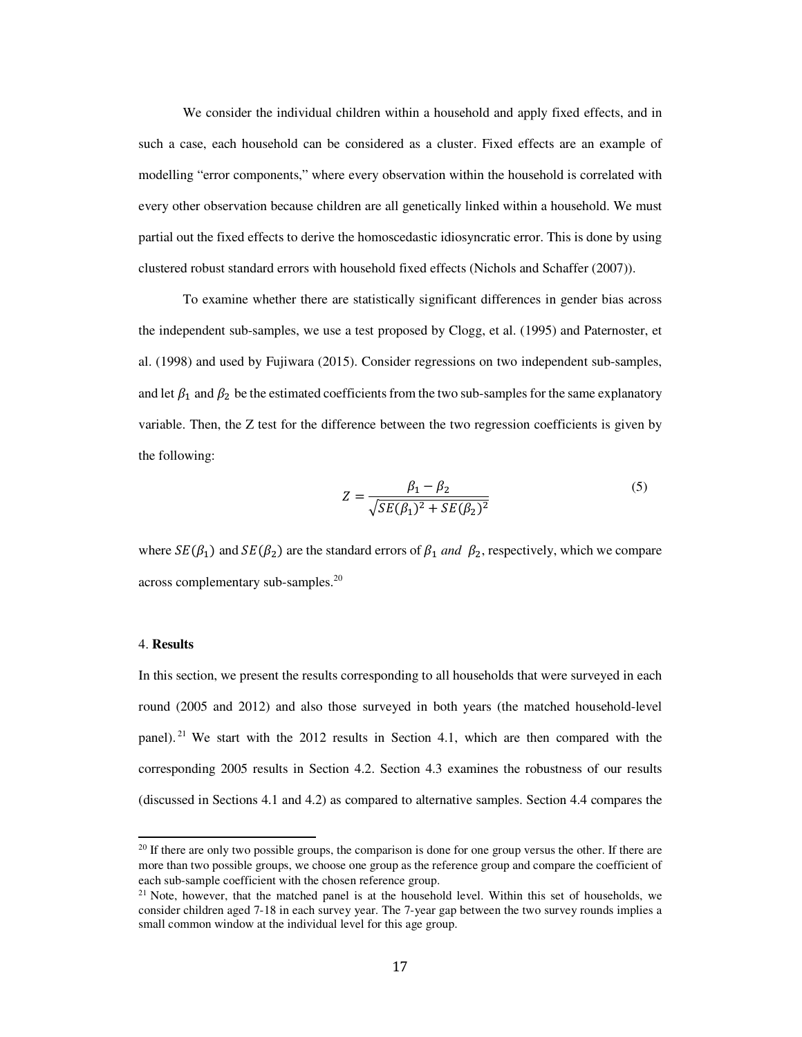We consider the individual children within a household and apply fixed effects, and in such a case, each household can be considered as a cluster. Fixed effects are an example of modelling "error components," where every observation within the household is correlated with every other observation because children are all genetically linked within a household. We must partial out the fixed effects to derive the homoscedastic idiosyncratic error. This is done by using clustered robust standard errors with household fixed effects (Nichols and Schaffer (2007)).

To examine whether there are statistically significant differences in gender bias across the independent sub-samples, we use a test proposed by Clogg, et al. (1995) and Paternoster, et al. (1998) and used by Fujiwara (2015). Consider regressions on two independent sub-samples, and let $\beta_1$ and $\beta_2$ be the estimated coefficients from the two sub-samples for the same explanatory variable. Then, the Z test for the difference between the two regression coefficients is given by the following:

$$Z = \frac{\beta_1 - \beta_2}{\sqrt{SE(\beta_1)^2 + SE(\beta_2)^2}} \tag{5}$$

where $SE(\beta_1)$ and $SE(\beta_2)$ are the standard errors of $\beta_1$ *and* $\beta_2$, respectively, which we compare across complementary sub-samples.[20]

4. **Results**

In this section, we present the results corresponding to all households that were surveyed in each round (2005 and 2012) and also those surveyed in both years (the matched household-level panel).[21] We start with the 2012 results in Section 4.1, which are then compared with the corresponding 2005 results in Section 4.2. Section 4.3 examines the robustness of our results (discussed in Sections 4.1 and 4.2) as compared to alternative samples. Section 4.4 compares the

[20] If there are only two possible groups, the comparison is done for one group versus the other. If there are more than two possible groups, we choose one group as the reference group and compare the coefficient of each sub-sample coefficient with the chosen reference group.

[21] Note, however, that the matched panel is at the household level. Within this set of households, we consider children aged 7-18 in each survey year. The 7-year gap between the two survey rounds implies a small common window at the individual level for this age group.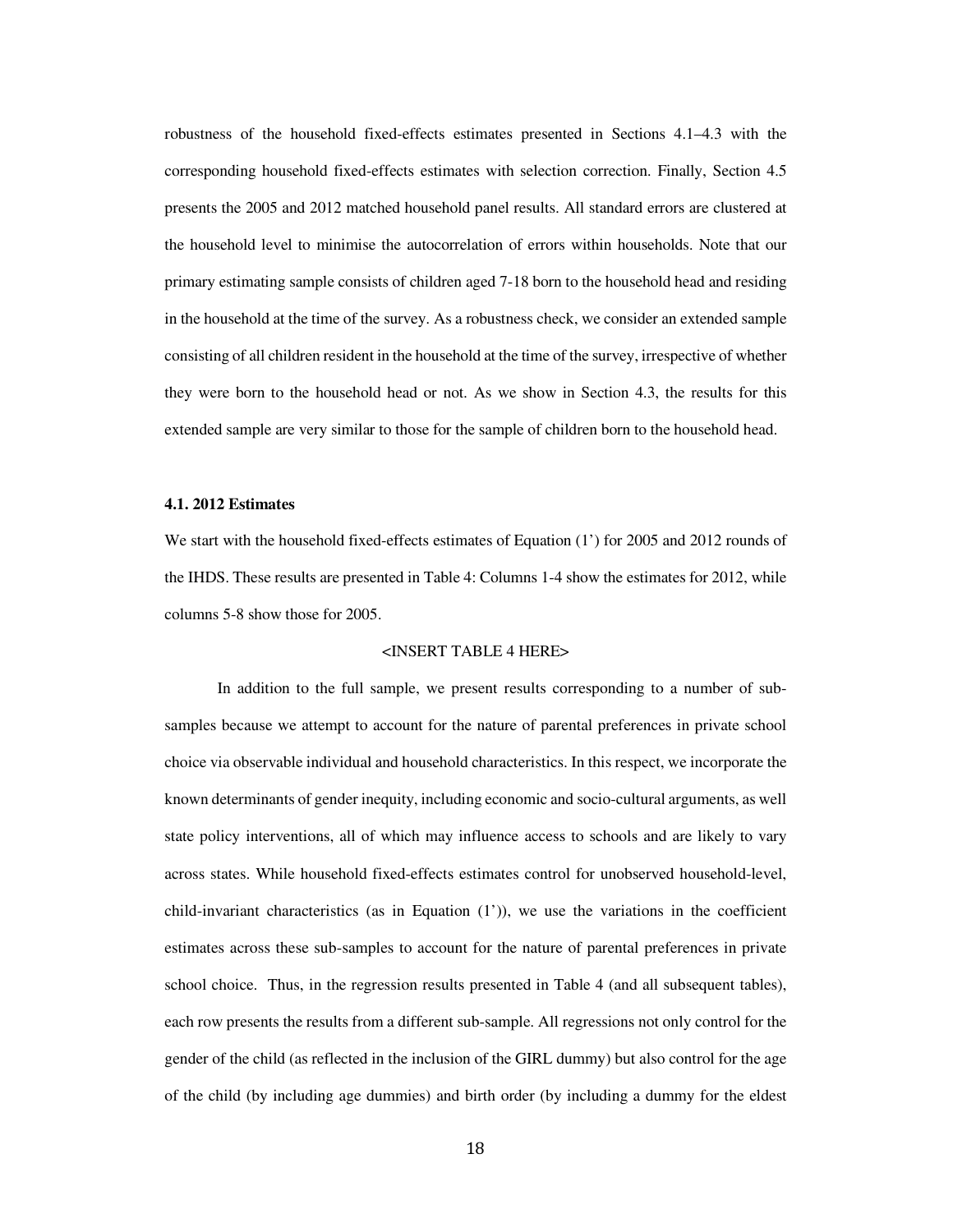robustness of the household fixed-effects estimates presented in Sections 4.1–4.3 with the corresponding household fixed-effects estimates with selection correction. Finally, Section 4.5 presents the 2005 and 2012 matched household panel results. All standard errors are clustered at the household level to minimise the autocorrelation of errors within households. Note that our primary estimating sample consists of children aged 7-18 born to the household head and residing in the household at the time of the survey. As a robustness check, we consider an extended sample consisting of all children resident in the household at the time of the survey, irrespective of whether they were born to the household head or not. As we show in Section 4.3, the results for this extended sample are very similar to those for the sample of children born to the household head.

**4.1. 2012 Estimates**

We start with the household fixed-effects estimates of Equation (1') for 2005 and 2012 rounds of the IHDS. These results are presented in Table 4: Columns 1-4 show the estimates for 2012, while columns 5-8 show those for 2005.

<INSERT TABLE 4 HERE>

In addition to the full sample, we present results corresponding to a number of sub-samples because we attempt to account for the nature of parental preferences in private school choice via observable individual and household characteristics. In this respect, we incorporate the known determinants of gender inequity, including economic and socio-cultural arguments, as well state policy interventions, all of which may influence access to schools and are likely to vary across states. While household fixed-effects estimates control for unobserved household-level, child-invariant characteristics (as in Equation (1')), we use the variations in the coefficient estimates across these sub-samples to account for the nature of parental preferences in private school choice. Thus, in the regression results presented in Table 4 (and all subsequent tables), each row presents the results from a different sub-sample. All regressions not only control for the gender of the child (as reflected in the inclusion of the GIRL dummy) but also control for the age of the child (by including age dummies) and birth order (by including a dummy for the eldest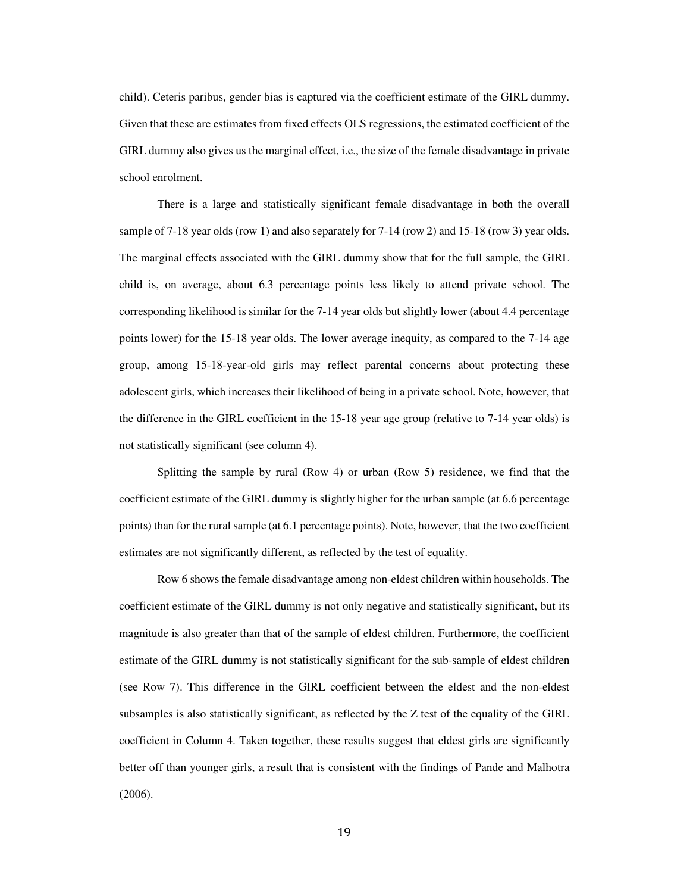child). Ceteris paribus, gender bias is captured via the coefficient estimate of the GIRL dummy. Given that these are estimates from fixed effects OLS regressions, the estimated coefficient of the GIRL dummy also gives us the marginal effect, i.e., the size of the female disadvantage in private school enrolment.

There is a large and statistically significant female disadvantage in both the overall sample of 7-18 year olds (row 1) and also separately for 7-14 (row 2) and 15-18 (row 3) year olds. The marginal effects associated with the GIRL dummy show that for the full sample, the GIRL child is, on average, about 6.3 percentage points less likely to attend private school. The corresponding likelihood is similar for the 7-14 year olds but slightly lower (about 4.4 percentage points lower) for the 15-18 year olds. The lower average inequity, as compared to the 7-14 age group, among 15-18-year-old girls may reflect parental concerns about protecting these adolescent girls, which increases their likelihood of being in a private school. Note, however, that the difference in the GIRL coefficient in the 15-18 year age group (relative to 7-14 year olds) is not statistically significant (see column 4).

Splitting the sample by rural (Row 4) or urban (Row 5) residence, we find that the coefficient estimate of the GIRL dummy is slightly higher for the urban sample (at 6.6 percentage points) than for the rural sample (at 6.1 percentage points). Note, however, that the two coefficient estimates are not significantly different, as reflected by the test of equality.

Row 6 shows the female disadvantage among non-eldest children within households. The coefficient estimate of the GIRL dummy is not only negative and statistically significant, but its magnitude is also greater than that of the sample of eldest children. Furthermore, the coefficient estimate of the GIRL dummy is not statistically significant for the sub-sample of eldest children (see Row 7). This difference in the GIRL coefficient between the eldest and the non-eldest subsamples is also statistically significant, as reflected by the Z test of the equality of the GIRL coefficient in Column 4. Taken together, these results suggest that eldest girls are significantly better off than younger girls, a result that is consistent with the findings of Pande and Malhotra (2006).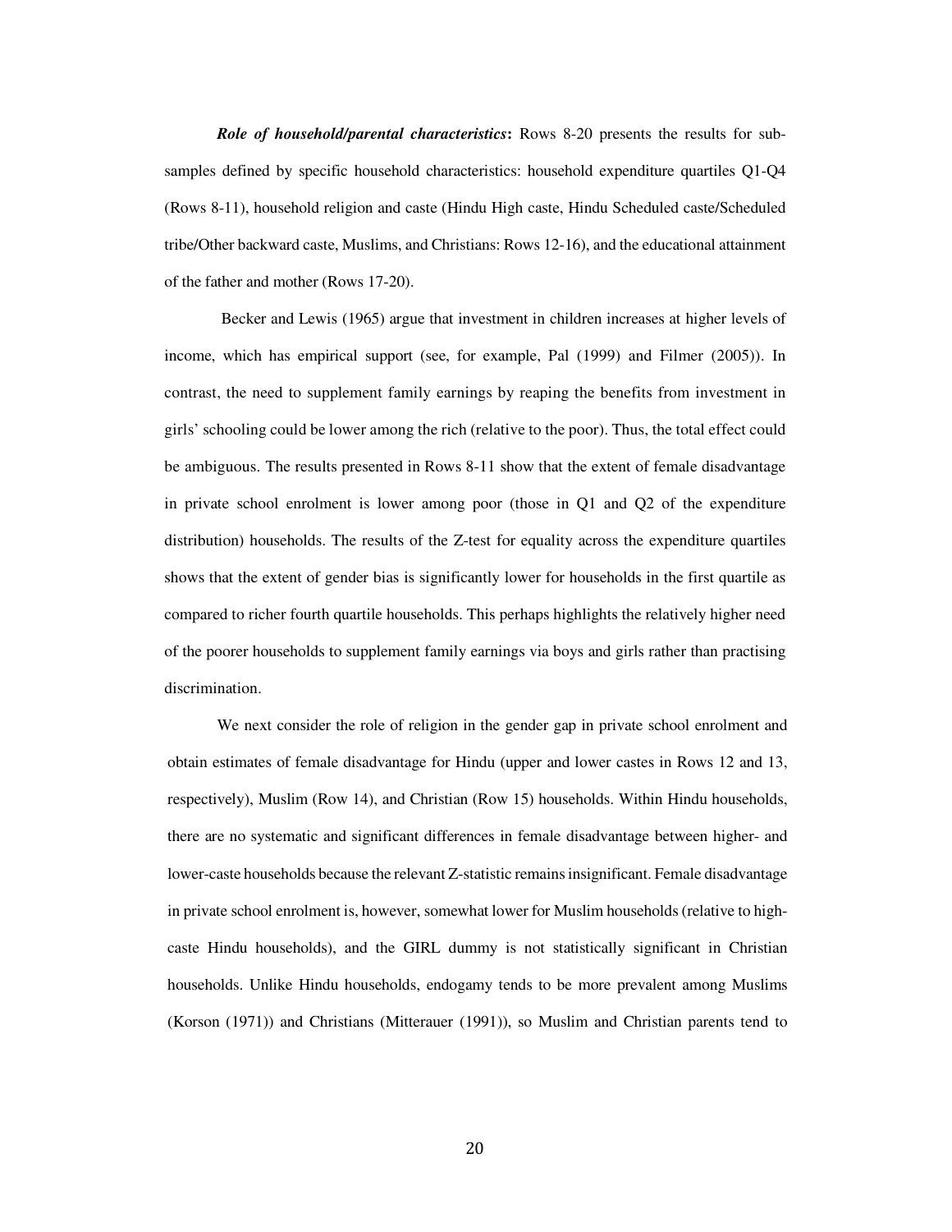***Role of household/parental characteristics*:** Rows 8-20 presents the results for sub-samples defined by specific household characteristics: household expenditure quartiles Q1-Q4 (Rows 8-11), household religion and caste (Hindu High caste, Hindu Scheduled caste/Scheduled tribe/Other backward caste, Muslims, and Christians: Rows 12-16), and the educational attainment of the father and mother (Rows 17-20).

Becker and Lewis (1965) argue that investment in children increases at higher levels of income, which has empirical support (see, for example, Pal (1999) and Filmer (2005)). In contrast, the need to supplement family earnings by reaping the benefits from investment in girls' schooling could be lower among the rich (relative to the poor). Thus, the total effect could be ambiguous. The results presented in Rows 8-11 show that the extent of female disadvantage in private school enrolment is lower among poor (those in Q1 and Q2 of the expenditure distribution) households. The results of the Z-test for equality across the expenditure quartiles shows that the extent of gender bias is significantly lower for households in the first quartile as compared to richer fourth quartile households. This perhaps highlights the relatively higher need of the poorer households to supplement family earnings via boys and girls rather than practising discrimination.

We next consider the role of religion in the gender gap in private school enrolment and obtain estimates of female disadvantage for Hindu (upper and lower castes in Rows 12 and 13, respectively), Muslim (Row 14), and Christian (Row 15) households. Within Hindu households, there are no systematic and significant differences in female disadvantage between higher- and lower-caste households because the relevant Z-statistic remains insignificant. Female disadvantage in private school enrolment is, however, somewhat lower for Muslim households (relative to high-caste Hindu households), and the GIRL dummy is not statistically significant in Christian households. Unlike Hindu households, endogamy tends to be more prevalent among Muslims (Korson (1971)) and Christians (Mitterauer (1991)), so Muslim and Christian parents tend to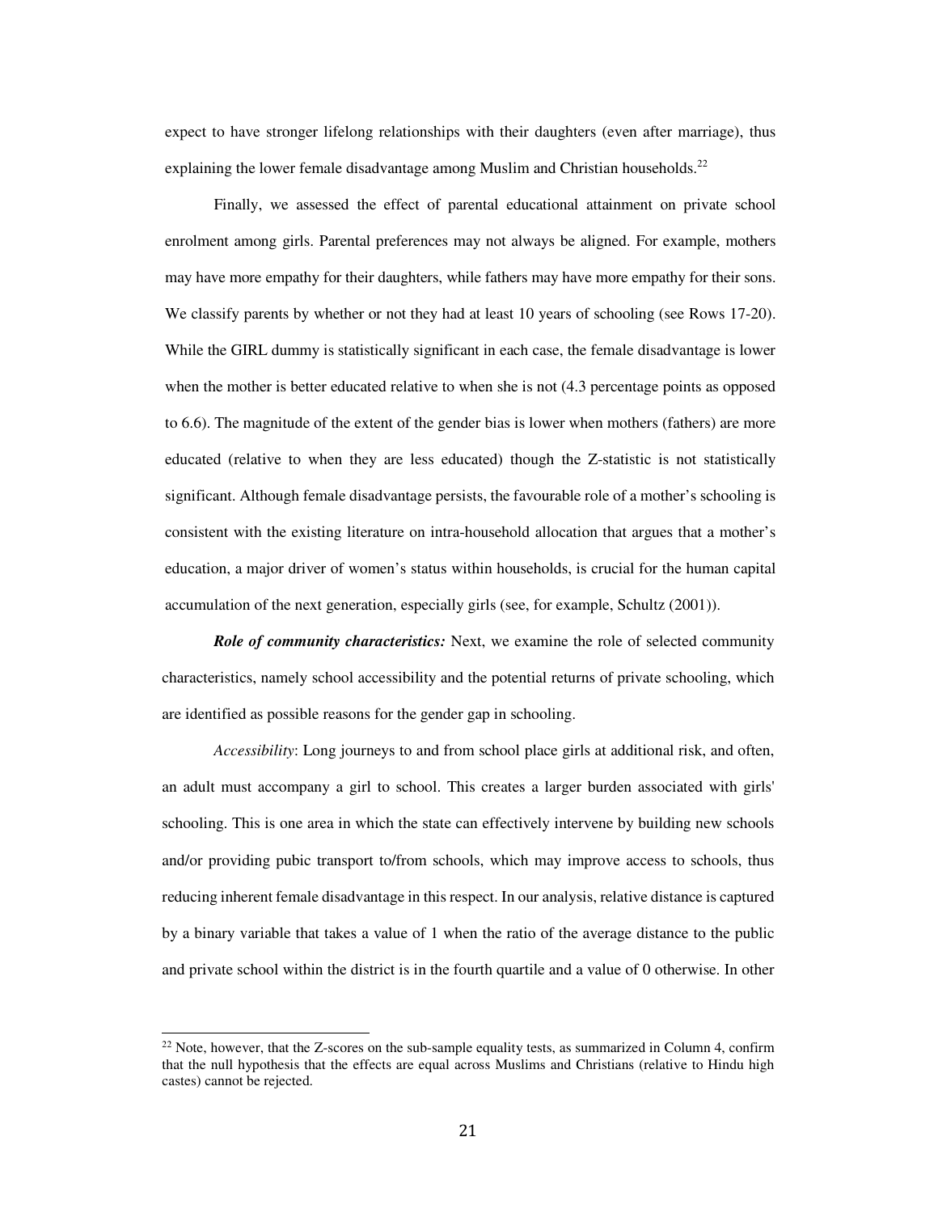expect to have stronger lifelong relationships with their daughters (even after marriage), thus explaining the lower female disadvantage among Muslim and Christian households.[22]

Finally, we assessed the effect of parental educational attainment on private school enrolment among girls. Parental preferences may not always be aligned. For example, mothers may have more empathy for their daughters, while fathers may have more empathy for their sons. We classify parents by whether or not they had at least 10 years of schooling (see Rows 17-20). While the GIRL dummy is statistically significant in each case, the female disadvantage is lower when the mother is better educated relative to when she is not (4.3 percentage points as opposed to 6.6). The magnitude of the extent of the gender bias is lower when mothers (fathers) are more educated (relative to when they are less educated) though the Z-statistic is not statistically significant. Although female disadvantage persists, the favourable role of a mother's schooling is consistent with the existing literature on intra-household allocation that argues that a mother's education, a major driver of women's status within households, is crucial for the human capital accumulation of the next generation, especially girls (see, for example, Schultz (2001)).

***Role of community characteristics:*** Next, we examine the role of selected community characteristics, namely school accessibility and the potential returns of private schooling, which are identified as possible reasons for the gender gap in schooling.

*Accessibility*: Long journeys to and from school place girls at additional risk, and often, an adult must accompany a girl to school. This creates a larger burden associated with girls' schooling. This is one area in which the state can effectively intervene by building new schools and/or providing pubic transport to/from schools, which may improve access to schools, thus reducing inherent female disadvantage in this respect. In our analysis, relative distance is captured by a binary variable that takes a value of 1 when the ratio of the average distance to the public and private school within the district is in the fourth quartile and a value of 0 otherwise. In other

[22] Note, however, that the Z-scores on the sub-sample equality tests, as summarized in Column 4, confirm that the null hypothesis that the effects are equal across Muslims and Christians (relative to Hindu high castes) cannot be rejected.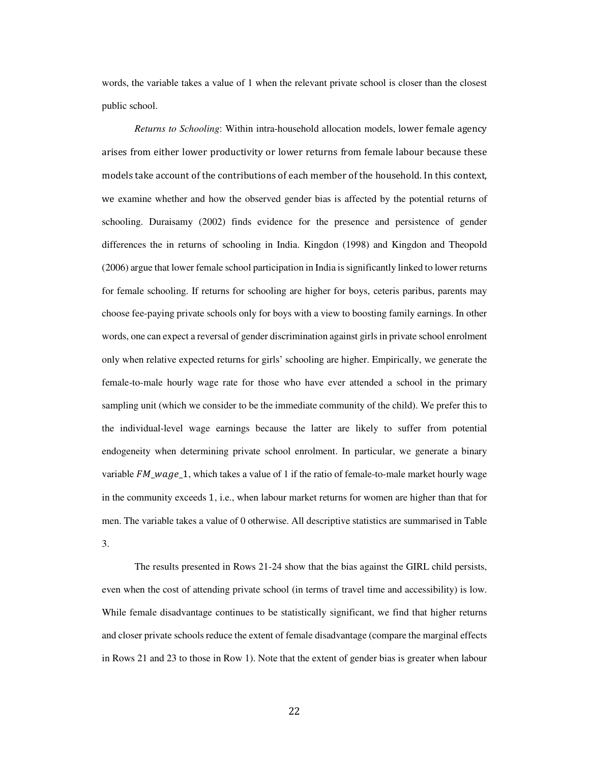words, the variable takes a value of 1 when the relevant private school is closer than the closest public school.

*Returns to Schooling*: Within intra-household allocation models, lower female agency arises from either lower productivity or lower returns from female labour because these models take account of the contributions of each member of the household. In this context, we examine whether and how the observed gender bias is affected by the potential returns of schooling. Duraisamy (2002) finds evidence for the presence and persistence of gender differences the in returns of schooling in India. Kingdon (1998) and Kingdon and Theopold (2006) argue that lower female school participation in India is significantly linked to lower returns for female schooling. If returns for schooling are higher for boys, ceteris paribus, parents may choose fee-paying private schools only for boys with a view to boosting family earnings. In other words, one can expect a reversal of gender discrimination against girls in private school enrolment only when relative expected returns for girls' schooling are higher. Empirically, we generate the female-to-male hourly wage rate for those who have ever attended a school in the primary sampling unit (which we consider to be the immediate community of the child). We prefer this to the individual-level wage earnings because the latter are likely to suffer from potential endogeneity when determining private school enrolment. In particular, we generate a binary variable $FM\_wage\_1$, which takes a value of 1 if the ratio of female-to-male market hourly wage in the community exceeds 1, i.e., when labour market returns for women are higher than that for men. The variable takes a value of 0 otherwise. All descriptive statistics are summarised in Table 3.

The results presented in Rows 21-24 show that the bias against the GIRL child persists, even when the cost of attending private school (in terms of travel time and accessibility) is low. While female disadvantage continues to be statistically significant, we find that higher returns and closer private schools reduce the extent of female disadvantage (compare the marginal effects in Rows 21 and 23 to those in Row 1). Note that the extent of gender bias is greater when labour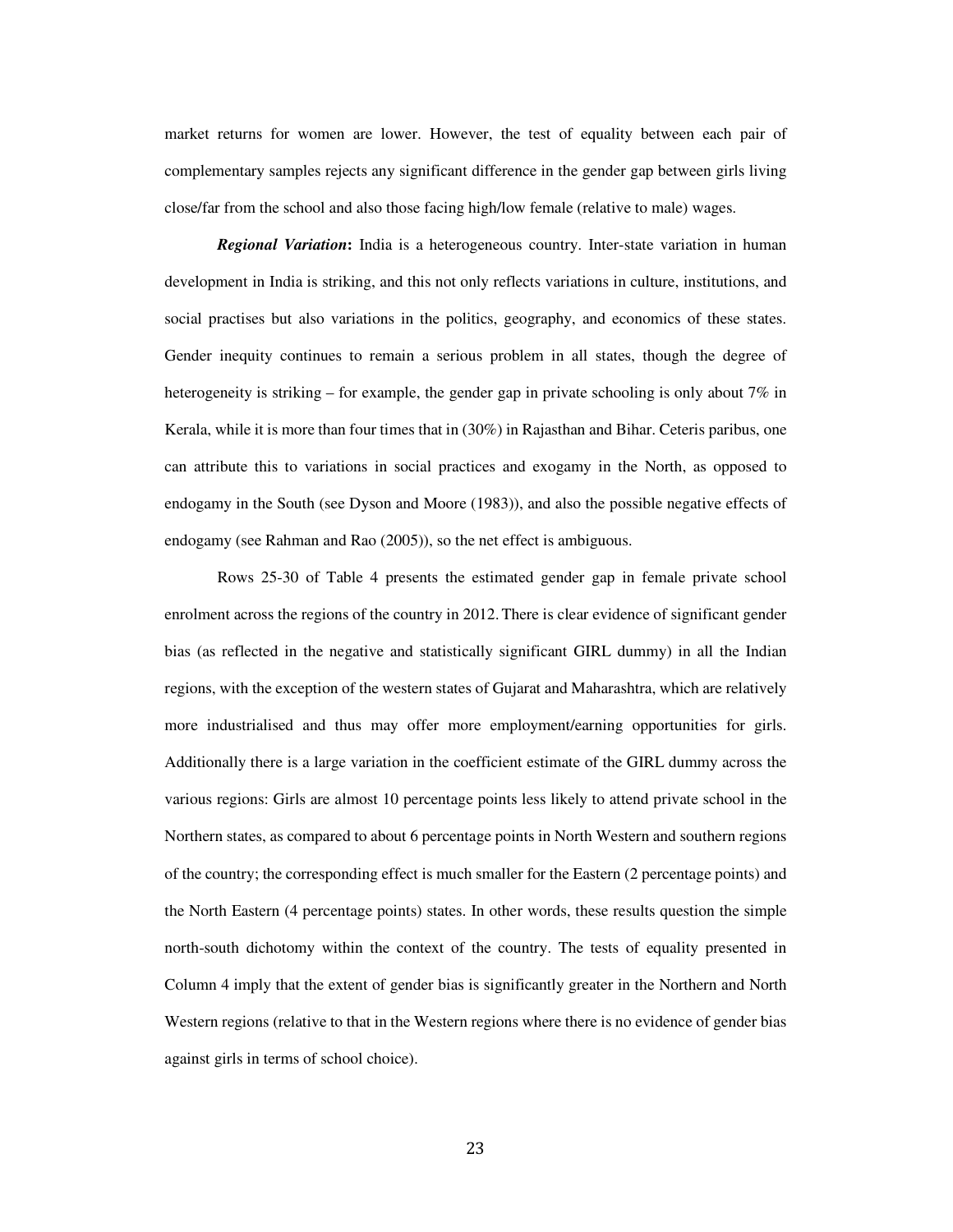market returns for women are lower. However, the test of equality between each pair of complementary samples rejects any significant difference in the gender gap between girls living close/far from the school and also those facing high/low female (relative to male) wages.

***Regional Variation*:** India is a heterogeneous country. Inter-state variation in human development in India is striking, and this not only reflects variations in culture, institutions, and social practises but also variations in the politics, geography, and economics of these states. Gender inequity continues to remain a serious problem in all states, though the degree of heterogeneity is striking – for example, the gender gap in private schooling is only about 7% in Kerala, while it is more than four times that in (30%) in Rajasthan and Bihar. Ceteris paribus, one can attribute this to variations in social practices and exogamy in the North, as opposed to endogamy in the South (see Dyson and Moore (1983)), and also the possible negative effects of endogamy (see Rahman and Rao (2005)), so the net effect is ambiguous.

Rows 25-30 of Table 4 presents the estimated gender gap in female private school enrolment across the regions of the country in 2012. There is clear evidence of significant gender bias (as reflected in the negative and statistically significant GIRL dummy) in all the Indian regions, with the exception of the western states of Gujarat and Maharashtra, which are relatively more industrialised and thus may offer more employment/earning opportunities for girls. Additionally there is a large variation in the coefficient estimate of the GIRL dummy across the various regions: Girls are almost 10 percentage points less likely to attend private school in the Northern states, as compared to about 6 percentage points in North Western and southern regions of the country; the corresponding effect is much smaller for the Eastern (2 percentage points) and the North Eastern (4 percentage points) states. In other words, these results question the simple north-south dichotomy within the context of the country. The tests of equality presented in Column 4 imply that the extent of gender bias is significantly greater in the Northern and North Western regions (relative to that in the Western regions where there is no evidence of gender bias against girls in terms of school choice).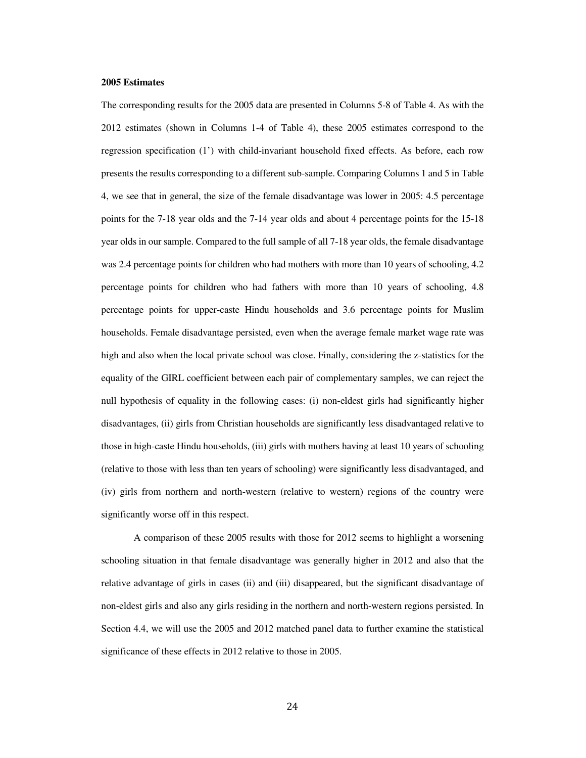**2005 Estimates**

The corresponding results for the 2005 data are presented in Columns 5-8 of Table 4. As with the 2012 estimates (shown in Columns 1-4 of Table 4), these 2005 estimates correspond to the regression specification (1') with child-invariant household fixed effects. As before, each row presents the results corresponding to a different sub-sample. Comparing Columns 1 and 5 in Table 4, we see that in general, the size of the female disadvantage was lower in 2005: 4.5 percentage points for the 7-18 year olds and the 7-14 year olds and about 4 percentage points for the 15-18 year olds in our sample. Compared to the full sample of all 7-18 year olds, the female disadvantage was 2.4 percentage points for children who had mothers with more than 10 years of schooling, 4.2 percentage points for children who had fathers with more than 10 years of schooling, 4.8 percentage points for upper-caste Hindu households and 3.6 percentage points for Muslim households. Female disadvantage persisted, even when the average female market wage rate was high and also when the local private school was close. Finally, considering the z-statistics for the equality of the GIRL coefficient between each pair of complementary samples, we can reject the null hypothesis of equality in the following cases: (i) non-eldest girls had significantly higher disadvantages, (ii) girls from Christian households are significantly less disadvantaged relative to those in high-caste Hindu households, (iii) girls with mothers having at least 10 years of schooling (relative to those with less than ten years of schooling) were significantly less disadvantaged, and (iv) girls from northern and north-western (relative to western) regions of the country were significantly worse off in this respect.

A comparison of these 2005 results with those for 2012 seems to highlight a worsening schooling situation in that female disadvantage was generally higher in 2012 and also that the relative advantage of girls in cases (ii) and (iii) disappeared, but the significant disadvantage of non-eldest girls and also any girls residing in the northern and north-western regions persisted. In Section 4.4, we will use the 2005 and 2012 matched panel data to further examine the statistical significance of these effects in 2012 relative to those in 2005.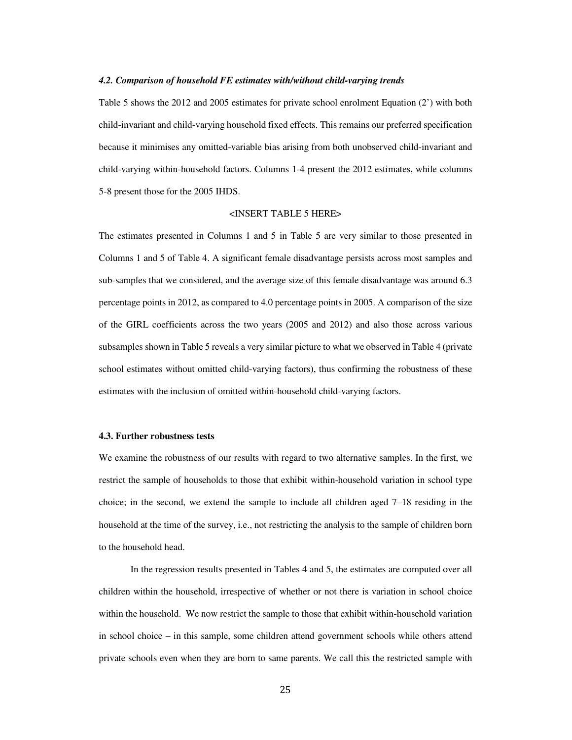### *4.2. Comparison of household FE estimates with/without child-varying trends*

Table 5 shows the 2012 and 2005 estimates for private school enrolment Equation (2') with both child-invariant and child-varying household fixed effects. This remains our preferred specification because it minimises any omitted-variable bias arising from both unobserved child-invariant and child-varying within-household factors. Columns 1-4 present the 2012 estimates, while columns 5-8 present those for the 2005 IHDS.

<INSERT TABLE 5 HERE>

The estimates presented in Columns 1 and 5 in Table 5 are very similar to those presented in Columns 1 and 5 of Table 4. A significant female disadvantage persists across most samples and sub-samples that we considered, and the average size of this female disadvantage was around 6.3 percentage points in 2012, as compared to 4.0 percentage points in 2005. A comparison of the size of the GIRL coefficients across the two years (2005 and 2012) and also those across various subsamples shown in Table 5 reveals a very similar picture to what we observed in Table 4 (private school estimates without omitted child-varying factors), thus confirming the robustness of these estimates with the inclusion of omitted within-household child-varying factors.

### **4.3. Further robustness tests**

We examine the robustness of our results with regard to two alternative samples. In the first, we restrict the sample of households to those that exhibit within-household variation in school type choice; in the second, we extend the sample to include all children aged 7–18 residing in the household at the time of the survey, i.e., not restricting the analysis to the sample of children born to the household head.

In the regression results presented in Tables 4 and 5, the estimates are computed over all children within the household, irrespective of whether or not there is variation in school choice within the household. We now restrict the sample to those that exhibit within-household variation in school choice – in this sample, some children attend government schools while others attend private schools even when they are born to same parents. We call this the restricted sample with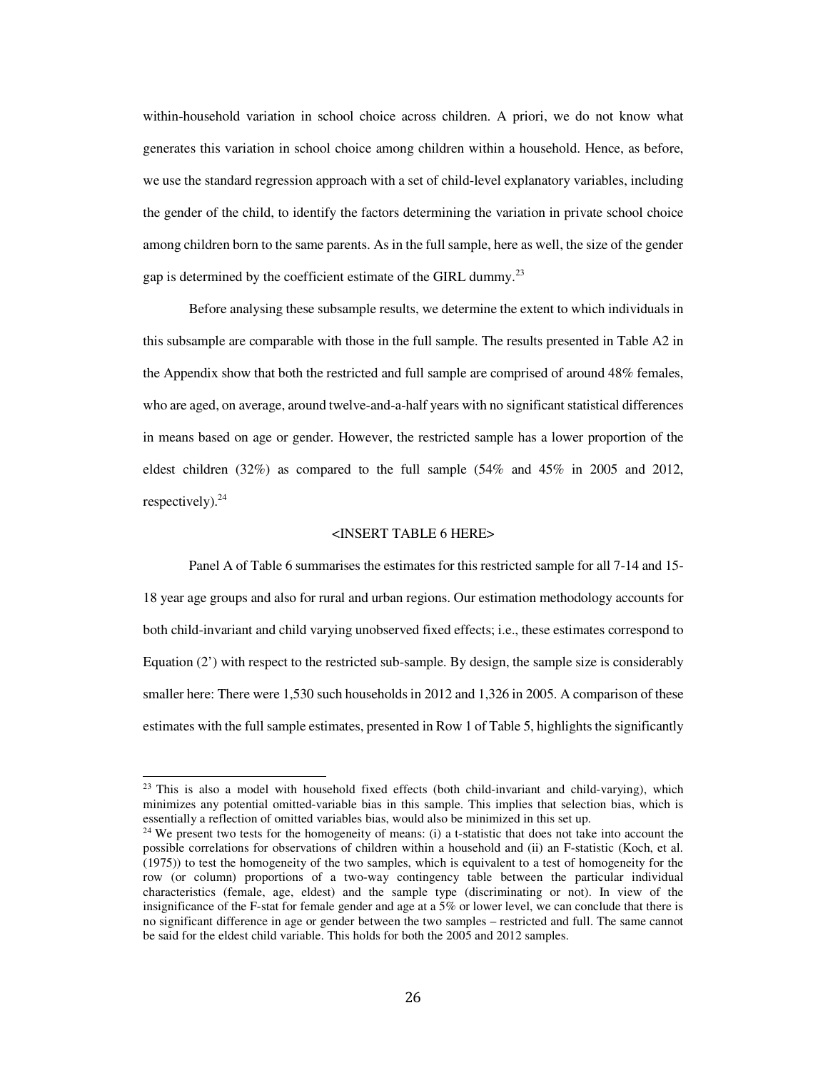within-household variation in school choice across children. A priori, we do not know what generates this variation in school choice among children within a household. Hence, as before, we use the standard regression approach with a set of child-level explanatory variables, including the gender of the child, to identify the factors determining the variation in private school choice among children born to the same parents. As in the full sample, here as well, the size of the gender gap is determined by the coefficient estimate of the GIRL dummy.[23]

Before analysing these subsample results, we determine the extent to which individuals in this subsample are comparable with those in the full sample. The results presented in Table A2 in the Appendix show that both the restricted and full sample are comprised of around 48% females, who are aged, on average, around twelve-and-a-half years with no significant statistical differences in means based on age or gender. However, the restricted sample has a lower proportion of the eldest children (32%) as compared to the full sample (54% and 45% in 2005 and 2012, respectively).[24]

<INSERT TABLE 6 HERE>

Panel A of Table 6 summarises the estimates for this restricted sample for all 7-14 and 15-18 year age groups and also for rural and urban regions. Our estimation methodology accounts for both child-invariant and child varying unobserved fixed effects; i.e., these estimates correspond to Equation (2') with respect to the restricted sub-sample. By design, the sample size is considerably smaller here: There were 1,530 such households in 2012 and 1,326 in 2005. A comparison of these estimates with the full sample estimates, presented in Row 1 of Table 5, highlights the significantly

---

[23] This is also a model with household fixed effects (both child-invariant and child-varying), which minimizes any potential omitted-variable bias in this sample. This implies that selection bias, which is essentially a reflection of omitted variables bias, would also be minimized in this set up.

[24] We present two tests for the homogeneity of means: (i) a t-statistic that does not take into account the possible correlations for observations of children within a household and (ii) an F-statistic (Koch, et al. (1975)) to test the homogeneity of the two samples, which is equivalent to a test of homogeneity for the row (or column) proportions of a two-way contingency table between the particular individual characteristics (female, age, eldest) and the sample type (discriminating or not). In view of the insignificance of the F-stat for female gender and age at a 5% or lower level, we can conclude that there is no significant difference in age or gender between the two samples – restricted and full. The same cannot be said for the eldest child variable. This holds for both the 2005 and 2012 samples.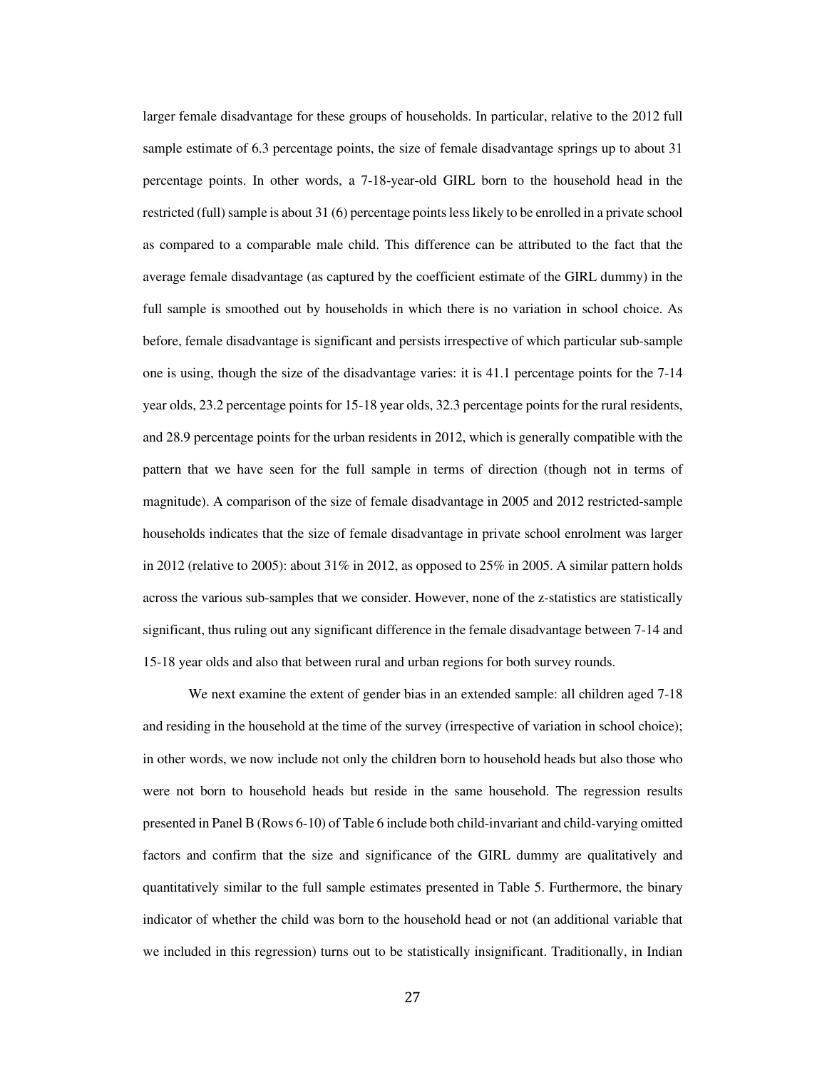larger female disadvantage for these groups of households. In particular, relative to the 2012 full sample estimate of 6.3 percentage points, the size of female disadvantage springs up to about 31 percentage points. In other words, a 7-18-year-old GIRL born to the household head in the restricted (full) sample is about 31 (6) percentage points less likely to be enrolled in a private school as compared to a comparable male child. This difference can be attributed to the fact that the average female disadvantage (as captured by the coefficient estimate of the GIRL dummy) in the full sample is smoothed out by households in which there is no variation in school choice. As before, female disadvantage is significant and persists irrespective of which particular sub-sample one is using, though the size of the disadvantage varies: it is 41.1 percentage points for the 7-14 year olds, 23.2 percentage points for 15-18 year olds, 32.3 percentage points for the rural residents, and 28.9 percentage points for the urban residents in 2012, which is generally compatible with the pattern that we have seen for the full sample in terms of direction (though not in terms of magnitude). A comparison of the size of female disadvantage in 2005 and 2012 restricted-sample households indicates that the size of female disadvantage in private school enrolment was larger in 2012 (relative to 2005): about 31% in 2012, as opposed to 25% in 2005. A similar pattern holds across the various sub-samples that we consider. However, none of the z-statistics are statistically significant, thus ruling out any significant difference in the female disadvantage between 7-14 and 15-18 year olds and also that between rural and urban regions for both survey rounds.

We next examine the extent of gender bias in an extended sample: all children aged 7-18 and residing in the household at the time of the survey (irrespective of variation in school choice); in other words, we now include not only the children born to household heads but also those who were not born to household heads but reside in the same household. The regression results presented in Panel B (Rows 6-10) of Table 6 include both child-invariant and child-varying omitted factors and confirm that the size and significance of the GIRL dummy are qualitatively and quantitatively similar to the full sample estimates presented in Table 5. Furthermore, the binary indicator of whether the child was born to the household head or not (an additional variable that we included in this regression) turns out to be statistically insignificant. Traditionally, in Indian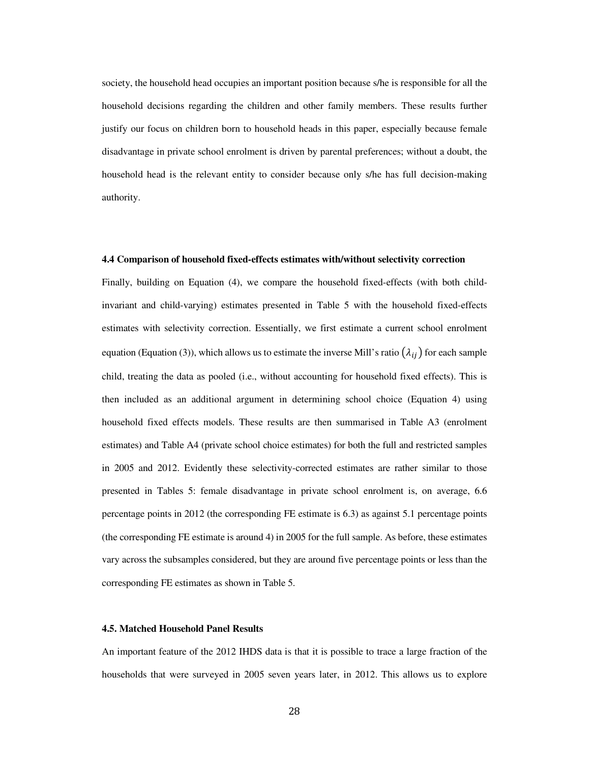society, the household head occupies an important position because s/he is responsible for all the household decisions regarding the children and other family members. These results further justify our focus on children born to household heads in this paper, especially because female disadvantage in private school enrolment is driven by parental preferences; without a doubt, the household head is the relevant entity to consider because only s/he has full decision-making authority.

#### 4.4 Comparison of household fixed-effects estimates with/without selectivity correction

Finally, building on Equation (4), we compare the household fixed-effects (with both child-invariant and child-varying) estimates presented in Table 5 with the household fixed-effects estimates with selectivity correction. Essentially, we first estimate a current school enrolment equation (Equation (3)), which allows us to estimate the inverse Mill's ratio $(\lambda_{ij})$ for each sample child, treating the data as pooled (i.e., without accounting for household fixed effects). This is then included as an additional argument in determining school choice (Equation 4) using household fixed effects models. These results are then summarised in Table A3 (enrolment estimates) and Table A4 (private school choice estimates) for both the full and restricted samples in 2005 and 2012. Evidently these selectivity-corrected estimates are rather similar to those presented in Tables 5: female disadvantage in private school enrolment is, on average, 6.6 percentage points in 2012 (the corresponding FE estimate is 6.3) as against 5.1 percentage points (the corresponding FE estimate is around 4) in 2005 for the full sample. As before, these estimates vary across the subsamples considered, but they are around five percentage points or less than the corresponding FE estimates as shown in Table 5.

#### 4.5. Matched Household Panel Results

An important feature of the 2012 IHDS data is that it is possible to trace a large fraction of the households that were surveyed in 2005 seven years later, in 2012. This allows us to explore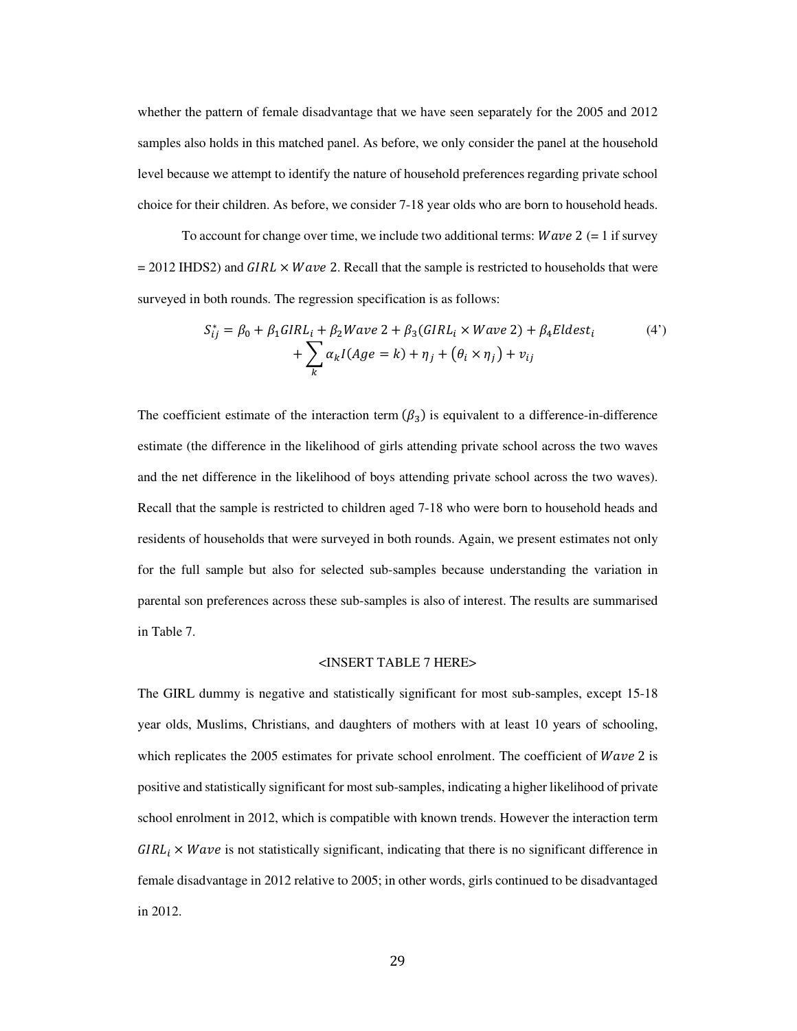whether the pattern of female disadvantage that we have seen separately for the 2005 and 2012 samples also holds in this matched panel. As before, we only consider the panel at the household level because we attempt to identify the nature of household preferences regarding private school choice for their children. As before, we consider 7-18 year olds who are born to household heads.

To account for change over time, we include two additional terms: $Wave\ 2$ (= 1 if survey = 2012 IHDS2) and $GIRL \times Wave\ 2$. Recall that the sample is restricted to households that were surveyed in both rounds. The regression specification is as follows:

$$S_{ij}^{*} = \beta_0 + \beta_1 GIRL_i + \beta_2 Wave\ 2 + \beta_3 (GIRL_i \times Wave\ 2) + \beta_4 Eldest_i + \sum_k \alpha_k I(Age = k) + \eta_j + (\theta_i \times \eta_j) + v_{ij} \qquad (4')$$

The coefficient estimate of the interaction term ($\beta_3$) is equivalent to a difference-in-difference estimate (the difference in the likelihood of girls attending private school across the two waves and the net difference in the likelihood of boys attending private school across the two waves). Recall that the sample is restricted to children aged 7-18 who were born to household heads and residents of households that were surveyed in both rounds. Again, we present estimates not only for the full sample but also for selected sub-samples because understanding the variation in parental son preferences across these sub-samples is also of interest. The results are summarised in Table 7.

<INSERT TABLE 7 HERE>

The GIRL dummy is negative and statistically significant for most sub-samples, except 15-18 year olds, Muslims, Christians, and daughters of mothers with at least 10 years of schooling, which replicates the 2005 estimates for private school enrolment. The coefficient of $Wave\ 2$ is positive and statistically significant for most sub-samples, indicating a higher likelihood of private school enrolment in 2012, which is compatible with known trends. However the interaction term $GIRL_i \times Wave$ is not statistically significant, indicating that there is no significant difference in female disadvantage in 2012 relative to 2005; in other words, girls continued to be disadvantaged in 2012.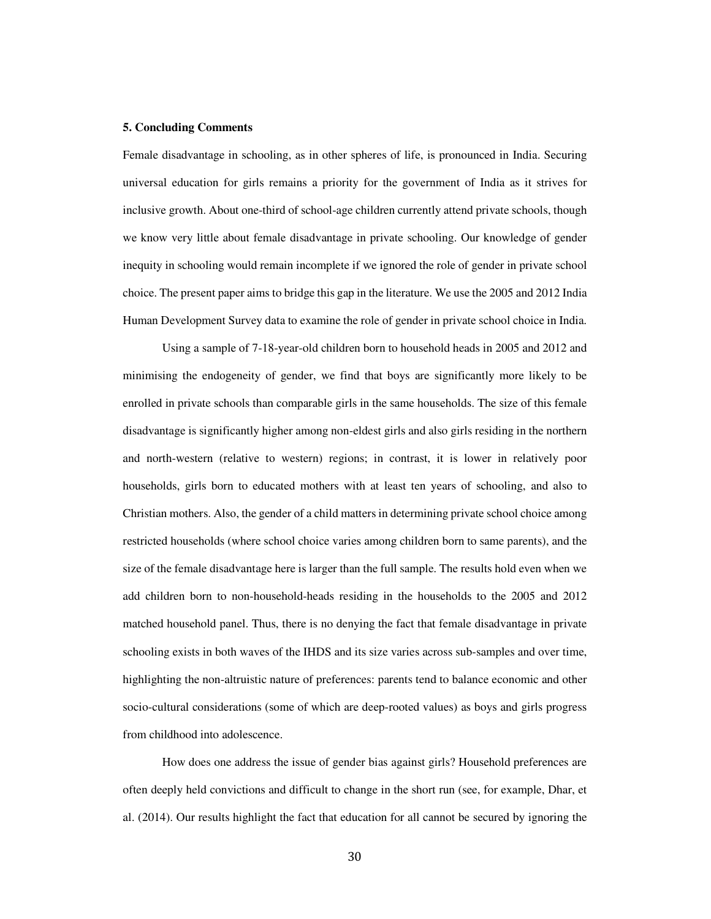**5. Concluding Comments**

Female disadvantage in schooling, as in other spheres of life, is pronounced in India. Securing universal education for girls remains a priority for the government of India as it strives for inclusive growth. About one-third of school-age children currently attend private schools, though we know very little about female disadvantage in private schooling. Our knowledge of gender inequity in schooling would remain incomplete if we ignored the role of gender in private school choice. The present paper aims to bridge this gap in the literature. We use the 2005 and 2012 India Human Development Survey data to examine the role of gender in private school choice in India.

Using a sample of 7-18-year-old children born to household heads in 2005 and 2012 and minimising the endogeneity of gender, we find that boys are significantly more likely to be enrolled in private schools than comparable girls in the same households. The size of this female disadvantage is significantly higher among non-eldest girls and also girls residing in the northern and north-western (relative to western) regions; in contrast, it is lower in relatively poor households, girls born to educated mothers with at least ten years of schooling, and also to Christian mothers. Also, the gender of a child matters in determining private school choice among restricted households (where school choice varies among children born to same parents), and the size of the female disadvantage here is larger than the full sample. The results hold even when we add children born to non-household-heads residing in the households to the 2005 and 2012 matched household panel. Thus, there is no denying the fact that female disadvantage in private schooling exists in both waves of the IHDS and its size varies across sub-samples and over time, highlighting the non-altruistic nature of preferences: parents tend to balance economic and other socio-cultural considerations (some of which are deep-rooted values) as boys and girls progress from childhood into adolescence.

How does one address the issue of gender bias against girls? Household preferences are often deeply held convictions and difficult to change in the short run (see, for example, Dhar, et al. (2014). Our results highlight the fact that education for all cannot be secured by ignoring the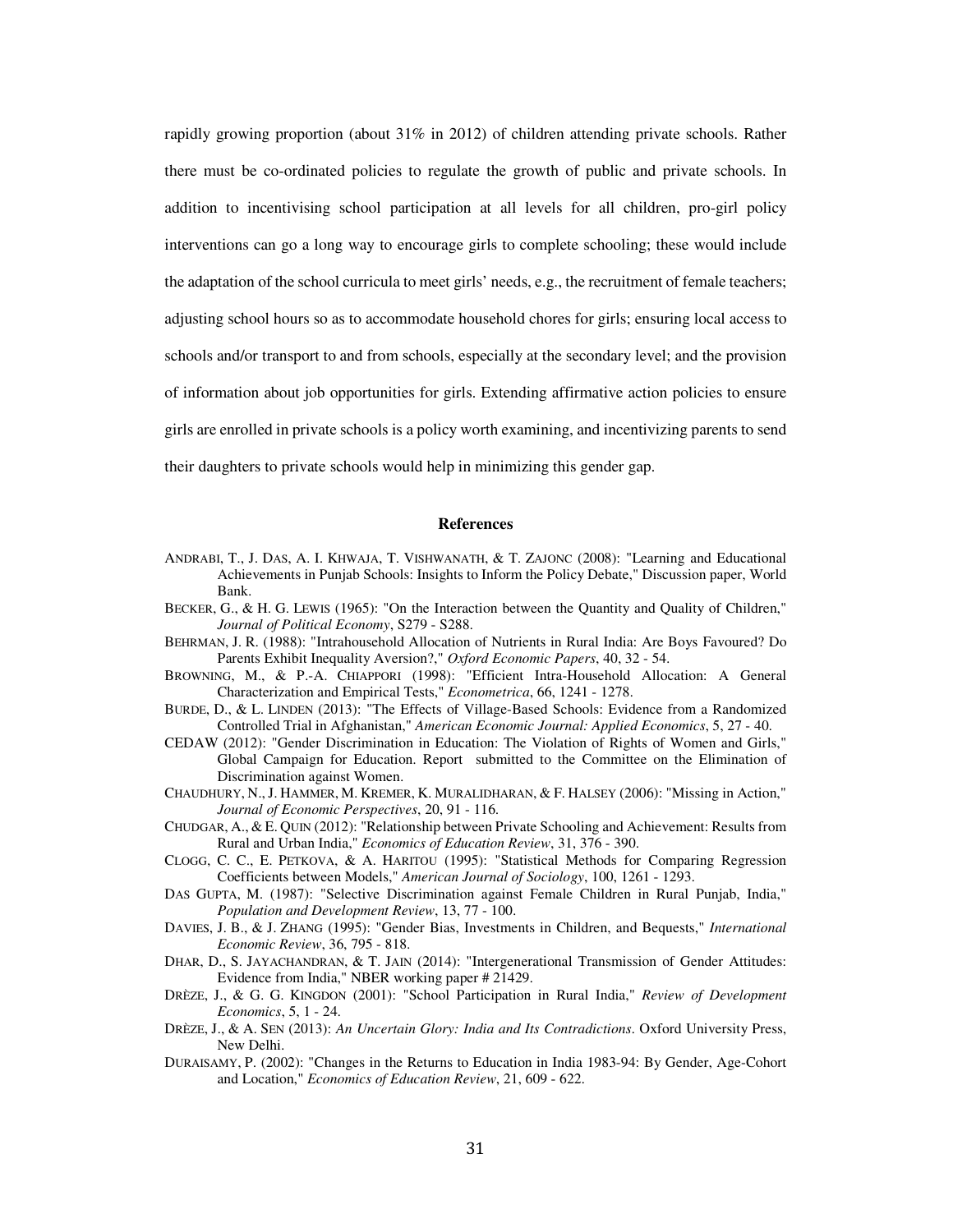rapidly growing proportion (about 31% in 2012) of children attending private schools. Rather there must be co-ordinated policies to regulate the growth of public and private schools. In addition to incentivising school participation at all levels for all children, pro-girl policy interventions can go a long way to encourage girls to complete schooling; these would include the adaptation of the school curricula to meet girls' needs, e.g., the recruitment of female teachers; adjusting school hours so as to accommodate household chores for girls; ensuring local access to schools and/or transport to and from schools, especially at the secondary level; and the provision of information about job opportunities for girls. Extending affirmative action policies to ensure girls are enrolled in private schools is a policy worth examining, and incentivizing parents to send their daughters to private schools would help in minimizing this gender gap.

## References

ANDRABI, T., J. DAS, A. I. KHWAJA, T. VISHWANATH, & T. ZAJONC (2008): "Learning and Educational Achievements in Punjab Schools: Insights to Inform the Policy Debate," Discussion paper, World Bank.

BECKER, G., & H. G. LEWIS (1965): "On the Interaction between the Quantity and Quality of Children," *Journal of Political Economy*, S279 - S288.

BEHRMAN, J. R. (1988): "Intrahousehold Allocation of Nutrients in Rural India: Are Boys Favoured? Do Parents Exhibit Inequality Aversion?," *Oxford Economic Papers*, 40, 32 - 54.

BROWNING, M., & P.-A. CHIAPPORI (1998): "Efficient Intra-Household Allocation: A General Characterization and Empirical Tests," *Econometrica*, 66, 1241 - 1278.

BURDE, D., & L. LINDEN (2013): "The Effects of Village-Based Schools: Evidence from a Randomized Controlled Trial in Afghanistan," *American Economic Journal: Applied Economics*, 5, 27 - 40.

CEDAW (2012): "Gender Discrimination in Education: The Violation of Rights of Women and Girls," Global Campaign for Education. Report submitted to the Committee on the Elimination of Discrimination against Women.

CHAUDHURY, N., J. HAMMER, M. KREMER, K. MURALIDHARAN, & F. HALSEY (2006): "Missing in Action," *Journal of Economic Perspectives*, 20, 91 - 116.

CHUDGAR, A., & E. QUIN (2012): "Relationship between Private Schooling and Achievement: Results from Rural and Urban India," *Economics of Education Review*, 31, 376 - 390.

CLOGG, C. C., E. PETKOVA, & A. HARITOU (1995): "Statistical Methods for Comparing Regression Coefficients between Models," *American Journal of Sociology*, 100, 1261 - 1293.

DAS GUPTA, M. (1987): "Selective Discrimination against Female Children in Rural Punjab, India," *Population and Development Review*, 13, 77 - 100.

DAVIES, J. B., & J. ZHANG (1995): "Gender Bias, Investments in Children, and Bequests," *International Economic Review*, 36, 795 - 818.

DHAR, D., S. JAYACHANDRAN, & T. JAIN (2014): "Intergenerational Transmission of Gender Attitudes: Evidence from India," NBER working paper # 21429.

DRÈZE, J., & G. G. KINGDON (2001): "School Participation in Rural India," *Review of Development Economics*, 5, 1 - 24.

DRÈZE, J., & A. SEN (2013): *An Uncertain Glory: India and Its Contradictions*. Oxford University Press, New Delhi.

DURAISAMY, P. (2002): "Changes in the Returns to Education in India 1983-94: By Gender, Age-Cohort and Location," *Economics of Education Review*, 21, 609 - 622.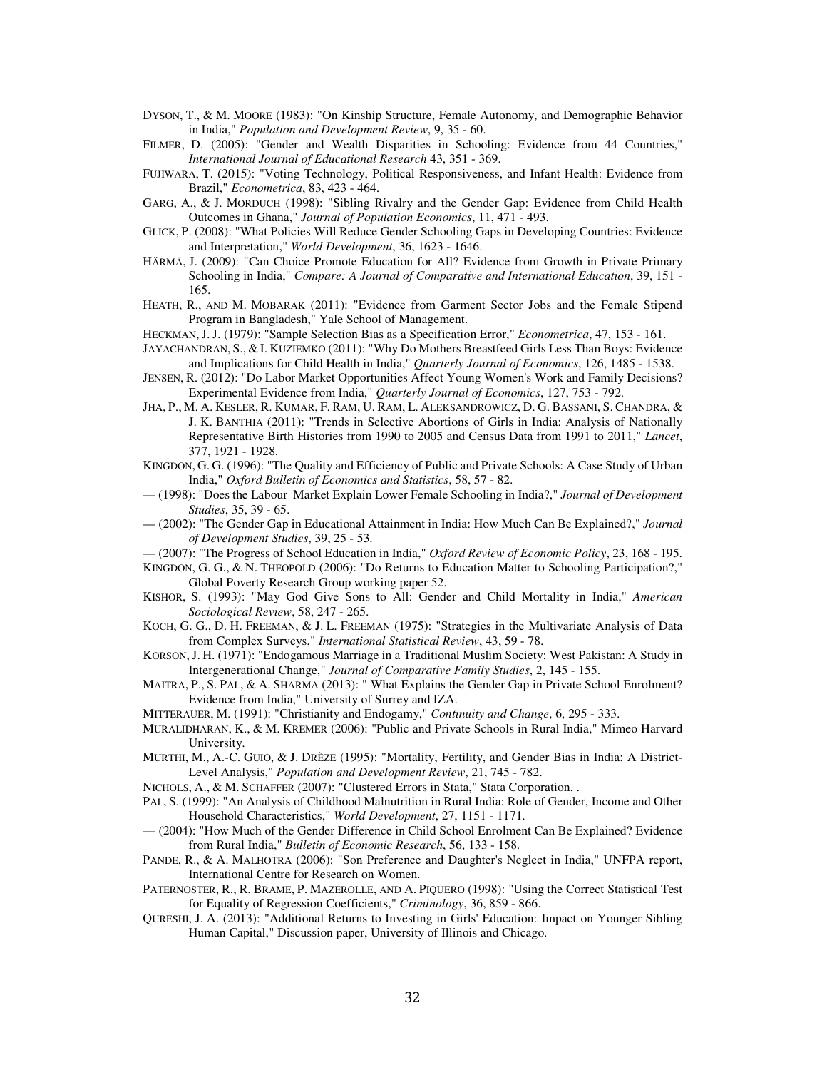DYSON, T., & M. MOORE (1983): "On Kinship Structure, Female Autonomy, and Demographic Behavior in India," *Population and Development Review*, 9, 35 - 60.

FILMER, D. (2005): "Gender and Wealth Disparities in Schooling: Evidence from 44 Countries," *International Journal of Educational Research* 43, 351 - 369.

FUJIWARA, T. (2015): "Voting Technology, Political Responsiveness, and Infant Health: Evidence from Brazil," *Econometrica*, 83, 423 - 464.

GARG, A., & J. MORDUCH (1998): "Sibling Rivalry and the Gender Gap: Evidence from Child Health Outcomes in Ghana," *Journal of Population Economics*, 11, 471 - 493.

GLICK, P. (2008): "What Policies Will Reduce Gender Schooling Gaps in Developing Countries: Evidence and Interpretation," *World Development*, 36, 1623 - 1646.

HÄRMÄ, J. (2009): "Can Choice Promote Education for All? Evidence from Growth in Private Primary Schooling in India," *Compare: A Journal of Comparative and International Education*, 39, 151 - 165.

HEATH, R., AND M. MOBARAK (2011): "Evidence from Garment Sector Jobs and the Female Stipend Program in Bangladesh," Yale School of Management.

HECKMAN, J. J. (1979): "Sample Selection Bias as a Specification Error," *Econometrica*, 47, 153 - 161.

JAYACHANDRAN, S., & I. KUZIEMKO (2011): "Why Do Mothers Breastfeed Girls Less Than Boys: Evidence and Implications for Child Health in India," *Quarterly Journal of Economics*, 126, 1485 - 1538.

JENSEN, R. (2012): "Do Labor Market Opportunities Affect Young Women's Work and Family Decisions? Experimental Evidence from India," *Quarterly Journal of Economics*, 127, 753 - 792.

JHA, P., M. A. KESLER, R. KUMAR, F. RAM, U. RAM, L. ALEKSANDROWICZ, D. G. BASSANI, S. CHANDRA, & J. K. BANTHIA (2011): "Trends in Selective Abortions of Girls in India: Analysis of Nationally Representative Birth Histories from 1990 to 2005 and Census Data from 1991 to 2011," *Lancet*, 377, 1921 - 1928.

KINGDON, G. G. (1996): "The Quality and Efficiency of Public and Private Schools: A Case Study of Urban India," *Oxford Bulletin of Economics and Statistics*, 58, 57 - 82.

— (1998): "Does the Labour Market Explain Lower Female Schooling in India?," *Journal of Development Studies*, 35, 39 - 65.

— (2002): "The Gender Gap in Educational Attainment in India: How Much Can Be Explained?," *Journal of Development Studies*, 39, 25 - 53.

— (2007): "The Progress of School Education in India," *Oxford Review of Economic Policy*, 23, 168 - 195.

KINGDON, G. G., & N. THEOPOLD (2006): "Do Returns to Education Matter to Schooling Participation?," Global Poverty Research Group working paper 52.

KISHOR, S. (1993): "May God Give Sons to All: Gender and Child Mortality in India," *American Sociological Review*, 58, 247 - 265.

KOCH, G. G., D. H. FREEMAN, & J. L. FREEMAN (1975): "Strategies in the Multivariate Analysis of Data from Complex Surveys," *International Statistical Review*, 43, 59 - 78.

KORSON, J. H. (1971): "Endogamous Marriage in a Traditional Muslim Society: West Pakistan: A Study in Intergenerational Change," *Journal of Comparative Family Studies*, 2, 145 - 155.

MAITRA, P., S. PAL, & A. SHARMA (2013): " What Explains the Gender Gap in Private School Enrolment? Evidence from India," University of Surrey and IZA.

MITTERAUER, M. (1991): "Christianity and Endogamy," *Continuity and Change*, 6, 295 - 333.

MURALIDHARAN, K., & M. KREMER (2006): "Public and Private Schools in Rural India," Mimeo Harvard University.

MURTHI, M., A.-C. GUIO, & J. DRÈZE (1995): "Mortality, Fertility, and Gender Bias in India: A District-Level Analysis," *Population and Development Review*, 21, 745 - 782.

NICHOLS, A., & M. SCHAFFER (2007): "Clustered Errors in Stata," Stata Corporation. .

PAL, S. (1999): "An Analysis of Childhood Malnutrition in Rural India: Role of Gender, Income and Other Household Characteristics," *World Development*, 27, 1151 - 1171.

— (2004): "How Much of the Gender Difference in Child School Enrolment Can Be Explained? Evidence from Rural India," *Bulletin of Economic Research*, 56, 133 - 158.

PANDE, R., & A. MALHOTRA (2006): "Son Preference and Daughter's Neglect in India," UNFPA report, International Centre for Research on Women.

PATERNOSTER, R., R. BRAME, P. MAZEROLLE, AND A. PIQUERO (1998): "Using the Correct Statistical Test for Equality of Regression Coefficients," *Criminology*, 36, 859 - 866.

QURESHI, J. A. (2013): "Additional Returns to Investing in Girls' Education: Impact on Younger Sibling Human Capital," Discussion paper, University of Illinois and Chicago.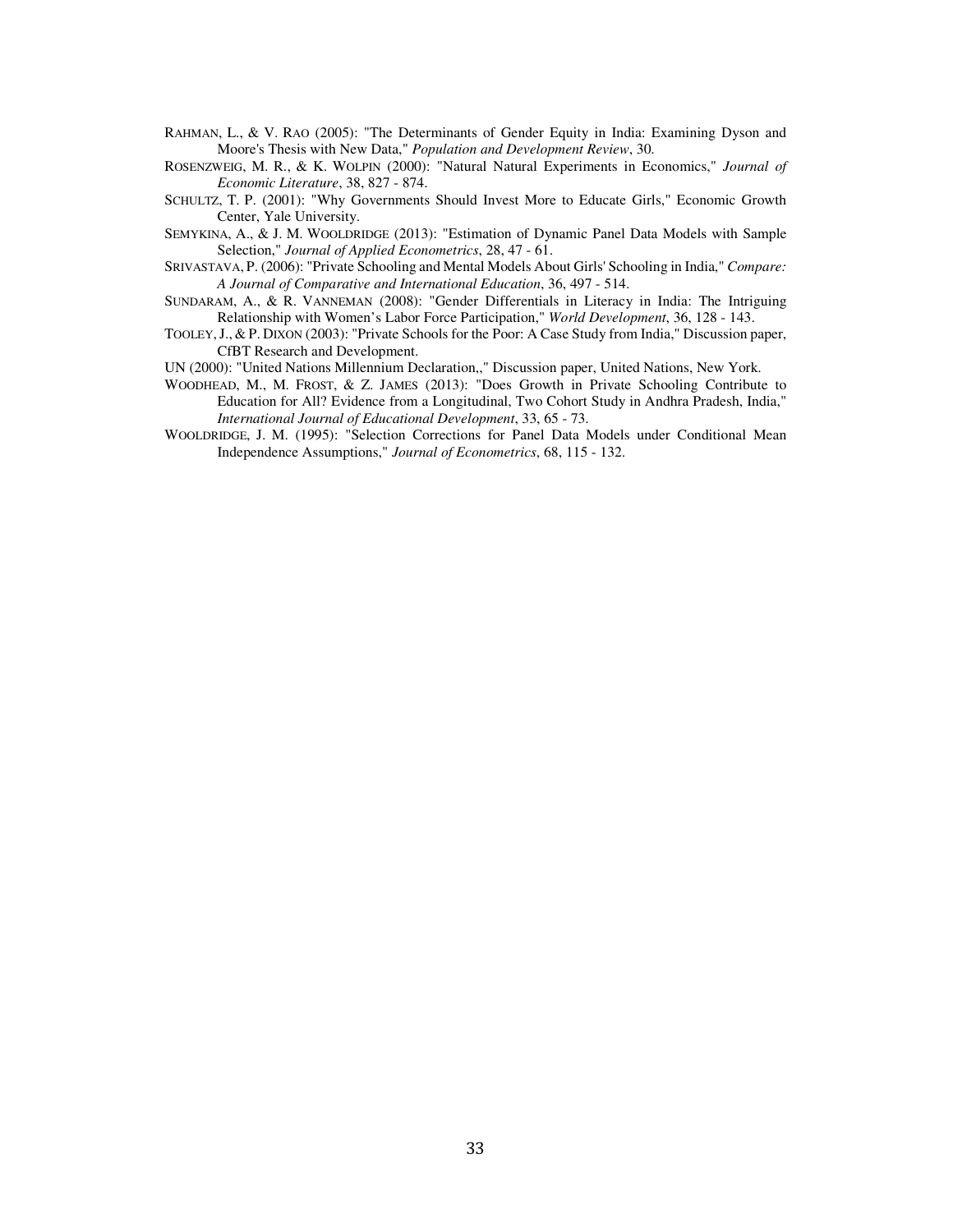RAHMAN, L., & V. RAO (2005): "The Determinants of Gender Equity in India: Examining Dyson and Moore's Thesis with New Data," *Population and Development Review*, 30.

ROSENZWEIG, M. R., & K. WOLPIN (2000): "Natural Natural Experiments in Economics," *Journal of Economic Literature*, 38, 827 - 874.

SCHULTZ, T. P. (2001): "Why Governments Should Invest More to Educate Girls," Economic Growth Center, Yale University.

SEMYKINA, A., & J. M. WOOLDRIDGE (2013): "Estimation of Dynamic Panel Data Models with Sample Selection," *Journal of Applied Econometrics*, 28, 47 - 61.

SRIVASTAVA, P. (2006): "Private Schooling and Mental Models About Girls' Schooling in India," *Compare: A Journal of Comparative and International Education*, 36, 497 - 514.

SUNDARAM, A., & R. VANNEMAN (2008): "Gender Differentials in Literacy in India: The Intriguing Relationship with Women's Labor Force Participation," *World Development*, 36, 128 - 143.

TOOLEY, J., & P. DIXON (2003): "Private Schools for the Poor: A Case Study from India," Discussion paper, CfBT Research and Development.

UN (2000): "United Nations Millennium Declaration,," Discussion paper, United Nations, New York.

WOODHEAD, M., M. FROST, & Z. JAMES (2013): "Does Growth in Private Schooling Contribute to Education for All? Evidence from a Longitudinal, Two Cohort Study in Andhra Pradesh, India," *International Journal of Educational Development*, 33, 65 - 73.

WOOLDRIDGE, J. M. (1995): "Selection Corrections for Panel Data Models under Conditional Mean Independence Assumptions," *Journal of Econometrics*, 68, 115 - 132.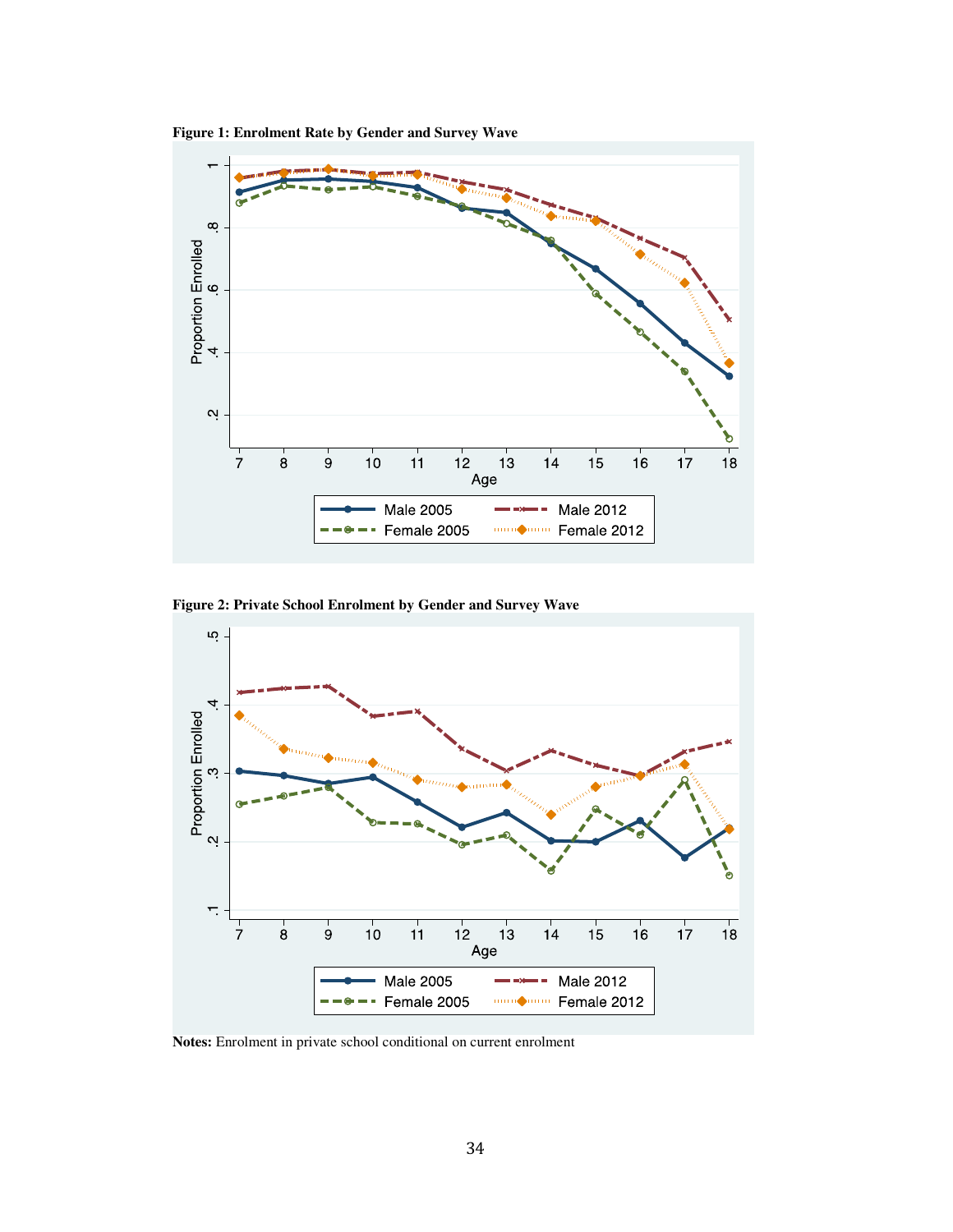**Figure 1: Enrolment Rate by Gender and Survey Wave**

**Figure 2: Private School Enrolment by Gender and Survey Wave**

**Notes:** Enrolment in private school conditional on current enrolment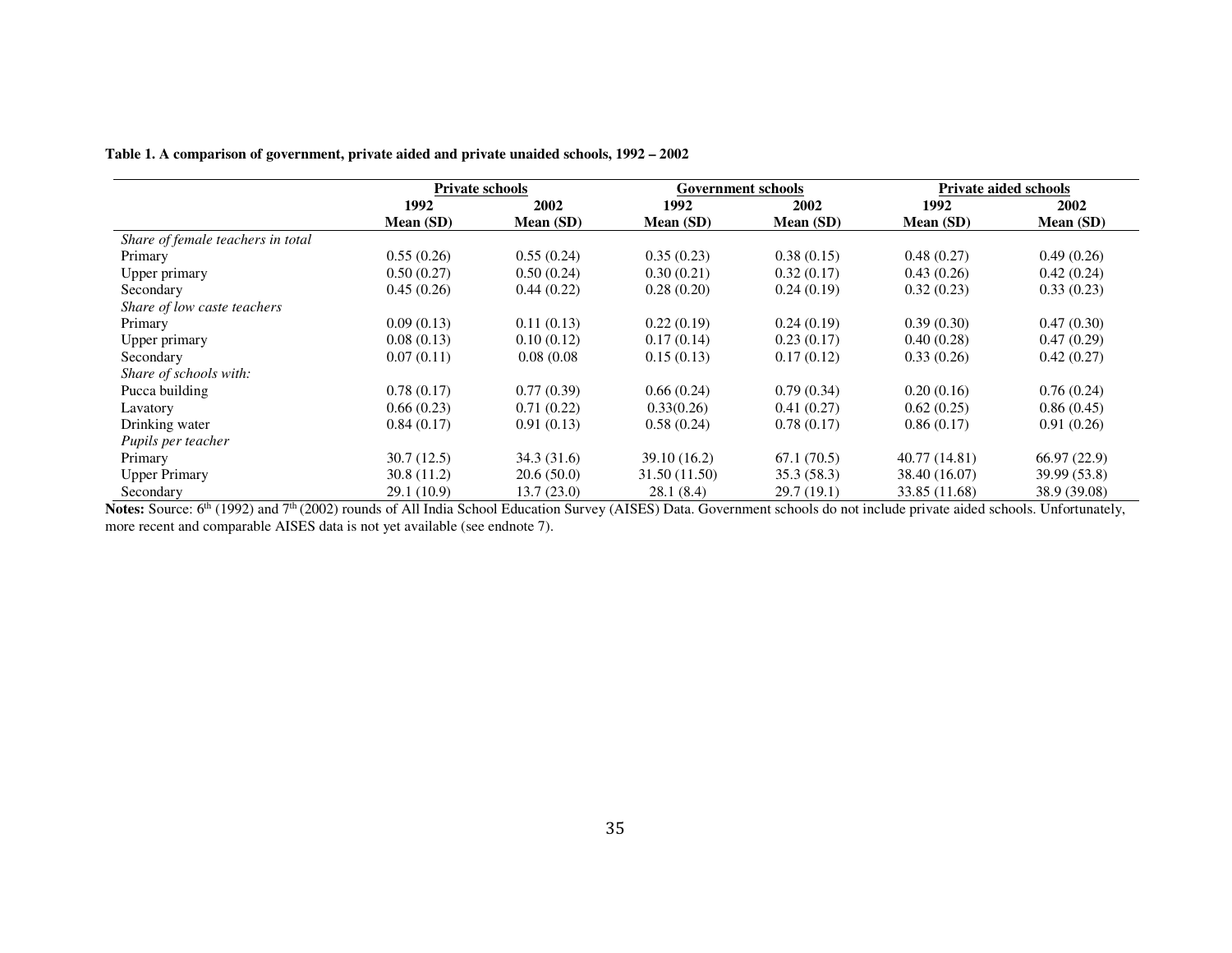**Table 1. A comparison of government, private aided and private unaided schools, 1992 – 2002**

| | Private schools | | Government schools | | Private aided schools | |
|---|---|---|---|---|---|---|
| | 1992 | 2002 | 1992 | 2002 | 1992 | 2002 |
| | Mean (SD) | Mean (SD) | Mean (SD) | Mean (SD) | Mean (SD) | Mean (SD) |
| *Share of female teachers in total* | | | | | | |
| Primary | 0.55 (0.26) | 0.55 (0.24) | 0.35 (0.23) | 0.38 (0.15) | 0.48 (0.27) | 0.49 (0.26) |
| Upper primary | 0.50 (0.27) | 0.50 (0.24) | 0.30 (0.21) | 0.32 (0.17) | 0.43 (0.26) | 0.42 (0.24) |
| Secondary | 0.45 (0.26) | 0.44 (0.22) | 0.28 (0.20) | 0.24 (0.19) | 0.32 (0.23) | 0.33 (0.23) |
| *Share of low caste teachers* | | | | | | |
| Primary | 0.09 (0.13) | 0.11 (0.13) | 0.22 (0.19) | 0.24 (0.19) | 0.39 (0.30) | 0.47 (0.30) |
| Upper primary | 0.08 (0.13) | 0.10 (0.12) | 0.17 (0.14) | 0.23 (0.17) | 0.40 (0.28) | 0.47 (0.29) |
| Secondary | 0.07 (0.11) | 0.08 (0.08 | 0.15 (0.13) | 0.17 (0.12) | 0.33 (0.26) | 0.42 (0.27) |
| *Share of schools with:* | | | | | | |
| Pucca building | 0.78 (0.17) | 0.77 (0.39) | 0.66 (0.24) | 0.79 (0.34) | 0.20 (0.16) | 0.76 (0.24) |
| Lavatory | 0.66 (0.23) | 0.71 (0.22) | 0.33(0.26) | 0.41 (0.27) | 0.62 (0.25) | 0.86 (0.45) |
| Drinking water | 0.84 (0.17) | 0.91 (0.13) | 0.58 (0.24) | 0.78 (0.17) | 0.86 (0.17) | 0.91 (0.26) |
| *Pupils per teacher* | | | | | | |
| Primary | 30.7 (12.5) | 34.3 (31.6) | 39.10 (16.2) | 67.1 (70.5) | 40.77 (14.81) | 66.97 (22.9) |
| Upper Primary | 30.8 (11.2) | 20.6 (50.0) | 31.50 (11.50) | 35.3 (58.3) | 38.40 (16.07) | 39.99 (53.8) |
| Secondary | 29.1 (10.9) | 13.7 (23.0) | 28.1 (8.4) | 29.7 (19.1) | 33.85 (11.68) | 38.9 (39.08) |

**Notes:** Source: 6th (1992) and 7th (2002) rounds of All India School Education Survey (AISES) Data. Government schools do not include private aided schools. Unfortunately, more recent and comparable AISES data is not yet available (see endnote 7).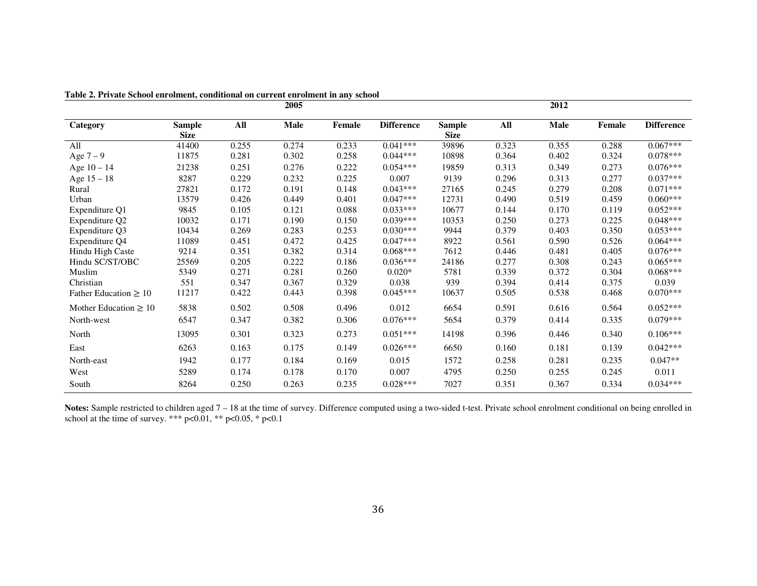**Table 2. Private School enrolment, conditional on current enrolment in any school**

| | 2005 | | | | | 2012 | | | | |
|---|---|---|---|---|---|---|---|---|---|---|
| **Category** | **Sample Size** | **All** | **Male** | **Female** | **Difference** | **Sample Size** | **All** | **Male** | **Female** | **Difference** |
| All | 41400 | 0.255 | 0.274 | 0.233 | 0.041*** | 39896 | 0.323 | 0.355 | 0.288 | 0.067*** |
| Age 7 – 9 | 11875 | 0.281 | 0.302 | 0.258 | 0.044*** | 10898 | 0.364 | 0.402 | 0.324 | 0.078*** |
| Age 10 – 14 | 21238 | 0.251 | 0.276 | 0.222 | 0.054*** | 19859 | 0.313 | 0.349 | 0.273 | 0.076*** |
| Age 15 – 18 | 8287 | 0.229 | 0.232 | 0.225 | 0.007 | 9139 | 0.296 | 0.313 | 0.277 | 0.037*** |
| Rural | 27821 | 0.172 | 0.191 | 0.148 | 0.043*** | 27165 | 0.245 | 0.279 | 0.208 | 0.071*** |
| Urban | 13579 | 0.426 | 0.449 | 0.401 | 0.047*** | 12731 | 0.490 | 0.519 | 0.459 | 0.060*** |
| Expenditure Q1 | 9845 | 0.105 | 0.121 | 0.088 | 0.033*** | 10677 | 0.144 | 0.170 | 0.119 | 0.052*** |
| Expenditure Q2 | 10032 | 0.171 | 0.190 | 0.150 | 0.039*** | 10353 | 0.250 | 0.273 | 0.225 | 0.048*** |
| Expenditure Q3 | 10434 | 0.269 | 0.283 | 0.253 | 0.030*** | 9944 | 0.379 | 0.403 | 0.350 | 0.053*** |
| Expenditure Q4 | 11089 | 0.451 | 0.472 | 0.425 | 0.047*** | 8922 | 0.561 | 0.590 | 0.526 | 0.064*** |
| Hindu High Caste | 9214 | 0.351 | 0.382 | 0.314 | 0.068*** | 7612 | 0.446 | 0.481 | 0.405 | 0.076*** |
| Hindu SC/ST/OBC | 25569 | 0.205 | 0.222 | 0.186 | 0.036*** | 24186 | 0.277 | 0.308 | 0.243 | 0.065*** |
| Muslim | 5349 | 0.271 | 0.281 | 0.260 | 0.020* | 5781 | 0.339 | 0.372 | 0.304 | 0.068*** |
| Christian | 551 | 0.347 | 0.367 | 0.329 | 0.038 | 939 | 0.394 | 0.414 | 0.375 | 0.039 |
| Father Education $\geq$ 10 | 11217 | 0.422 | 0.443 | 0.398 | 0.045*** | 10637 | 0.505 | 0.538 | 0.468 | 0.070*** |
| Mother Education $\geq$ 10 | 5838 | 0.502 | 0.508 | 0.496 | 0.012 | 6654 | 0.591 | 0.616 | 0.564 | 0.052*** |
| North-west | 6547 | 0.347 | 0.382 | 0.306 | 0.076*** | 5654 | 0.379 | 0.414 | 0.335 | 0.079*** |
| North | 13095 | 0.301 | 0.323 | 0.273 | 0.051*** | 14198 | 0.396 | 0.446 | 0.340 | 0.106*** |
| East | 6263 | 0.163 | 0.175 | 0.149 | 0.026*** | 6650 | 0.160 | 0.181 | 0.139 | 0.042*** |
| North-east | 1942 | 0.177 | 0.184 | 0.169 | 0.015 | 1572 | 0.258 | 0.281 | 0.235 | 0.047** |
| West | 5289 | 0.174 | 0.178 | 0.170 | 0.007 | 4795 | 0.250 | 0.255 | 0.245 | 0.011 |
| South | 8264 | 0.250 | 0.263 | 0.235 | 0.028*** | 7027 | 0.351 | 0.367 | 0.334 | 0.034*** |

**Notes:** Sample restricted to children aged 7 – 18 at the time of survey. Difference computed using a two-sided t-test. Private school enrolment conditional on being enrolled in school at the time of survey. *** $p<0.01$, ** $p<0.05$, * $p<0.1$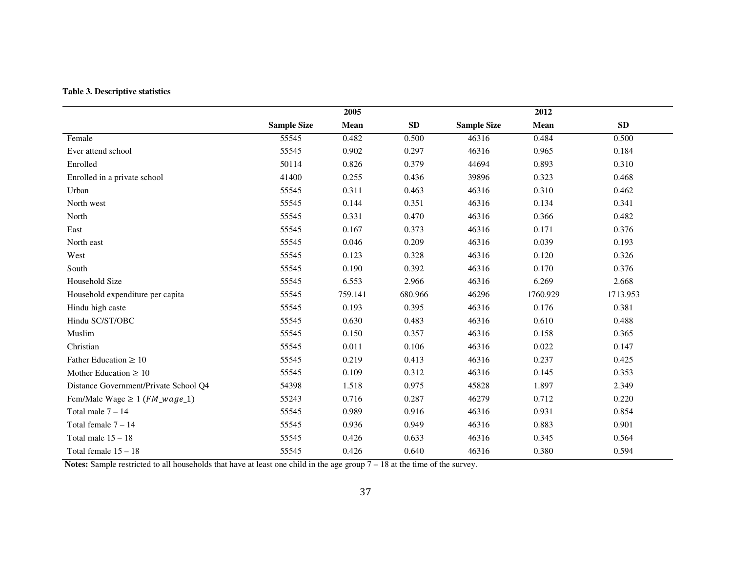**Table 3. Descriptive statistics**

| | 2005 | | | 2012 | | |
|---|---|---|---|---|---|---|
| | **Sample Size** | **Mean** | **SD** | **Sample Size** | **Mean** | **SD** |
| Female | 55545 | 0.482 | 0.500 | 46316 | 0.484 | 0.500 |
| Ever attend school | 55545 | 0.902 | 0.297 | 46316 | 0.965 | 0.184 |
| Enrolled | 50114 | 0.826 | 0.379 | 44694 | 0.893 | 0.310 |
| Enrolled in a private school | 41400 | 0.255 | 0.436 | 39896 | 0.323 | 0.468 |
| Urban | 55545 | 0.311 | 0.463 | 46316 | 0.310 | 0.462 |
| North west | 55545 | 0.144 | 0.351 | 46316 | 0.134 | 0.341 |
| North | 55545 | 0.331 | 0.470 | 46316 | 0.366 | 0.482 |
| East | 55545 | 0.167 | 0.373 | 46316 | 0.171 | 0.376 |
| North east | 55545 | 0.046 | 0.209 | 46316 | 0.039 | 0.193 |
| West | 55545 | 0.123 | 0.328 | 46316 | 0.120 | 0.326 |
| South | 55545 | 0.190 | 0.392 | 46316 | 0.170 | 0.376 |
| Household Size | 55545 | 6.553 | 2.966 | 46316 | 6.269 | 2.668 |
| Household expenditure per capita | 55545 | 759.141 | 680.966 | 46296 | 1760.929 | 1713.953 |
| Hindu high caste | 55545 | 0.193 | 0.395 | 46316 | 0.176 | 0.381 |
| Hindu SC/ST/OBC | 55545 | 0.630 | 0.483 | 46316 | 0.610 | 0.488 |
| Muslim | 55545 | 0.150 | 0.357 | 46316 | 0.158 | 0.365 |
| Christian | 55545 | 0.011 | 0.106 | 46316 | 0.022 | 0.147 |
| Father Education $\geq$ 10 | 55545 | 0.219 | 0.413 | 46316 | 0.237 | 0.425 |
| Mother Education $\geq$ 10 | 55545 | 0.109 | 0.312 | 46316 | 0.145 | 0.353 |
| Distance Government/Private School Q4 | 54398 | 1.518 | 0.975 | 45828 | 1.897 | 2.349 |
| Fem/Male Wage $\geq 1$ ($FM\_wage\_1$) | 55243 | 0.716 | 0.287 | 46279 | 0.712 | 0.220 |
| Total male 7 – 14 | 55545 | 0.989 | 0.916 | 46316 | 0.931 | 0.854 |
| Total female 7 – 14 | 55545 | 0.936 | 0.949 | 46316 | 0.883 | 0.901 |
| Total male 15 – 18 | 55545 | 0.426 | 0.633 | 46316 | 0.345 | 0.564 |
| Total female 15 – 18 | 55545 | 0.426 | 0.640 | 46316 | 0.380 | 0.594 |

**Notes:** Sample restricted to all households that have at least one child in the age group 7 – 18 at the time of the survey.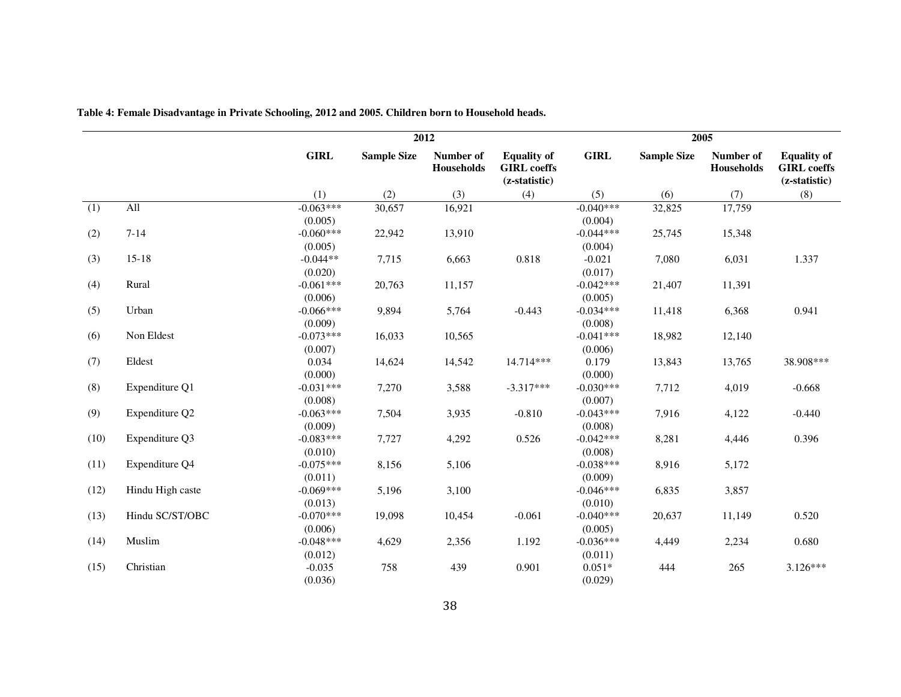**Table 4: Female Disadvantage in Private Schooling, 2012 and 2005. Children born to Household heads.**

| | | 2012 | | | | 2005 | | | |
|---|---|---|---|---|---|---|---|---|---|
| | | GIRL | Sample Size | Number of Households | Equality of GIRL coeffs (z-statistic) | GIRL | Sample Size | Number of Households | Equality of GIRL coeffs (z-statistic) |
| | | (1) | (2) | (3) | (4) | (5) | (6) | (7) | (8) |
| (1) | All | -0.063*** | 30,657 | 16,921 | | -0.040*** | 32,825 | 17,759 | |
| | | (0.005) | | | | (0.004) | | | |
| (2) | 7-14 | -0.060*** | 22,942 | 13,910 | | -0.044*** | 25,745 | 15,348 | |
| | | (0.005) | | | | (0.004) | | | |
| (3) | 15-18 | -0.044** | 7,715 | 6,663 | 0.818 | -0.021 | 7,080 | 6,031 | 1.337 |
| | | (0.020) | | | | (0.017) | | | |
| (4) | Rural | -0.061*** | 20,763 | 11,157 | | -0.042*** | 21,407 | 11,391 | |
| | | (0.006) | | | | (0.005) | | | |
| (5) | Urban | -0.066*** | 9,894 | 5,764 | -0.443 | -0.034*** | 11,418 | 6,368 | 0.941 |
| | | (0.009) | | | | (0.008) | | | |
| (6) | Non Eldest | -0.073*** | 16,033 | 10,565 | | -0.041*** | 18,982 | 12,140 | |
| | | (0.007) | | | | (0.006) | | | |
| (7) | Eldest | 0.034 | 14,624 | 14,542 | 14.714*** | 0.179 | 13,843 | 13,765 | 38.908*** |
| | | (0.000) | | | | (0.000) | | | |
| (8) | Expenditure Q1 | -0.031*** | 7,270 | 3,588 | -3.317*** | -0.030*** | 7,712 | 4,019 | -0.668 |
| | | (0.008) | | | | (0.007) | | | |
| (9) | Expenditure Q2 | -0.063*** | 7,504 | 3,935 | -0.810 | -0.043*** | 7,916 | 4,122 | -0.440 |
| | | (0.009) | | | | (0.008) | | | |
| (10) | Expenditure Q3 | -0.083*** | 7,727 | 4,292 | 0.526 | -0.042*** | 8,281 | 4,446 | 0.396 |
| | | (0.010) | | | | (0.008) | | | |
| (11) | Expenditure Q4 | -0.075*** | 8,156 | 5,106 | | -0.038*** | 8,916 | 5,172 | |
| | | (0.011) | | | | (0.009) | | | |
| (12) | Hindu High caste | -0.069*** | 5,196 | 3,100 | | -0.046*** | 6,835 | 3,857 | |
| | | (0.013) | | | | (0.010) | | | |
| (13) | Hindu SC/ST/OBC | -0.070*** | 19,098 | 10,454 | -0.061 | -0.040*** | 20,637 | 11,149 | 0.520 |
| | | (0.006) | | | | (0.005) | | | |
| (14) | Muslim | -0.048*** | 4,629 | 2,356 | 1.192 | -0.036*** | 4,449 | 2,234 | 0.680 |
| | | (0.012) | | | | (0.011) | | | |
| (15) | Christian | -0.035 | 758 | 439 | 0.901 | 0.051* | 444 | 265 | 3.126*** |
| | | (0.036) | | | | (0.029) | | | |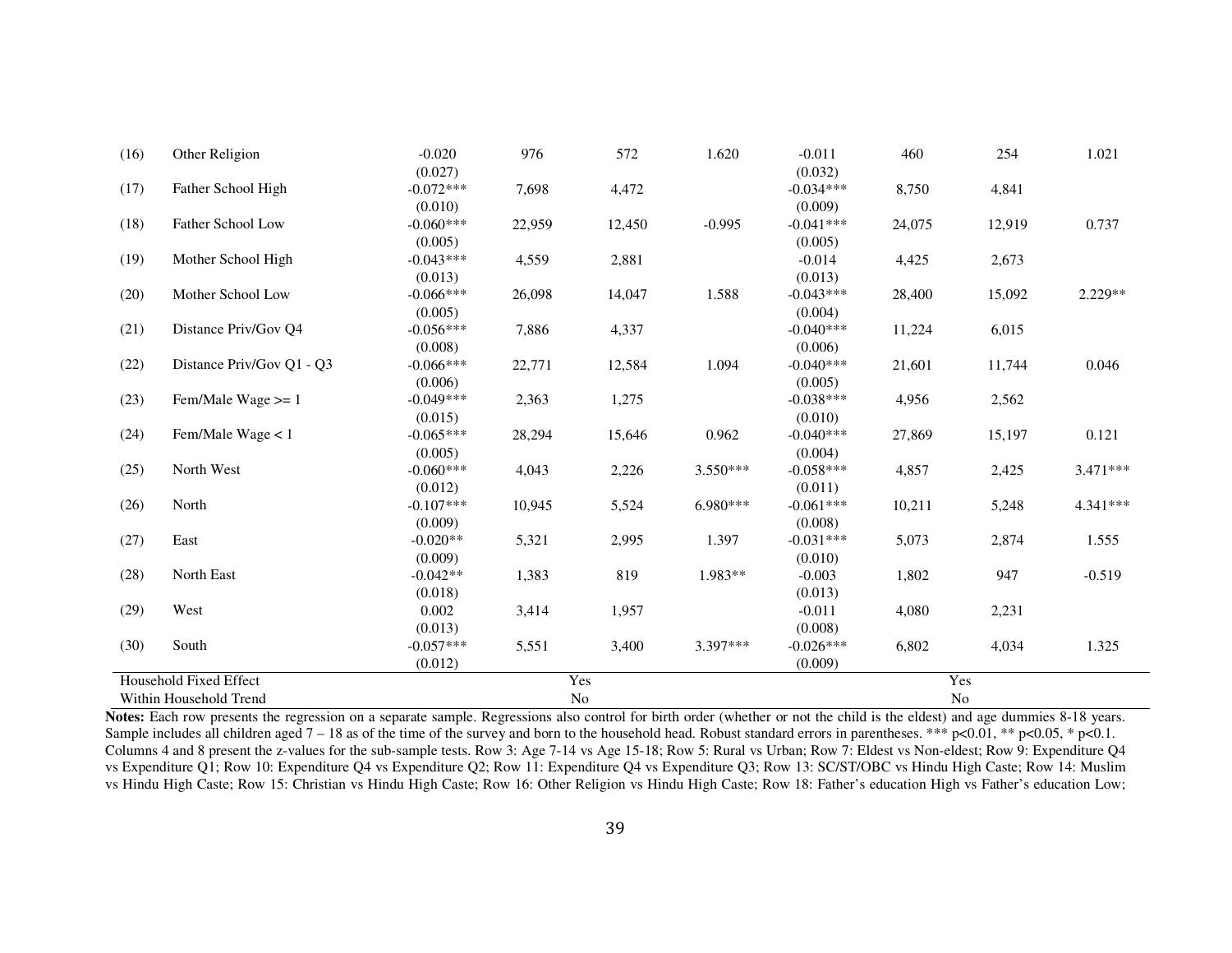| | | | | | | | | | |
|---|---|---|---|---|---|---|---|---|---|
| (16) | Other Religion | -0.020 | 976 | 572 | 1.620 | -0.011 | 460 | 254 | 1.021 |
| | | (0.027) | | | | (0.032) | | | |
| (17) | Father School High | -0.072*** | 7,698 | 4,472 | | -0.034*** | 8,750 | 4,841 | |
| | | (0.010) | | | | (0.009) | | | |
| (18) | Father School Low | -0.060*** | 22,959 | 12,450 | -0.995 | -0.041*** | 24,075 | 12,919 | 0.737 |
| | | (0.005) | | | | (0.005) | | | |
| (19) | Mother School High | -0.043*** | 4,559 | 2,881 | | -0.014 | 4,425 | 2,673 | |
| | | (0.013) | | | | (0.013) | | | |
| (20) | Mother School Low | -0.066*** | 26,098 | 14,047 | 1.588 | -0.043*** | 28,400 | 15,092 | 2.229** |
| | | (0.005) | | | | (0.004) | | | |
| (21) | Distance Priv/Gov Q4 | -0.056*** | 7,886 | 4,337 | | -0.040*** | 11,224 | 6,015 | |
| | | (0.008) | | | | (0.006) | | | |
| (22) | Distance Priv/Gov Q1 - Q3 | -0.066*** | 22,771 | 12,584 | 1.094 | -0.040*** | 21,601 | 11,744 | 0.046 |
| | | (0.006) | | | | (0.005) | | | |
| (23) | Fem/Male Wage >= 1 | -0.049*** | 2,363 | 1,275 | | -0.038*** | 4,956 | 2,562 | |
| | | (0.015) | | | | (0.010) | | | |
| (24) | Fem/Male Wage < 1 | -0.065*** | 28,294 | 15,646 | 0.962 | -0.040*** | 27,869 | 15,197 | 0.121 |
| | | (0.005) | | | | (0.004) | | | |
| (25) | North West | -0.060*** | 4,043 | 2,226 | 3.550*** | -0.058*** | 4,857 | 2,425 | 3.471*** |
| | | (0.012) | | | | (0.011) | | | |
| (26) | North | -0.107*** | 10,945 | 5,524 | 6.980*** | -0.061*** | 10,211 | 5,248 | 4.341*** |
| | | (0.009) | | | | (0.008) | | | |
| (27) | East | -0.020** | 5,321 | 2,995 | 1.397 | -0.031*** | 5,073 | 2,874 | 1.555 |
| | | (0.009) | | | | (0.010) | | | |
| (28) | North East | -0.042** | 1,383 | 819 | 1.983** | -0.003 | 1,802 | 947 | -0.519 |
| | | (0.018) | | | | (0.013) | | | |
| (29) | West | 0.002 | 3,414 | 1,957 | | -0.011 | 4,080 | 2,231 | |
| | | (0.013) | | | | (0.008) | | | |
| (30) | South | -0.057*** | 5,551 | 3,400 | 3.397*** | -0.026*** | 6,802 | 4,034 | 1.325 |
| | | (0.012) | | | | (0.009) | | | |
| Household Fixed Effect | | | | Yes | | | | Yes | |
| Within Household Trend | | | | No | | | | No | |

**Notes:** Each row presents the regression on a separate sample. Regressions also control for birth order (whether or not the child is the eldest) and age dummies 8-18 years. Sample includes all children aged 7 – 18 as of the time of the survey and born to the household head. Robust standard errors in parentheses. *** p<0.01, ** p<0.05, * p<0.1. Columns 4 and 8 present the z-values for the sub-sample tests. Row 3: Age 7-14 vs Age 15-18; Row 5: Rural vs Urban; Row 7: Eldest vs Non-eldest; Row 9: Expenditure Q4 vs Expenditure Q1; Row 10: Expenditure Q4 vs Expenditure Q2; Row 11: Expenditure Q4 vs Expenditure Q3; Row 13: SC/ST/OBC vs Hindu High Caste; Row 14: Muslim vs Hindu High Caste; Row 15: Christian vs Hindu High Caste; Row 16: Other Religion vs Hindu High Caste; Row 18: Father's education High vs Father's education Low;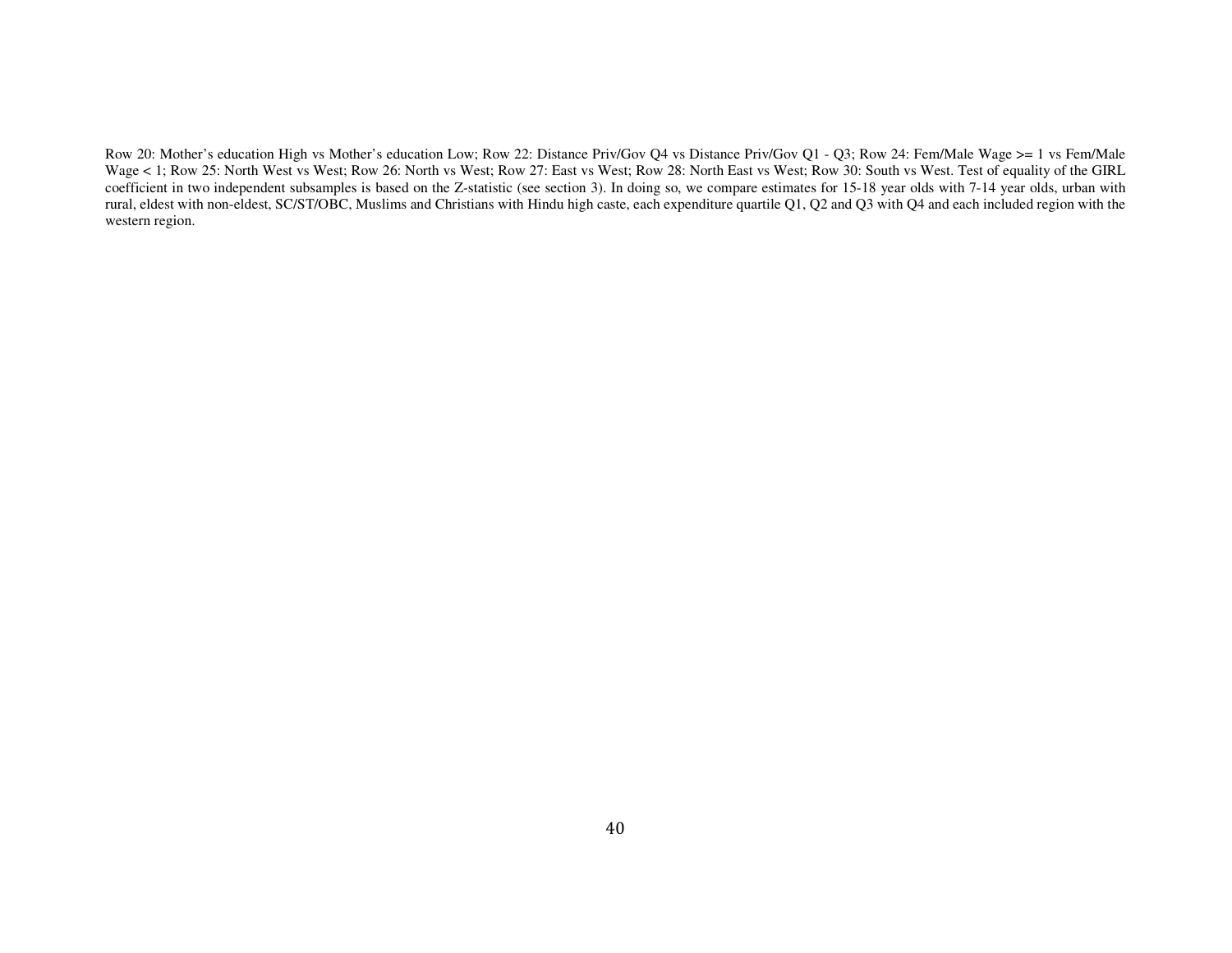Row 20: Mother's education High vs Mother's education Low; Row 22: Distance Priv/Gov Q4 vs Distance Priv/Gov Q1 - Q3; Row 24: Fem/Male Wage >= 1 vs Fem/Male Wage < 1; Row 25: North West vs West; Row 26: North vs West; Row 27: East vs West; Row 28: North East vs West; Row 30: South vs West. Test of equality of the GIRL coefficient in two independent subsamples is based on the Z-statistic (see section 3). In doing so, we compare estimates for 15-18 year olds with 7-14 year olds, urban with rural, eldest with non-eldest, SC/ST/OBC, Muslims and Christians with Hindu high caste, each expenditure quartile Q1, Q2 and Q3 with Q4 and each included region with the western region.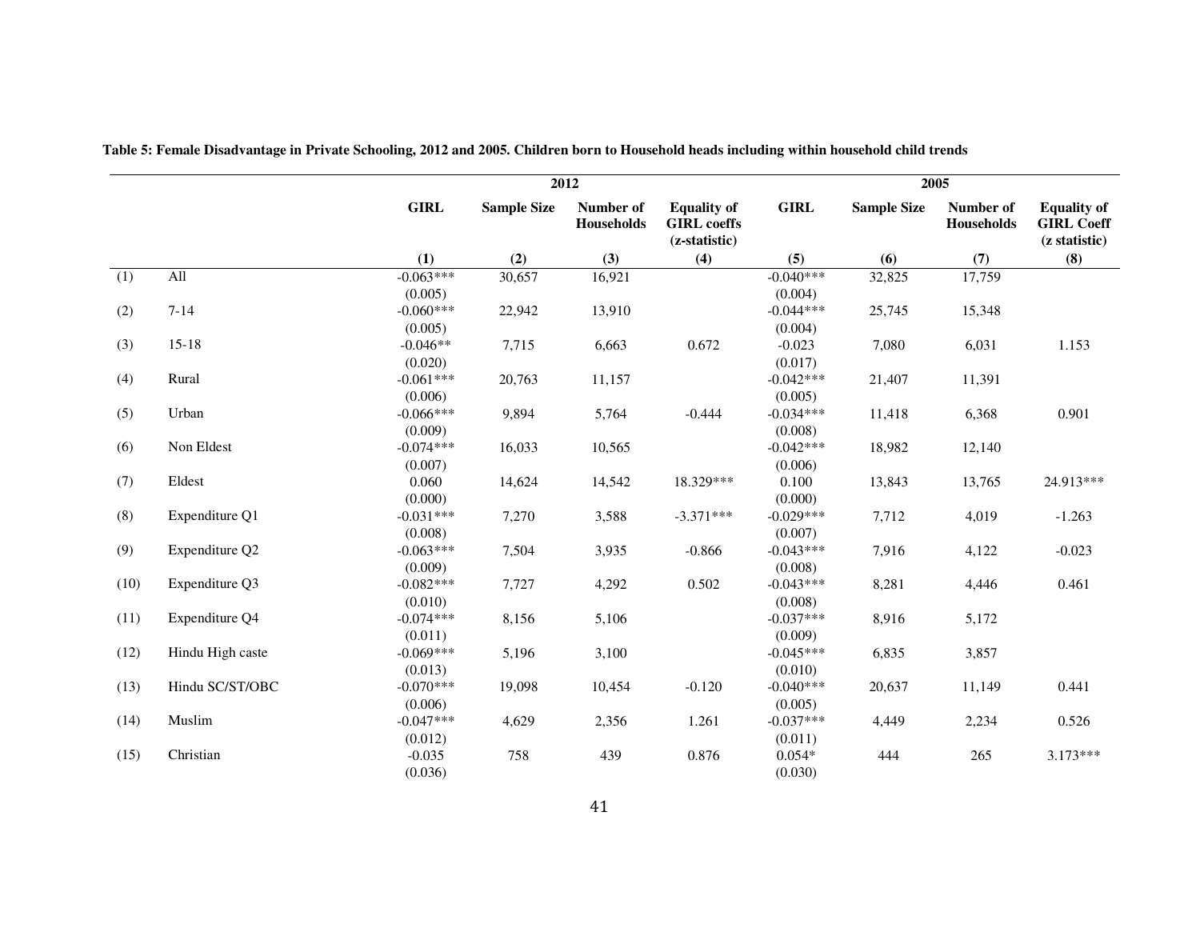**Table 5: Female Disadvantage in Private Schooling, 2012 and 2005. Children born to Household heads including within household child trends**

| | | 2012 | | | | 2005 | | | |
|---|---|---|---|---|---|---|---|---|---|
| | | GIRL | Sample Size | Number of Households | Equality of GIRL coeffs (z-statistic) | GIRL | Sample Size | Number of Households | Equality of GIRL Coeff (z statistic) |
| | | (1) | (2) | (3) | (4) | (5) | (6) | (7) | (8) |
| (1) | All | -0.063*** (0.005) | 30,657 | 16,921 | | -0.040*** (0.004) | 32,825 | 17,759 | |
| (2) | 7-14 | -0.060*** (0.005) | 22,942 | 13,910 | | -0.044*** (0.004) | 25,745 | 15,348 | |
| (3) | 15-18 | -0.046** (0.020) | 7,715 | 6,663 | 0.672 | -0.023 (0.017) | 7,080 | 6,031 | 1.153 |
| (4) | Rural | -0.061*** (0.006) | 20,763 | 11,157 | | -0.042*** (0.005) | 21,407 | 11,391 | |
| (5) | Urban | -0.066*** (0.009) | 9,894 | 5,764 | -0.444 | -0.034*** (0.008) | 11,418 | 6,368 | 0.901 |
| (6) | Non Eldest | -0.074*** (0.007) | 16,033 | 10,565 | | -0.042*** (0.006) | 18,982 | 12,140 | |
| (7) | Eldest | 0.060 (0.000) | 14,624 | 14,542 | 18.329*** | 0.100 (0.000) | 13,843 | 13,765 | 24.913*** |
| (8) | Expenditure Q1 | -0.031*** (0.008) | 7,270 | 3,588 | -3.371*** | -0.029*** (0.007) | 7,712 | 4,019 | -1.263 |
| (9) | Expenditure Q2 | -0.063*** (0.009) | 7,504 | 3,935 | -0.866 | -0.043*** (0.008) | 7,916 | 4,122 | -0.023 |
| (10) | Expenditure Q3 | -0.082*** (0.010) | 7,727 | 4,292 | 0.502 | -0.043*** (0.008) | 8,281 | 4,446 | 0.461 |
| (11) | Expenditure Q4 | -0.074*** (0.011) | 8,156 | 5,106 | | -0.037*** (0.009) | 8,916 | 5,172 | |
| (12) | Hindu High caste | -0.069*** (0.013) | 5,196 | 3,100 | | -0.045*** (0.010) | 6,835 | 3,857 | |
| (13) | Hindu SC/ST/OBC | -0.070*** (0.006) | 19,098 | 10,454 | -0.120 | -0.040*** (0.005) | 20,637 | 11,149 | 0.441 |
| (14) | Muslim | -0.047*** (0.012) | 4,629 | 2,356 | 1.261 | -0.037*** (0.011) | 4,449 | 2,234 | 0.526 |
| (15) | Christian | -0.035 (0.036) | 758 | 439 | 0.876 | 0.054* (0.030) | 444 | 265 | 3.173*** |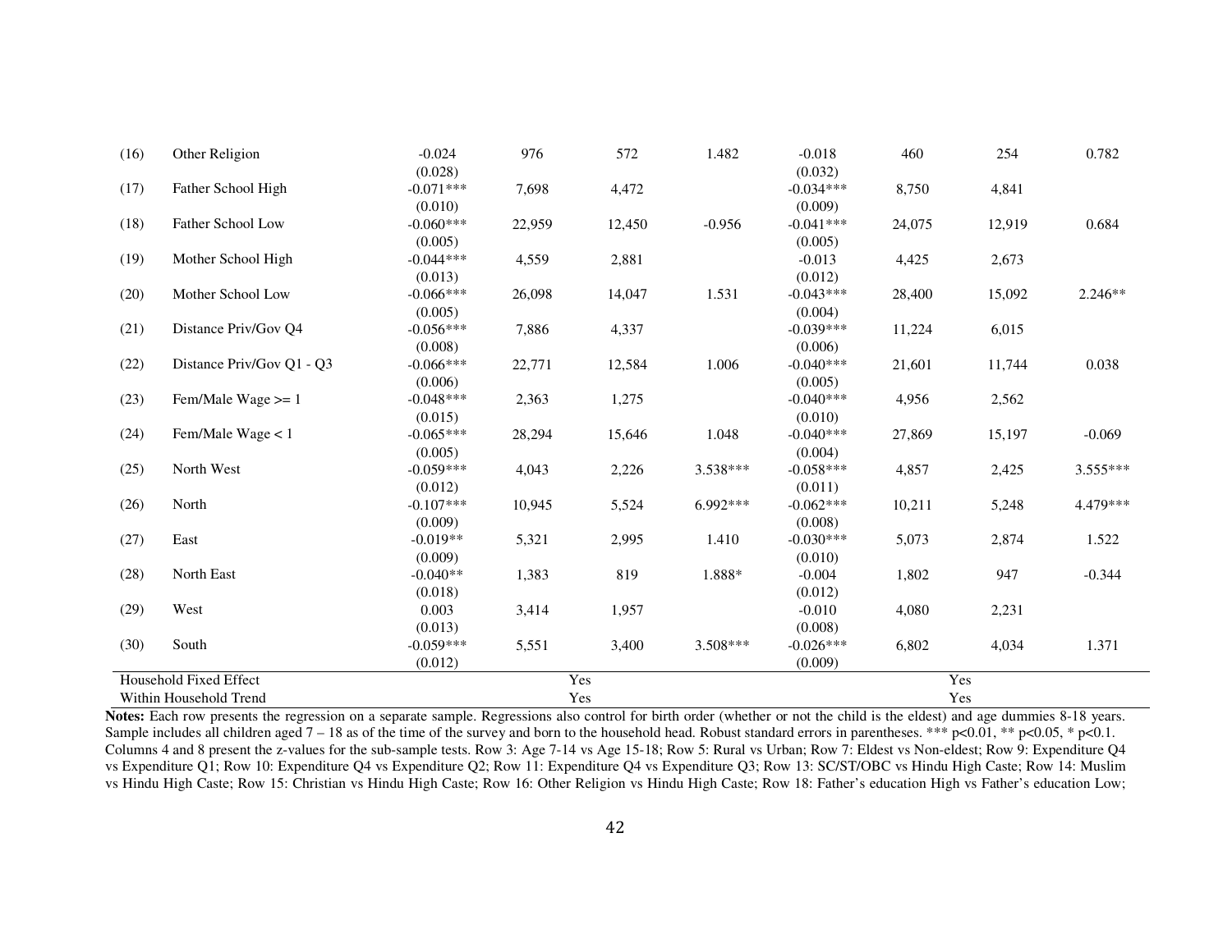| | | | | | | | | | |
|---|---|---|---|---|---|---|---|---|---|
| (16) | Other Religion | -0.024 | 976 | 572 | 1.482 | -0.018 | 460 | 254 | 0.782 |
| | | (0.028) | | | | (0.032) | | | |
| (17) | Father School High | -0.071*** | 7,698 | 4,472 | | -0.034*** | 8,750 | 4,841 | |
| | | (0.010) | | | | (0.009) | | | |
| (18) | Father School Low | -0.060*** | 22,959 | 12,450 | -0.956 | -0.041*** | 24,075 | 12,919 | 0.684 |
| | | (0.005) | | | | (0.005) | | | |
| (19) | Mother School High | -0.044*** | 4,559 | 2,881 | | -0.013 | 4,425 | 2,673 | |
| | | (0.013) | | | | (0.012) | | | |
| (20) | Mother School Low | -0.066*** | 26,098 | 14,047 | 1.531 | -0.043*** | 28,400 | 15,092 | 2.246** |
| | | (0.005) | | | | (0.004) | | | |
| (21) | Distance Priv/Gov Q4 | -0.056*** | 7,886 | 4,337 | | -0.039*** | 11,224 | 6,015 | |
| | | (0.008) | | | | (0.006) | | | |
| (22) | Distance Priv/Gov Q1 - Q3 | -0.066*** | 22,771 | 12,584 | 1.006 | -0.040*** | 21,601 | 11,744 | 0.038 |
| | | (0.006) | | | | (0.005) | | | |
| (23) | Fem/Male Wage >= 1 | -0.048*** | 2,363 | 1,275 | | -0.040*** | 4,956 | 2,562 | |
| | | (0.015) | | | | (0.010) | | | |
| (24) | Fem/Male Wage < 1 | -0.065*** | 28,294 | 15,646 | 1.048 | -0.040*** | 27,869 | 15,197 | -0.069 |
| | | (0.005) | | | | (0.004) | | | |
| (25) | North West | -0.059*** | 4,043 | 2,226 | 3.538*** | -0.058*** | 4,857 | 2,425 | 3.555*** |
| | | (0.012) | | | | (0.011) | | | |
| (26) | North | -0.107*** | 10,945 | 5,524 | 6.992*** | -0.062*** | 10,211 | 5,248 | 4.479*** |
| | | (0.009) | | | | (0.008) | | | |
| (27) | East | -0.019** | 5,321 | 2,995 | 1.410 | -0.030*** | 5,073 | 2,874 | 1.522 |
| | | (0.009) | | | | (0.010) | | | |
| (28) | North East | -0.040** | 1,383 | 819 | 1.888* | -0.004 | 1,802 | 947 | -0.344 |
| | | (0.018) | | | | (0.012) | | | |
| (29) | West | 0.003 | 3,414 | 1,957 | | -0.010 | 4,080 | 2,231 | |
| | | (0.013) | | | | (0.008) | | | |
| (30) | South | -0.059*** | 5,551 | 3,400 | 3.508*** | -0.026*** | 6,802 | 4,034 | 1.371 |
| | | (0.012) | | | | (0.009) | | | |
| Household Fixed Effect | | | | Yes | | | | Yes | |
| Within Household Trend | | | | Yes | | | | Yes | |

**Notes:** Each row presents the regression on a separate sample. Regressions also control for birth order (whether or not the child is the eldest) and age dummies 8-18 years. Sample includes all children aged 7 – 18 as of the time of the survey and born to the household head. Robust standard errors in parentheses. *** p<0.01, ** p<0.05, * p<0.1. Columns 4 and 8 present the z-values for the sub-sample tests. Row 3: Age 7-14 vs Age 15-18; Row 5: Rural vs Urban; Row 7: Eldest vs Non-eldest; Row 9: Expenditure Q4 vs Expenditure Q1; Row 10: Expenditure Q4 vs Expenditure Q2; Row 11: Expenditure Q4 vs Expenditure Q3; Row 13: SC/ST/OBC vs Hindu High Caste; Row 14: Muslim vs Hindu High Caste; Row 15: Christian vs Hindu High Caste; Row 16: Other Religion vs Hindu High Caste; Row 18: Father's education High vs Father's education Low;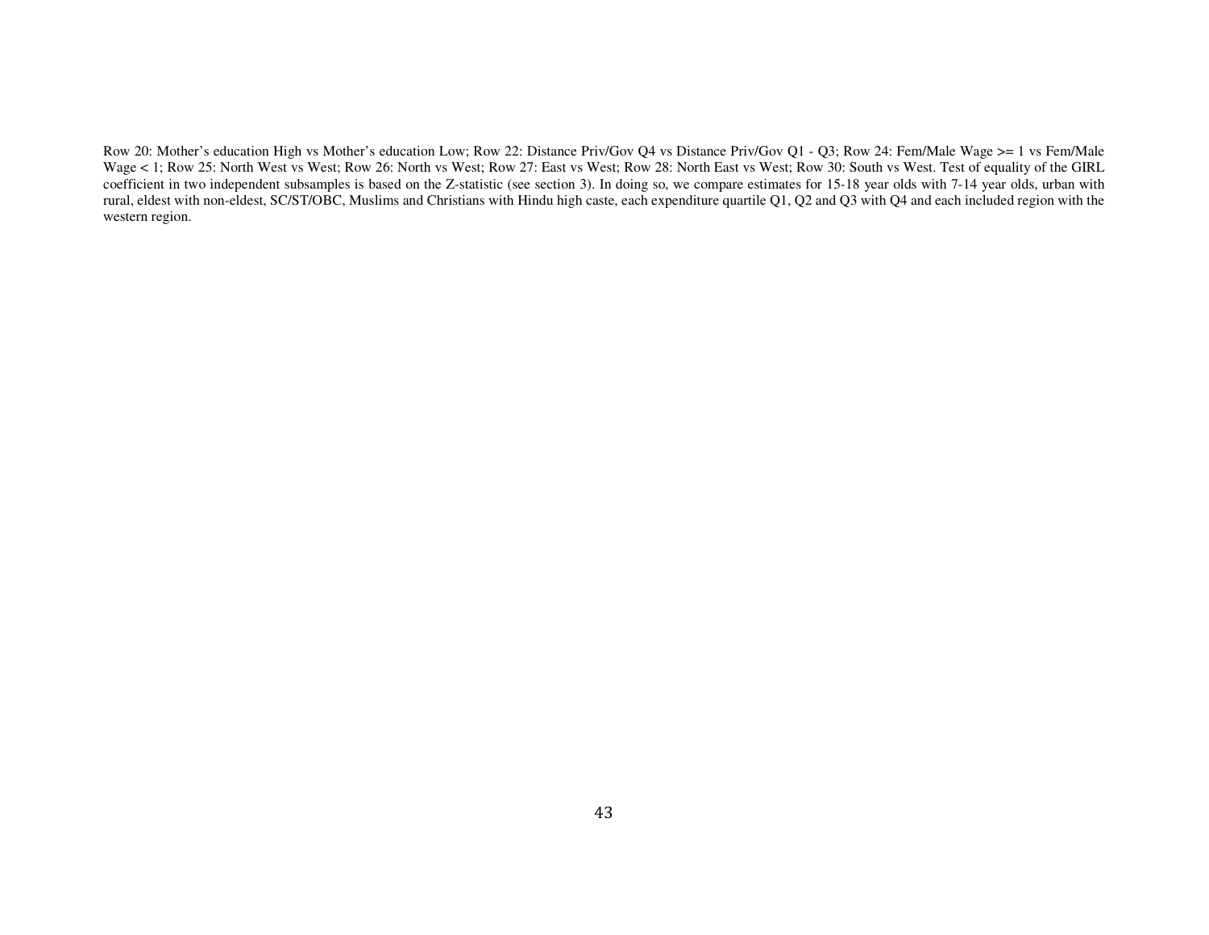Row 20: Mother's education High vs Mother's education Low; Row 22: Distance Priv/Gov Q4 vs Distance Priv/Gov Q1 - Q3; Row 24: Fem/Male Wage >= 1 vs Fem/Male Wage < 1; Row 25: North West vs West; Row 26: North vs West; Row 27: East vs West; Row 28: North East vs West; Row 30: South vs West. Test of equality of the GIRL coefficient in two independent subsamples is based on the Z-statistic (see section 3). In doing so, we compare estimates for 15-18 year olds with 7-14 year olds, urban with rural, eldest with non-eldest, SC/ST/OBC, Muslims and Christians with Hindu high caste, each expenditure quartile Q1, Q2 and Q3 with Q4 and each included region with the western region.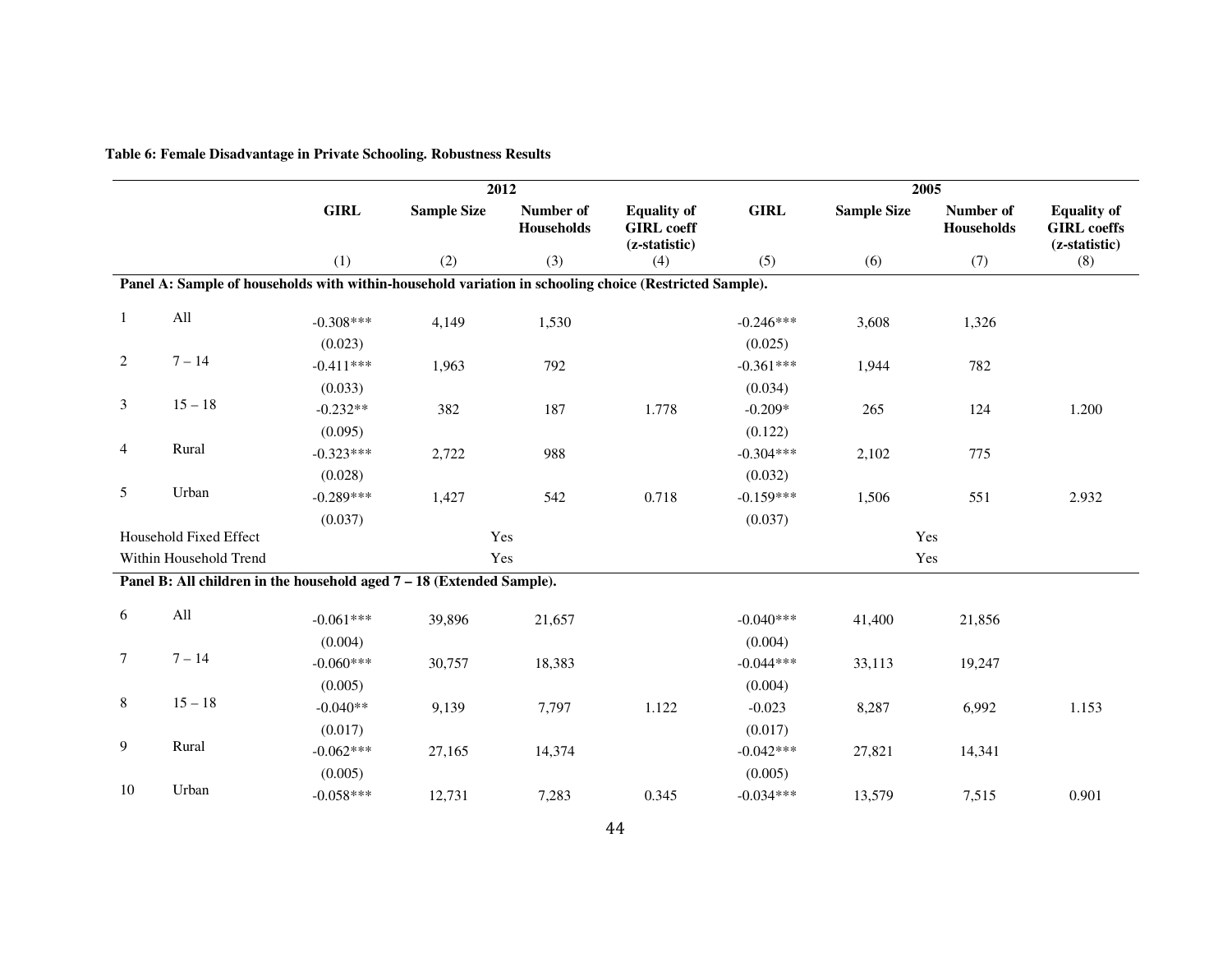**Table 6: Female Disadvantage in Private Schooling. Robustness Results**

| | | 2012 | | | | 2005 | | | |
|---|---|---|---|---|---|---|---|---|---|
| | | GIRL | Sample Size | Number of Households | Equality of GIRL coeff (z-statistic) | GIRL | Sample Size | Number of Households | Equality of GIRL coeffs (z-statistic) |
| | | (1) | (2) | (3) | (4) | (5) | (6) | (7) | (8) |
| **Panel A: Sample of households with within-household variation in schooling choice (Restricted Sample).** | | | | | | | | | |
| 1 | All | -0.308*** | 4,149 | 1,530 | | -0.246*** | 3,608 | 1,326 | |
| | | (0.023) | | | | (0.025) | | | |
| 2 | 7 – 14 | -0.411*** | 1,963 | 792 | | -0.361*** | 1,944 | 782 | |
| | | (0.033) | | | | (0.034) | | | |
| 3 | 15 – 18 | -0.232** | 382 | 187 | 1.778 | -0.209* | 265 | 124 | 1.200 |
| | | (0.095) | | | | (0.122) | | | |
| 4 | Rural | -0.323*** | 2,722 | 988 | | -0.304*** | 2,102 | 775 | |
| | | (0.028) | | | | (0.032) | | | |
| 5 | Urban | -0.289*** | 1,427 | 542 | 0.718 | -0.159*** | 1,506 | 551 | 2.932 |
| | | (0.037) | | | | (0.037) | | | |
| Household Fixed Effect | | | Yes | | | | Yes | | |
| Within Household Trend | | | Yes | | | | Yes | | |
| **Panel B: All children in the household aged 7 – 18 (Extended Sample).** | | | | | | | | | |
| 6 | All | -0.061*** | 39,896 | 21,657 | | -0.040*** | 41,400 | 21,856 | |
| | | (0.004) | | | | (0.004) | | | |
| 7 | 7 – 14 | -0.060*** | 30,757 | 18,383 | | -0.044*** | 33,113 | 19,247 | |
| | | (0.005) | | | | (0.004) | | | |
| 8 | 15 – 18 | -0.040** | 9,139 | 7,797 | 1.122 | -0.023 | 8,287 | 6,992 | 1.153 |
| | | (0.017) | | | | (0.017) | | | |
| 9 | Rural | -0.062*** | 27,165 | 14,374 | | -0.042*** | 27,821 | 14,341 | |
| | | (0.005) | | | | (0.005) | | | |
| 10 | Urban | -0.058*** | 12,731 | 7,283 | 0.345 | -0.034*** | 13,579 | 7,515 | 0.901 |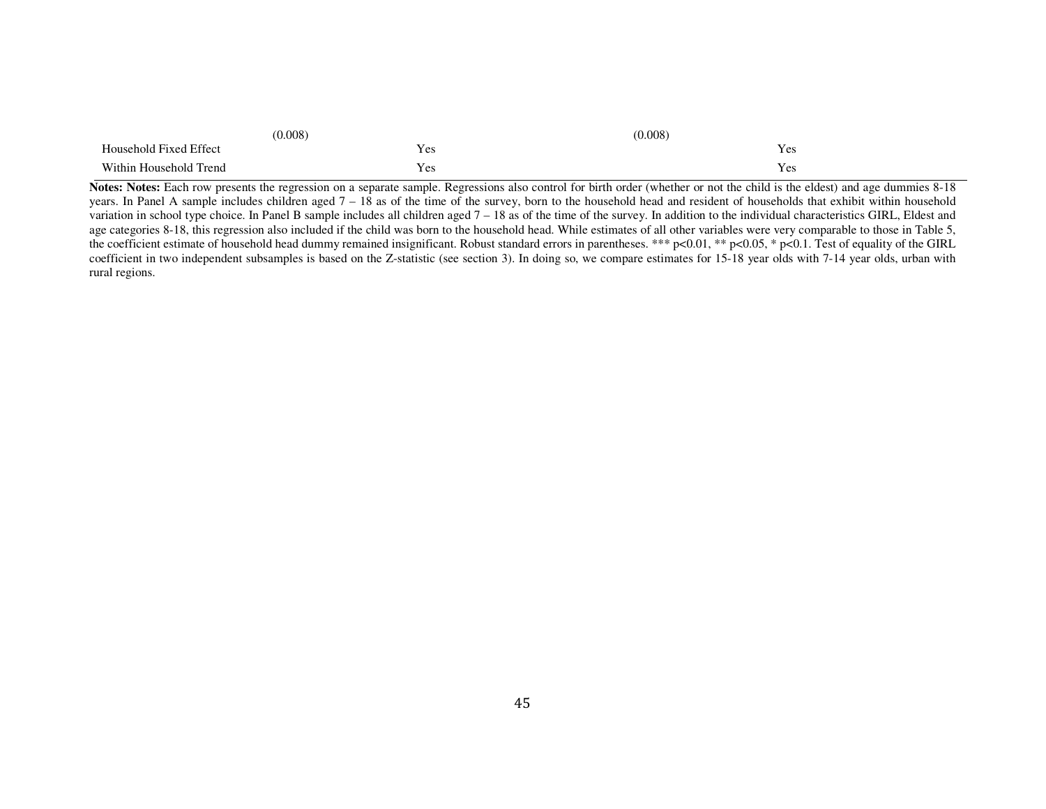| | | | |
|---|---|---|---|
| | (0.008) | | (0.008) |
| Household Fixed Effect | | Yes | | Yes |
| Within Household Trend | | Yes | | Yes |

**Notes: Notes:** Each row presents the regression on a separate sample. Regressions also control for birth order (whether or not the child is the eldest) and age dummies 8-18 years. In Panel A sample includes children aged 7 – 18 as of the time of the survey, born to the household head and resident of households that exhibit within household variation in school type choice. In Panel B sample includes all children aged 7 – 18 as of the time of the survey. In addition to the individual characteristics GIRL, Eldest and age categories 8-18, this regression also included if the child was born to the household head. While estimates of all other variables were very comparable to those in Table 5, the coefficient estimate of household head dummy remained insignificant. Robust standard errors in parentheses. *** p<0.01, ** p<0.05, * p<0.1. Test of equality of the GIRL coefficient in two independent subsamples is based on the Z-statistic (see section 3). In doing so, we compare estimates for 15-18 year olds with 7-14 year olds, urban with rural regions.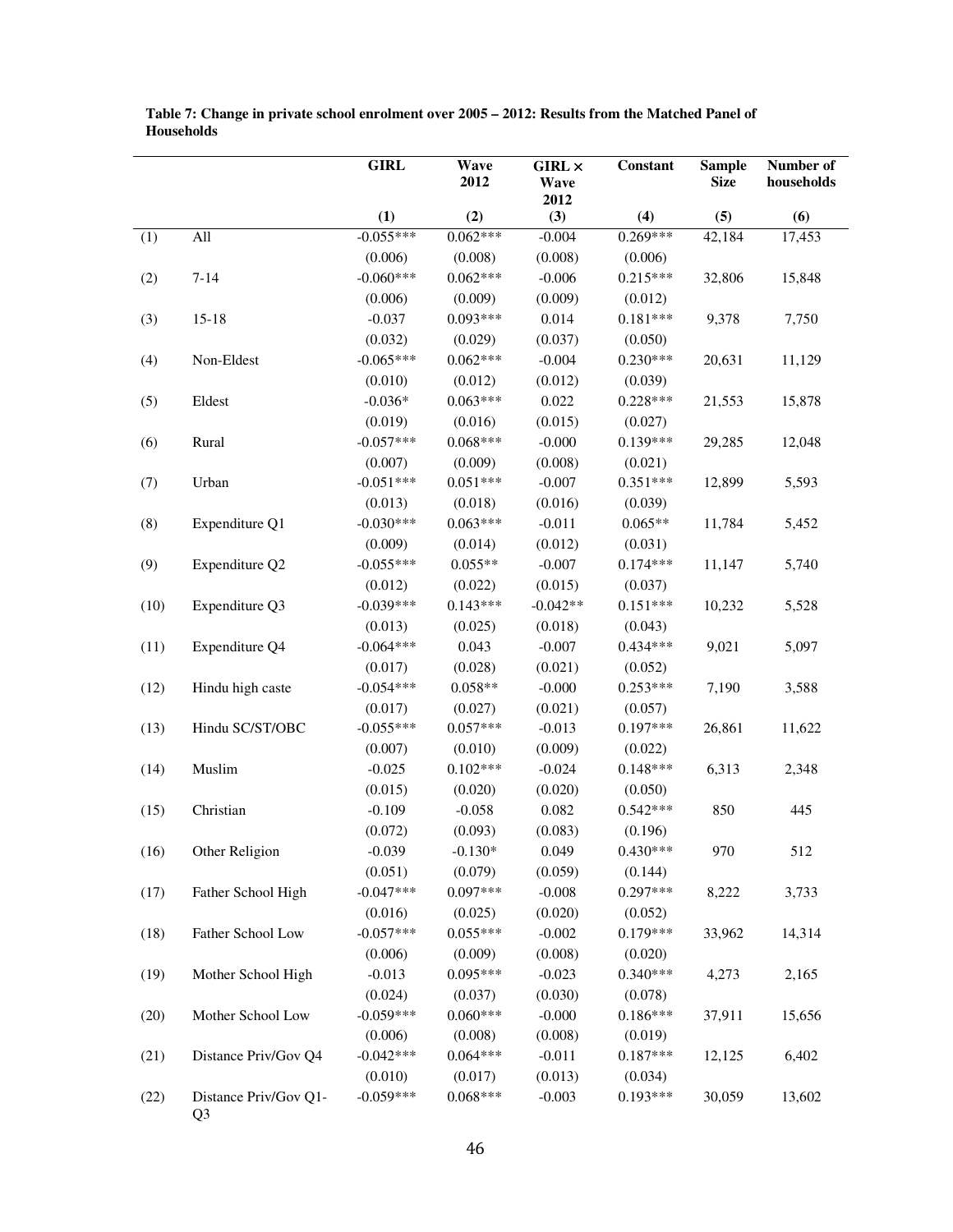**Table 7: Change in private school enrolment over 2005 – 2012: Results from the Matched Panel of Households**

| | | GIRL | Wave 2012 | GIRL × Wave 2012 | Constant | Sample Size | Number of households |
|---|---|---|---|---|---|---|---|
| | | (1) | (2) | (3) | (4) | (5) | (6) |
| (1) | All | -0.055*** | 0.062*** | -0.004 | 0.269*** | 42,184 | 17,453 |
| | | (0.006) | (0.008) | (0.008) | (0.006) | | |
| (2) | 7-14 | -0.060*** | 0.062*** | -0.006 | 0.215*** | 32,806 | 15,848 |
| | | (0.006) | (0.009) | (0.009) | (0.012) | | |
| (3) | 15-18 | -0.037 | 0.093*** | 0.014 | 0.181*** | 9,378 | 7,750 |
| | | (0.032) | (0.029) | (0.037) | (0.050) | | |
| (4) | Non-Eldest | -0.065*** | 0.062*** | -0.004 | 0.230*** | 20,631 | 11,129 |
| | | (0.010) | (0.012) | (0.012) | (0.039) | | |
| (5) | Eldest | -0.036* | 0.063*** | 0.022 | 0.228*** | 21,553 | 15,878 |
| | | (0.019) | (0.016) | (0.015) | (0.027) | | |
| (6) | Rural | -0.057*** | 0.068*** | -0.000 | 0.139*** | 29,285 | 12,048 |
| | | (0.007) | (0.009) | (0.008) | (0.021) | | |
| (7) | Urban | -0.051*** | 0.051*** | -0.007 | 0.351*** | 12,899 | 5,593 |
| | | (0.013) | (0.018) | (0.016) | (0.039) | | |
| (8) | Expenditure Q1 | -0.030*** | 0.063*** | -0.011 | 0.065** | 11,784 | 5,452 |
| | | (0.009) | (0.014) | (0.012) | (0.031) | | |
| (9) | Expenditure Q2 | -0.055*** | 0.055** | -0.007 | 0.174*** | 11,147 | 5,740 |
| | | (0.012) | (0.022) | (0.015) | (0.037) | | |
| (10) | Expenditure Q3 | -0.039*** | 0.143*** | -0.042** | 0.151*** | 10,232 | 5,528 |
| | | (0.013) | (0.025) | (0.018) | (0.043) | | |
| (11) | Expenditure Q4 | -0.064*** | 0.043 | -0.007 | 0.434*** | 9,021 | 5,097 |
| | | (0.017) | (0.028) | (0.021) | (0.052) | | |
| (12) | Hindu high caste | -0.054*** | 0.058** | -0.000 | 0.253*** | 7,190 | 3,588 |
| | | (0.017) | (0.027) | (0.021) | (0.057) | | |
| (13) | Hindu SC/ST/OBC | -0.055*** | 0.057*** | -0.013 | 0.197*** | 26,861 | 11,622 |
| | | (0.007) | (0.010) | (0.009) | (0.022) | | |
| (14) | Muslim | -0.025 | 0.102*** | -0.024 | 0.148*** | 6,313 | 2,348 |
| | | (0.015) | (0.020) | (0.020) | (0.050) | | |
| (15) | Christian | -0.109 | -0.058 | 0.082 | 0.542*** | 850 | 445 |
| | | (0.072) | (0.093) | (0.083) | (0.196) | | |
| (16) | Other Religion | -0.039 | -0.130* | 0.049 | 0.430*** | 970 | 512 |
| | | (0.051) | (0.079) | (0.059) | (0.144) | | |
| (17) | Father School High | -0.047*** | 0.097*** | -0.008 | 0.297*** | 8,222 | 3,733 |
| | | (0.016) | (0.025) | (0.020) | (0.052) | | |
| (18) | Father School Low | -0.057*** | 0.055*** | -0.002 | 0.179*** | 33,962 | 14,314 |
| | | (0.006) | (0.009) | (0.008) | (0.020) | | |
| (19) | Mother School High | -0.013 | 0.095*** | -0.023 | 0.340*** | 4,273 | 2,165 |
| | | (0.024) | (0.037) | (0.030) | (0.078) | | |
| (20) | Mother School Low | -0.059*** | 0.060*** | -0.000 | 0.186*** | 37,911 | 15,656 |
| | | (0.006) | (0.008) | (0.008) | (0.019) | | |
| (21) | Distance Priv/Gov Q4 | -0.042*** | 0.064*** | -0.011 | 0.187*** | 12,125 | 6,402 |
| | | (0.010) | (0.017) | (0.013) | (0.034) | | |
| (22) | Distance Priv/Gov Q1-Q3 | -0.059*** | 0.068*** | -0.003 | 0.193*** | 30,059 | 13,602 |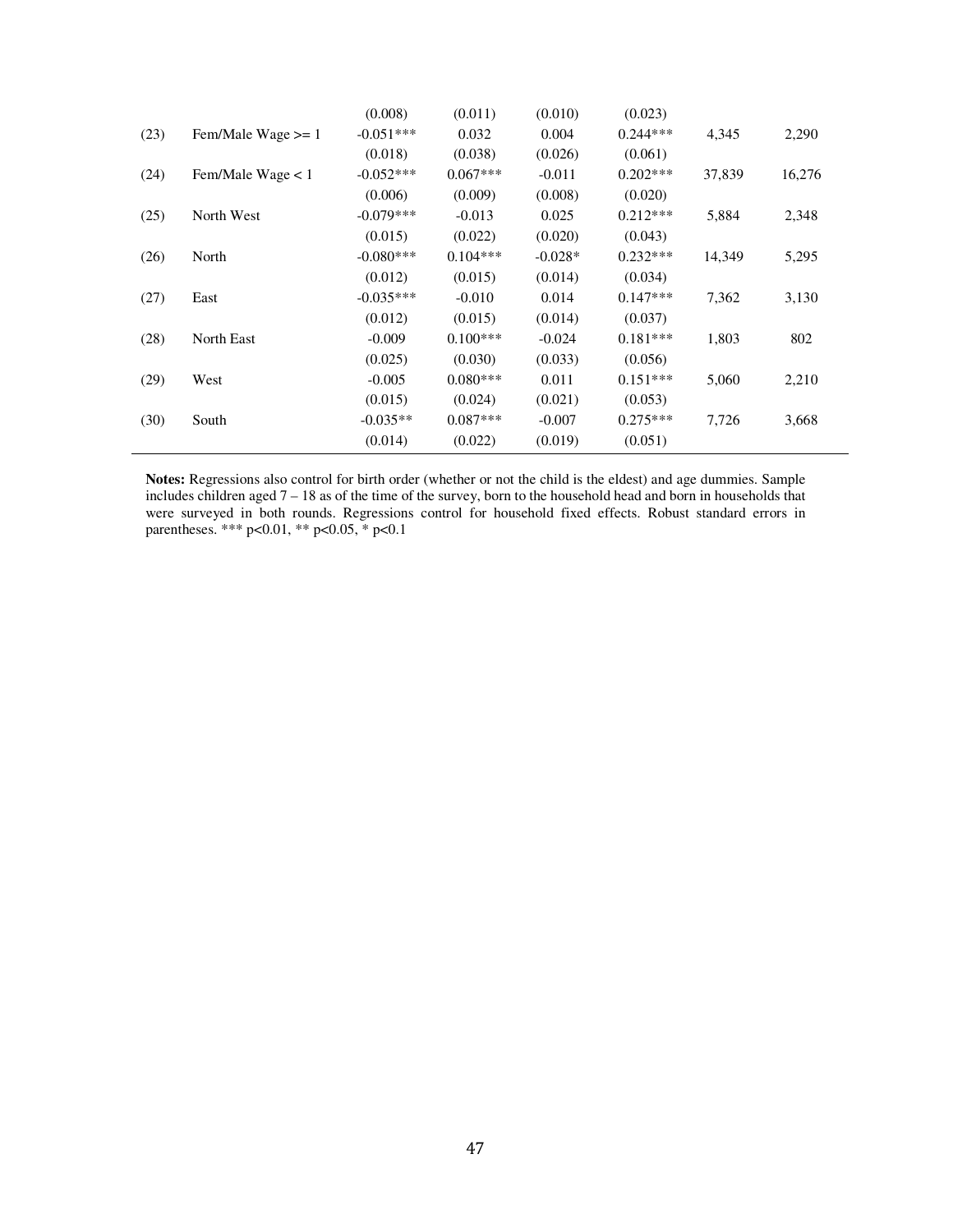| | | | | | | | |
|---|---|---|---|---|---|---|---|
| | | (0.008) | (0.011) | (0.010) | (0.023) | | |
| (23) | Fem/Male Wage >= 1 | -0.051*** | 0.032 | 0.004 | 0.244*** | 4,345 | 2,290 |
| | | (0.018) | (0.038) | (0.026) | (0.061) | | |
| (24) | Fem/Male Wage < 1 | -0.052*** | 0.067*** | -0.011 | 0.202*** | 37,839 | 16,276 |
| | | (0.006) | (0.009) | (0.008) | (0.020) | | |
| (25) | North West | -0.079*** | -0.013 | 0.025 | 0.212*** | 5,884 | 2,348 |
| | | (0.015) | (0.022) | (0.020) | (0.043) | | |
| (26) | North | -0.080*** | 0.104*** | -0.028* | 0.232*** | 14,349 | 5,295 |
| | | (0.012) | (0.015) | (0.014) | (0.034) | | |
| (27) | East | -0.035*** | -0.010 | 0.014 | 0.147*** | 7,362 | 3,130 |
| | | (0.012) | (0.015) | (0.014) | (0.037) | | |
| (28) | North East | -0.009 | 0.100*** | -0.024 | 0.181*** | 1,803 | 802 |
| | | (0.025) | (0.030) | (0.033) | (0.056) | | |
| (29) | West | -0.005 | 0.080*** | 0.011 | 0.151*** | 5,060 | 2,210 |
| | | (0.015) | (0.024) | (0.021) | (0.053) | | |
| (30) | South | -0.035** | 0.087*** | -0.007 | 0.275*** | 7,726 | 3,668 |
| | | (0.014) | (0.022) | (0.019) | (0.051) | | |

**Notes:** Regressions also control for birth order (whether or not the child is the eldest) and age dummies. Sample includes children aged 7 – 18 as of the time of the survey, born to the household head and born in households that were surveyed in both rounds. Regressions control for household fixed effects. Robust standard errors in parentheses. *** p<0.01, ** p<0.05, * p<0.1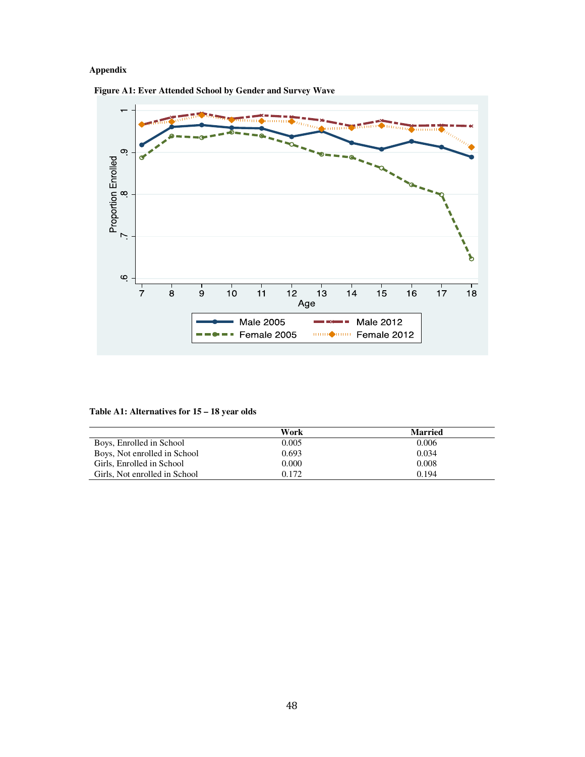**Appendix**

**Figure A1: Ever Attended School by Gender and Survey Wave**

**Table A1: Alternatives for 15 – 18 year olds**

| | Work | Married |
|---|---|---|
| Boys, Enrolled in School | 0.005 | 0.006 |
| Boys, Not enrolled in School | 0.693 | 0.034 |
| Girls, Enrolled in School | 0.000 | 0.008 |
| Girls, Not enrolled in School | 0.172 | 0.194 |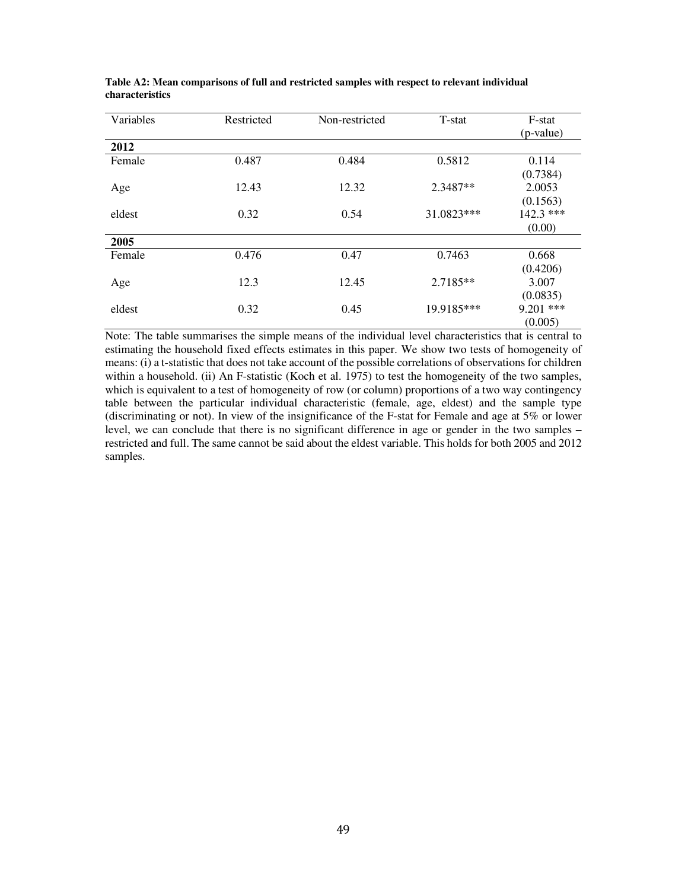**Table A2: Mean comparisons of full and restricted samples with respect to relevant individual characteristics**

| Variables | Restricted | Non-restricted | T-stat | F-stat (p-value) |
|---|---|---|---|---|
| **2012** | | | | |
| Female | 0.487 | 0.484 | 0.5812 | 0.114 (0.7384) |
| Age | 12.43 | 12.32 | 2.3487** | 2.0053 (0.1563) |
| eldest | 0.32 | 0.54 | 31.0823*** | 142.3 *** (0.00) |
| **2005** | | | | |
| Female | 0.476 | 0.47 | 0.7463 | 0.668 (0.4206) |
| Age | 12.3 | 12.45 | 2.7185** | 3.007 (0.0835) |
| eldest | 0.32 | 0.45 | 19.9185*** | 9.201 *** (0.005) |

Note: The table summarises the simple means of the individual level characteristics that is central to estimating the household fixed effects estimates in this paper. We show two tests of homogeneity of means: (i) a t-statistic that does not take account of the possible correlations of observations for children within a household. (ii) An F-statistic (Koch et al. 1975) to test the homogeneity of the two samples, which is equivalent to a test of homogeneity of row (or column) proportions of a two way contingency table between the particular individual characteristic (female, age, eldest) and the sample type (discriminating or not). In view of the insignificance of the F-stat for Female and age at 5% or lower level, we can conclude that there is no significant difference in age or gender in the two samples – restricted and full. The same cannot be said about the eldest variable. This holds for both 2005 and 2012 samples.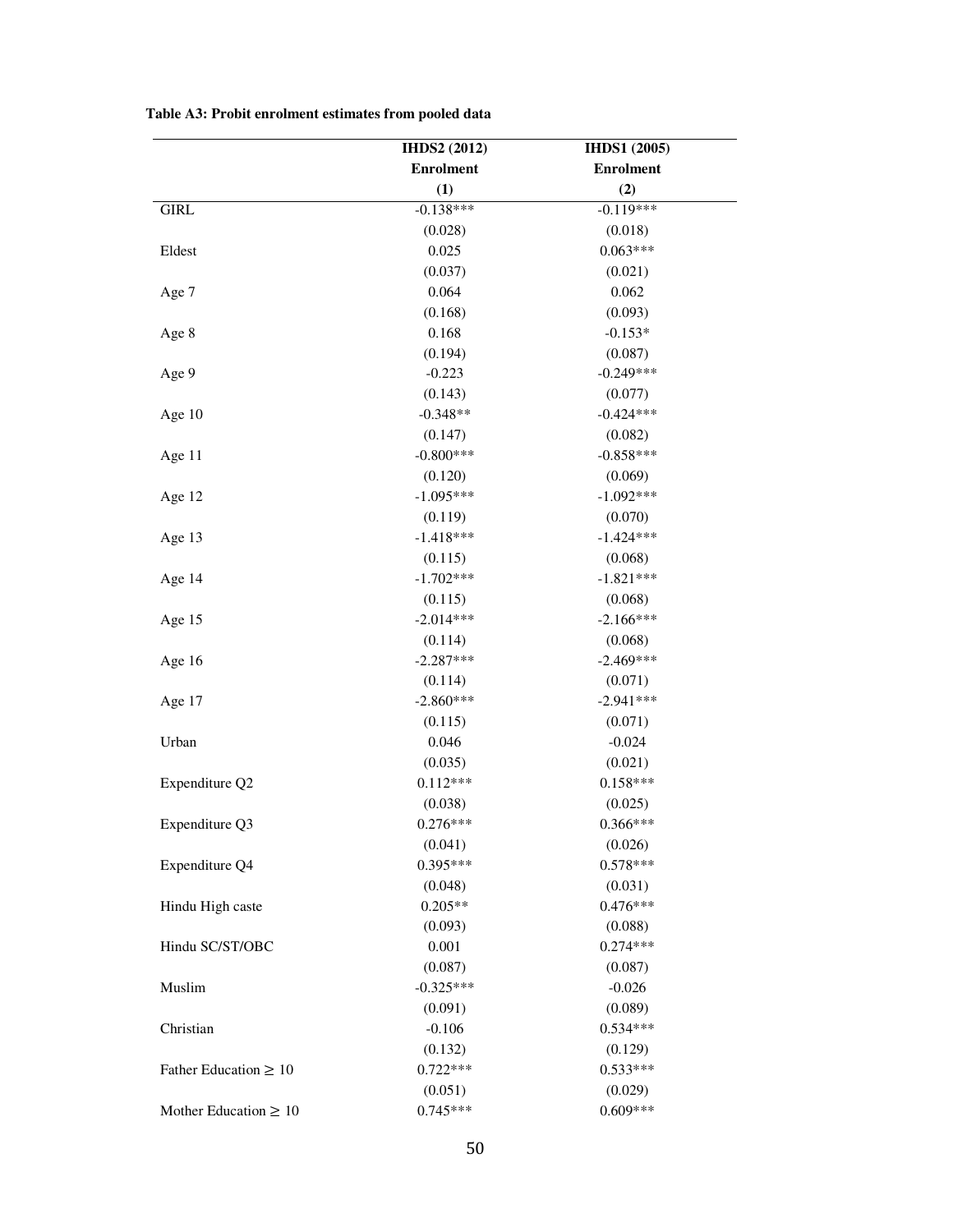**Table A3: Probit enrolment estimates from pooled data**

| | IHDS2 (2012) | IHDS1 (2005) |
|---|---|---|
| | Enrolment | Enrolment |
| | (1) | (2) |
| GIRL | -0.138*** | -0.119*** |
| | (0.028) | (0.018) |
| Eldest | 0.025 | 0.063*** |
| | (0.037) | (0.021) |
| Age 7 | 0.064 | 0.062 |
| | (0.168) | (0.093) |
| Age 8 | 0.168 | -0.153* |
| | (0.194) | (0.087) |
| Age 9 | -0.223 | -0.249*** |
| | (0.143) | (0.077) |
| Age 10 | -0.348** | -0.424*** |
| | (0.147) | (0.082) |
| Age 11 | -0.800*** | -0.858*** |
| | (0.120) | (0.069) |
| Age 12 | -1.095*** | -1.092*** |
| | (0.119) | (0.070) |
| Age 13 | -1.418*** | -1.424*** |
| | (0.115) | (0.068) |
| Age 14 | -1.702*** | -1.821*** |
| | (0.115) | (0.068) |
| Age 15 | -2.014*** | -2.166*** |
| | (0.114) | (0.068) |
| Age 16 | -2.287*** | -2.469*** |
| | (0.114) | (0.071) |
| Age 17 | -2.860*** | -2.941*** |
| | (0.115) | (0.071) |
| Urban | 0.046 | -0.024 |
| | (0.035) | (0.021) |
| Expenditure Q2 | 0.112*** | 0.158*** |
| | (0.038) | (0.025) |
| Expenditure Q3 | 0.276*** | 0.366*** |
| | (0.041) | (0.026) |
| Expenditure Q4 | 0.395*** | 0.578*** |
| | (0.048) | (0.031) |
| Hindu High caste | 0.205** | 0.476*** |
| | (0.093) | (0.088) |
| Hindu SC/ST/OBC | 0.001 | 0.274*** |
| | (0.087) | (0.087) |
| Muslim | -0.325*** | -0.026 |
| | (0.091) | (0.089) |
| Christian | -0.106 | 0.534*** |
| | (0.132) | (0.129) |
| Father Education ≥ 10 | 0.722*** | 0.533*** |
| | (0.051) | (0.029) |
| Mother Education ≥ 10 | 0.745*** | 0.609*** |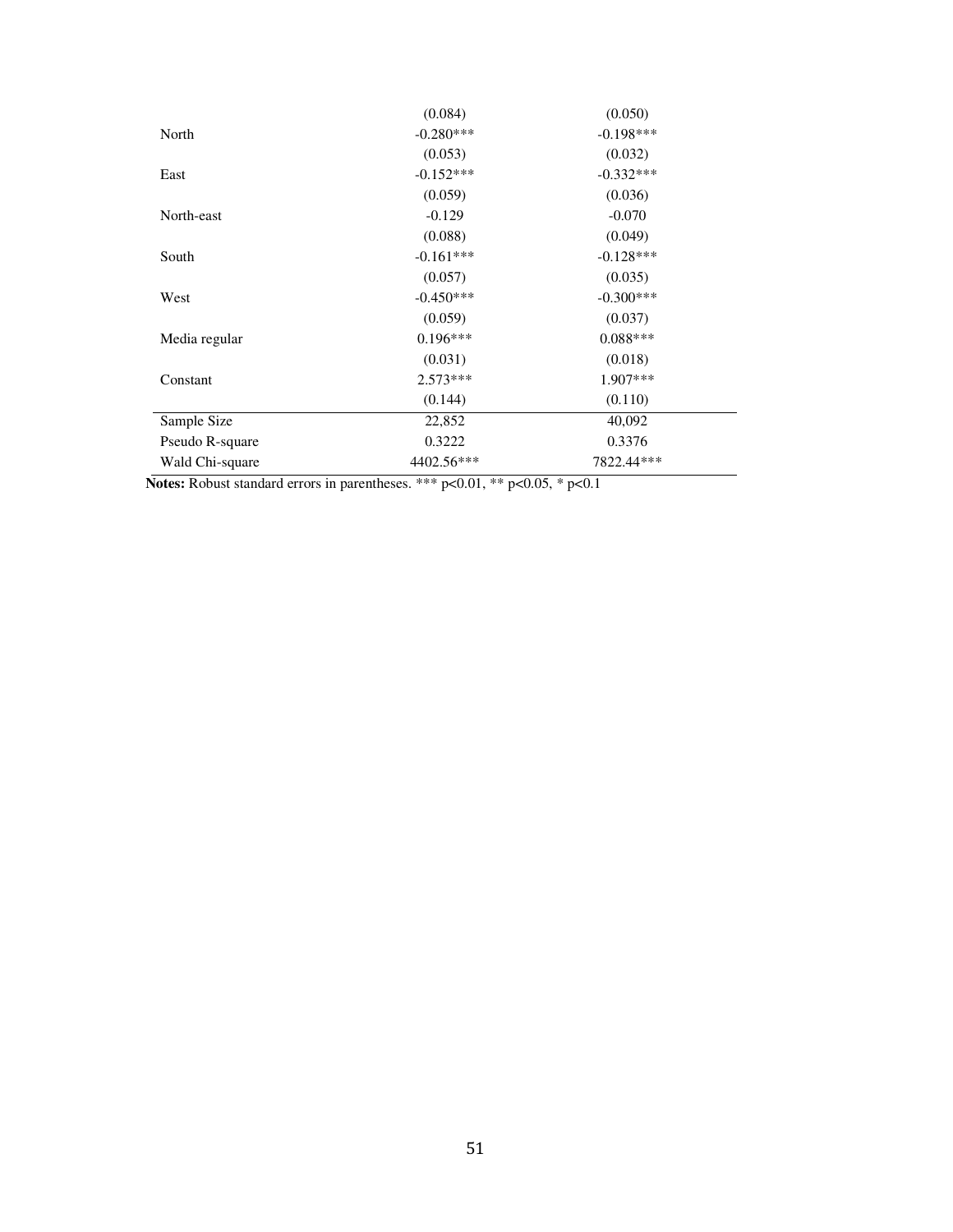| | | |
|---|---|---|
| | (0.084) | (0.050) |
| North | -0.280*** | -0.198*** |
| | (0.053) | (0.032) |
| East | -0.152*** | -0.332*** |
| | (0.059) | (0.036) |
| North-east | -0.129 | -0.070 |
| | (0.088) | (0.049) |
| South | -0.161*** | -0.128*** |
| | (0.057) | (0.035) |
| West | -0.450*** | -0.300*** |
| | (0.059) | (0.037) |
| Media regular | 0.196*** | 0.088*** |
| | (0.031) | (0.018) |
| Constant | 2.573*** | 1.907*** |
| | (0.144) | (0.110) |
| Sample Size | 22,852 | 40,092 |
| Pseudo R-square | 0.3222 | 0.3376 |
| Wald Chi-square | 4402.56*** | 7822.44*** |

**Notes:** Robust standard errors in parentheses. *** p<0.01, ** p<0.05, * p<0.1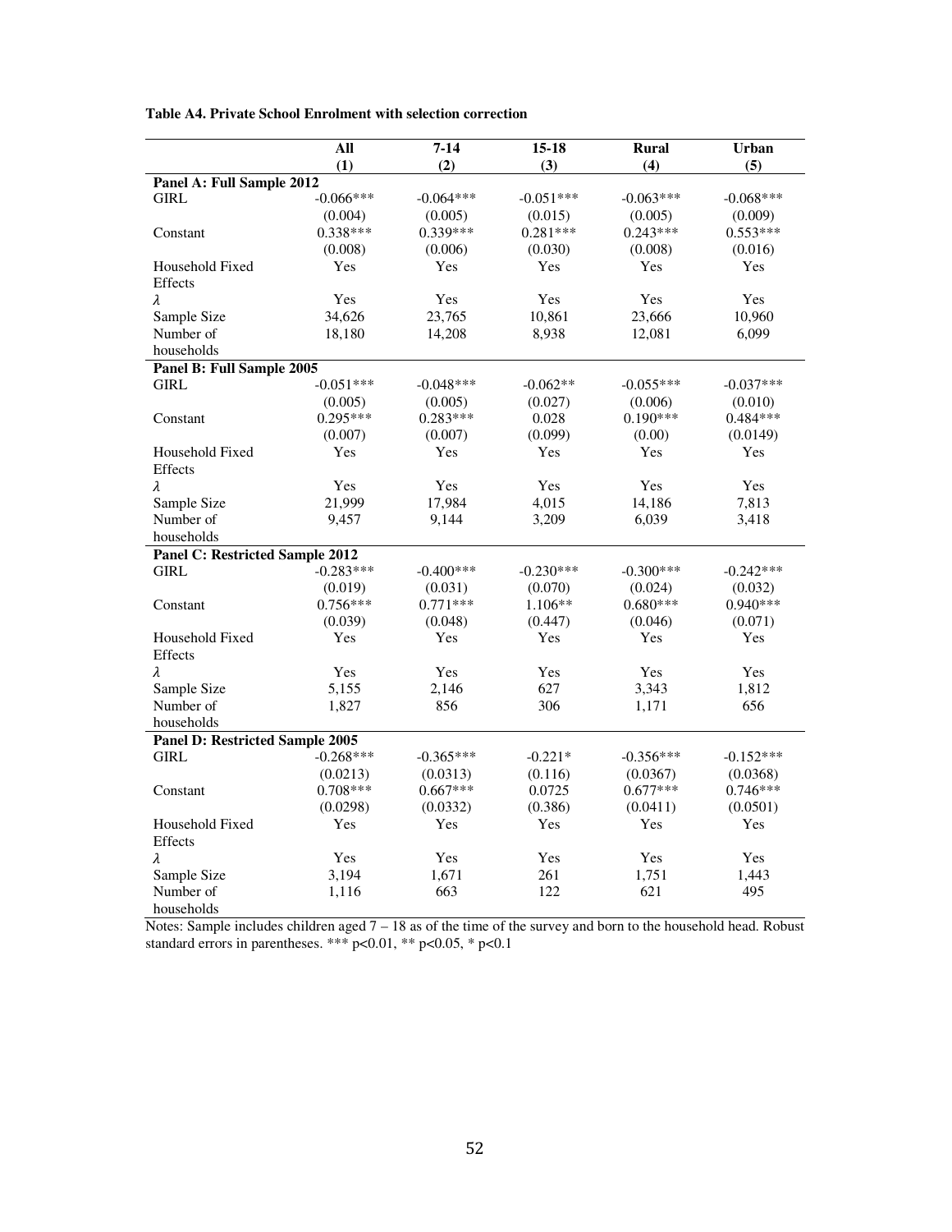**Table A4. Private School Enrolment with selection correction**

| | All<br>(1) | 7-14<br>(2) | 15-18<br>(3) | Rural<br>(4) | Urban<br>(5) |
|---|---|---|---|---|---|
| **Panel A: Full Sample 2012** | | | | | |
| GIRL | -0.066*** | -0.064*** | -0.051*** | -0.063*** | -0.068*** |
| | (0.004) | (0.005) | (0.015) | (0.005) | (0.009) |
| Constant | 0.338*** | 0.339*** | 0.281*** | 0.243*** | 0.553*** |
| | (0.008) | (0.006) | (0.030) | (0.008) | (0.016) |
| Household Fixed Effects | Yes | Yes | Yes | Yes | Yes |
| $\lambda$ | Yes | Yes | Yes | Yes | Yes |
| Sample Size | 34,626 | 23,765 | 10,861 | 23,666 | 10,960 |
| Number of households | 18,180 | 14,208 | 8,938 | 12,081 | 6,099 |
| **Panel B: Full Sample 2005** | | | | | |
| GIRL | -0.051*** | -0.048*** | -0.062** | -0.055*** | -0.037*** |
| | (0.005) | (0.005) | (0.027) | (0.006) | (0.010) |
| Constant | 0.295*** | 0.283*** | 0.028 | 0.190*** | 0.484*** |
| | (0.007) | (0.007) | (0.099) | (0.00) | (0.0149) |
| Household Fixed Effects | Yes | Yes | Yes | Yes | Yes |
| $\lambda$ | Yes | Yes | Yes | Yes | Yes |
| Sample Size | 21,999 | 17,984 | 4,015 | 14,186 | 7,813 |
| Number of households | 9,457 | 9,144 | 3,209 | 6,039 | 3,418 |
| **Panel C: Restricted Sample 2012** | | | | | |
| GIRL | -0.283*** | -0.400*** | -0.230*** | -0.300*** | -0.242*** |
| | (0.019) | (0.031) | (0.070) | (0.024) | (0.032) |
| Constant | 0.756*** | 0.771*** | 1.106** | 0.680*** | 0.940*** |
| | (0.039) | (0.048) | (0.447) | (0.046) | (0.071) |
| Household Fixed Effects | Yes | Yes | Yes | Yes | Yes |
| $\lambda$ | Yes | Yes | Yes | Yes | Yes |
| Sample Size | 5,155 | 2,146 | 627 | 3,343 | 1,812 |
| Number of households | 1,827 | 856 | 306 | 1,171 | 656 |
| **Panel D: Restricted Sample 2005** | | | | | |
| GIRL | -0.268*** | -0.365*** | -0.221* | -0.356*** | -0.152*** |
| | (0.0213) | (0.0313) | (0.116) | (0.0367) | (0.0368) |
| Constant | 0.708*** | 0.667*** | 0.0725 | 0.677*** | 0.746*** |
| | (0.0298) | (0.0332) | (0.386) | (0.0411) | (0.0501) |
| Household Fixed Effects | Yes | Yes | Yes | Yes | Yes |
| $\lambda$ | Yes | Yes | Yes | Yes | Yes |
| Sample Size | 3,194 | 1,671 | 261 | 1,751 | 1,443 |
| Number of households | 1,116 | 663 | 122 | 621 | 495 |

Notes: Sample includes children aged 7 – 18 as of the time of the survey and born to the household head. Robust standard errors in parentheses. *** p<0.01, ** p<0.05, * p<0.1